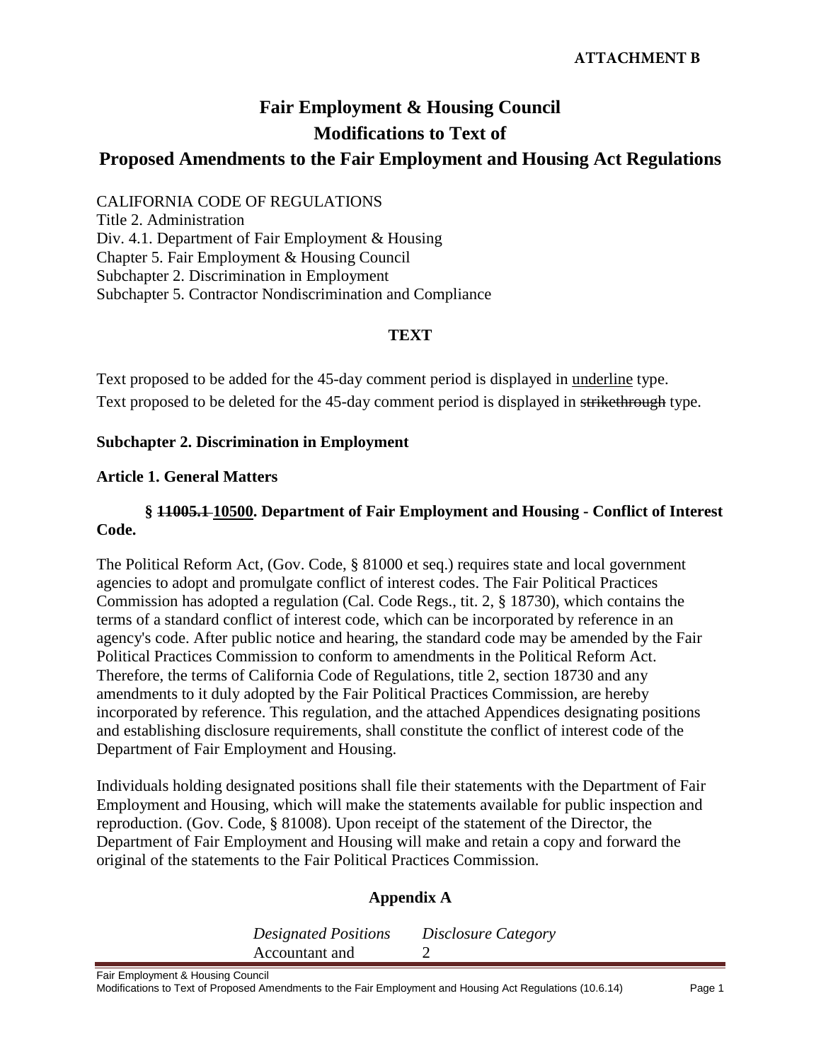**ATTACHMENT B**

# Fair Employment & Housing Council
# Modifications to Text of
# Proposed Amendments to the Fair Employment and Housing Act Regulations

CALIFORNIA CODE OF REGULATIONS
Title 2. Administration
Div. 4.1. Department of Fair Employment & Housing
Chapter 5. Fair Employment & Housing Council
Subchapter 2. Discrimination in Employment
Subchapter 5. Contractor Nondiscrimination and Compliance

**TEXT**

Text proposed to be added for the 45-day comment period is displayed in <u>underline</u> type.
Text proposed to be deleted for the 45-day comment period is displayed in ~~strikethrough~~ type.

**Subchapter 2. Discrimination in Employment**

**Article 1. General Matters**

**§ ~~11005.1~~ <u>10500</u>. Department of Fair Employment and Housing - Conflict of Interest Code.**

The Political Reform Act, (Gov. Code, § 81000 et seq.) requires state and local government agencies to adopt and promulgate conflict of interest codes. The Fair Political Practices Commission has adopted a regulation (Cal. Code Regs., tit. 2, § 18730), which contains the terms of a standard conflict of interest code, which can be incorporated by reference in an agency's code. After public notice and hearing, the standard code may be amended by the Fair Political Practices Commission to conform to amendments in the Political Reform Act. Therefore, the terms of California Code of Regulations, title 2, section 18730 and any amendments to it duly adopted by the Fair Political Practices Commission, are hereby incorporated by reference. This regulation, and the attached Appendices designating positions and establishing disclosure requirements, shall constitute the conflict of interest code of the Department of Fair Employment and Housing.

Individuals holding designated positions shall file their statements with the Department of Fair Employment and Housing, which will make the statements available for public inspection and reproduction. (Gov. Code, § 81008). Upon receipt of the statement of the Director, the Department of Fair Employment and Housing will make and retain a copy and forward the original of the statements to the Fair Political Practices Commission.

**Appendix A**

| *Designated Positions* | *Disclosure Category* |
|---|---|
| Accountant and | 2 |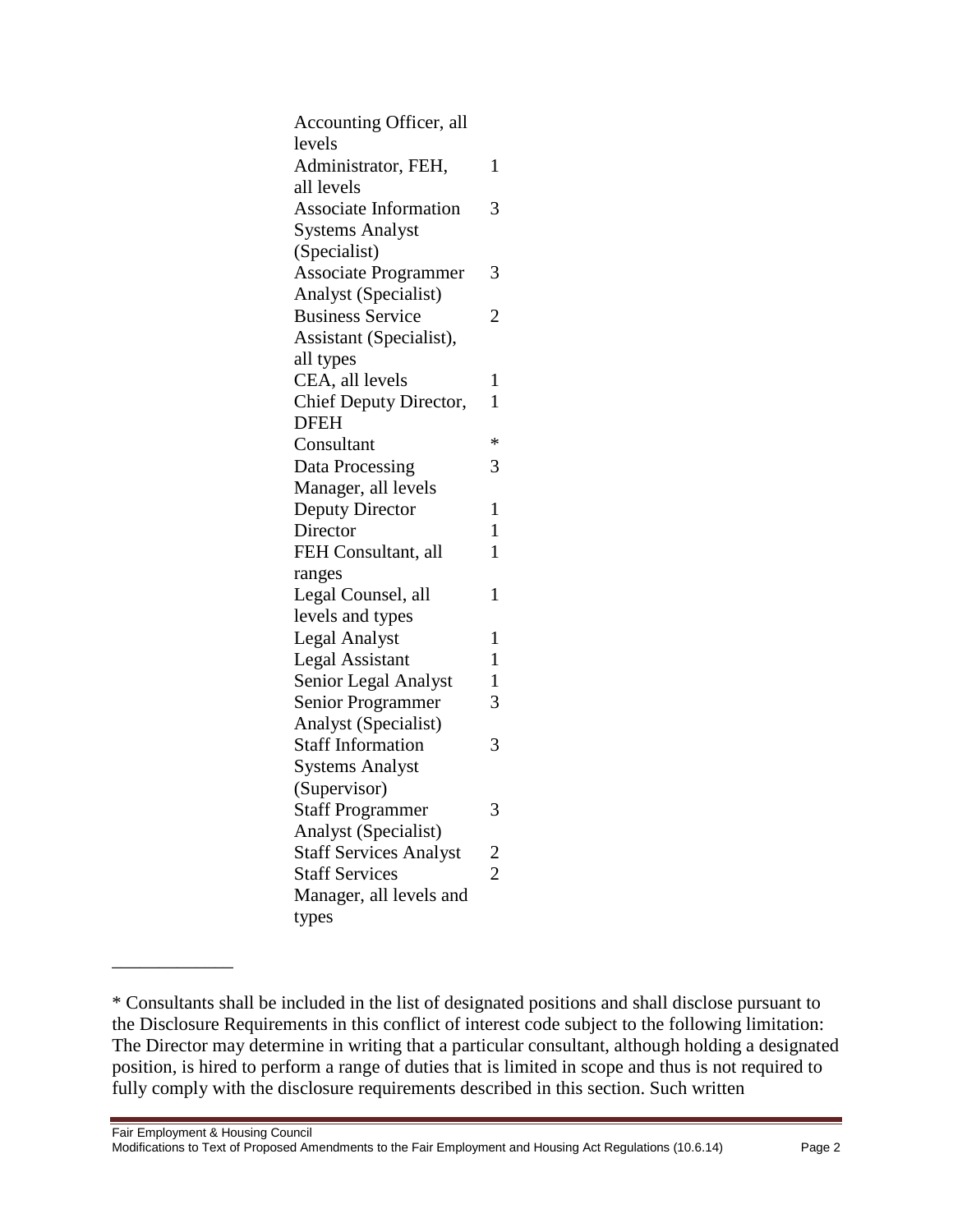| Position | Category |
|---|---|
| Accounting Officer, all levels | |
| Administrator, FEH, all levels | 1 |
| Associate Information Systems Analyst (Specialist) | 3 |
| Associate Programmer Analyst (Specialist) | 3 |
| Business Service Assistant (Specialist), all types | 2 |
| CEA, all levels | 1 |
| Chief Deputy Director, DFEH | 1 |
| Consultant | * |
| Data Processing Manager, all levels | 3 |
| Deputy Director | 1 |
| Director | 1 |
| FEH Consultant, all ranges | 1 |
| Legal Counsel, all levels and types | 1 |
| Legal Analyst | 1 |
| Legal Assistant | 1 |
| Senior Legal Analyst | 1 |
| Senior Programmer Analyst (Specialist) | 3 |
| Staff Information Systems Analyst (Supervisor) | 3 |
| Staff Programmer Analyst (Specialist) | 3 |
| Staff Services Analyst | 2 |
| Staff Services Manager, all levels and types | 2 |

---

* Consultants shall be included in the list of designated positions and shall disclose pursuant to the Disclosure Requirements in this conflict of interest code subject to the following limitation: The Director may determine in writing that a particular consultant, although holding a designated position, is hired to perform a range of duties that is limited in scope and thus is not required to fully comply with the disclosure requirements described in this section. Such written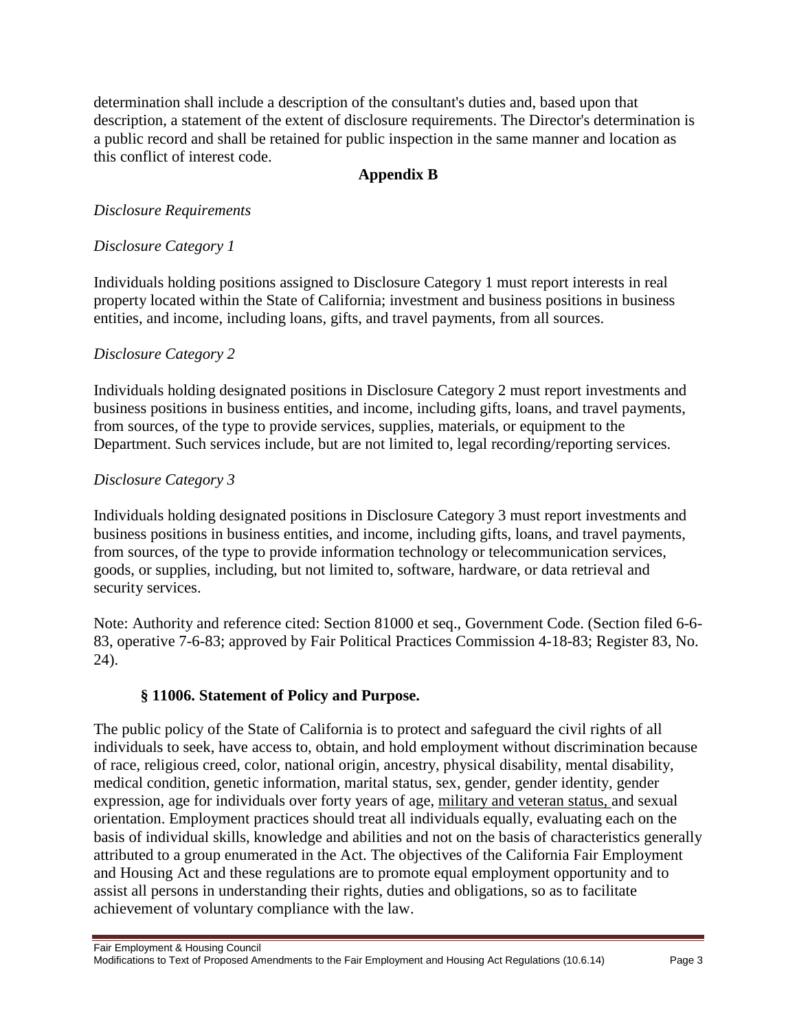determination shall include a description of the consultant's duties and, based upon that description, a statement of the extent of disclosure requirements. The Director's determination is a public record and shall be retained for public inspection in the same manner and location as this conflict of interest code.

## Appendix B

*Disclosure Requirements*

*Disclosure Category 1*

Individuals holding positions assigned to Disclosure Category 1 must report interests in real property located within the State of California; investment and business positions in business entities, and income, including loans, gifts, and travel payments, from all sources.

*Disclosure Category 2*

Individuals holding designated positions in Disclosure Category 2 must report investments and business positions in business entities, and income, including gifts, loans, and travel payments, from sources, of the type to provide services, supplies, materials, or equipment to the Department. Such services include, but are not limited to, legal recording/reporting services.

*Disclosure Category 3*

Individuals holding designated positions in Disclosure Category 3 must report investments and business positions in business entities, and income, including gifts, loans, and travel payments, from sources, of the type to provide information technology or telecommunication services, goods, or supplies, including, but not limited to, software, hardware, or data retrieval and security services.

Note: Authority and reference cited: Section 81000 et seq., Government Code. (Section filed 6-6-83, operative 7-6-83; approved by Fair Political Practices Commission 4-18-83; Register 83, No. 24).

### § 11006. Statement of Policy and Purpose.

The public policy of the State of California is to protect and safeguard the civil rights of all individuals to seek, have access to, obtain, and hold employment without discrimination because of race, religious creed, color, national origin, ancestry, physical disability, mental disability, medical condition, genetic information, marital status, sex, gender, gender identity, gender expression, age for individuals over forty years of age, <u>military and veteran status,</u> and sexual orientation. Employment practices should treat all individuals equally, evaluating each on the basis of individual skills, knowledge and abilities and not on the basis of characteristics generally attributed to a group enumerated in the Act. The objectives of the California Fair Employment and Housing Act and these regulations are to promote equal employment opportunity and to assist all persons in understanding their rights, duties and obligations, so as to facilitate achievement of voluntary compliance with the law.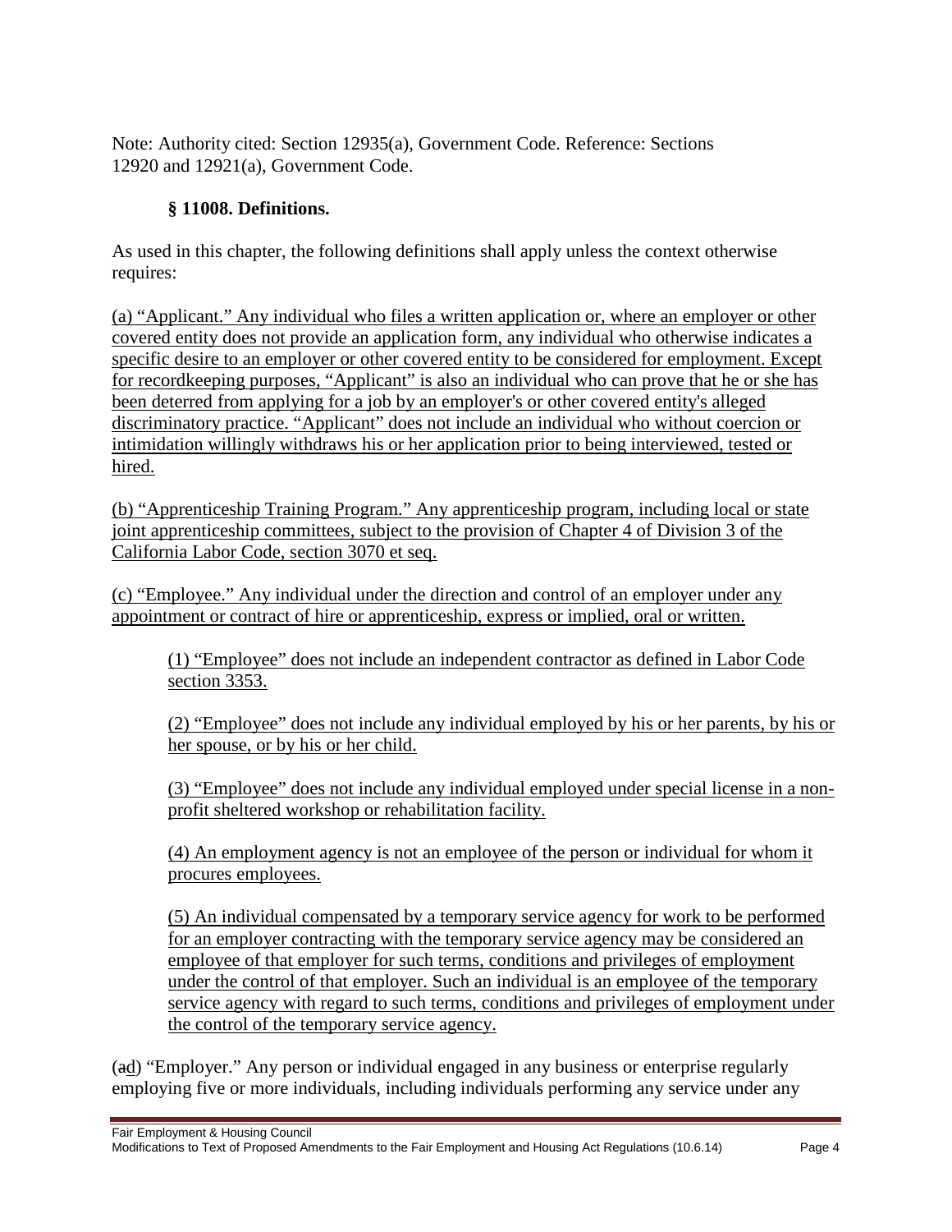Note: Authority cited: Section 12935(a), Government Code. Reference: Sections 12920 and 12921(a), Government Code.

### § 11008. Definitions.

As used in this chapter, the following definitions shall apply unless the context otherwise requires:

(a) "Applicant." Any individual who files a written application or, where an employer or other covered entity does not provide an application form, any individual who otherwise indicates a specific desire to an employer or other covered entity to be considered for employment. Except for recordkeeping purposes, "Applicant" is also an individual who can prove that he or she has been deterred from applying for a job by an employer's or other covered entity's alleged discriminatory practice. "Applicant" does not include an individual who without coercion or intimidation willingly withdraws his or her application prior to being interviewed, tested or hired.

(b) "Apprenticeship Training Program." Any apprenticeship program, including local or state joint apprenticeship committees, subject to the provision of Chapter 4 of Division 3 of the California Labor Code, section 3070 et seq.

(c) "Employee." Any individual under the direction and control of an employer under any appointment or contract of hire or apprenticeship, express or implied, oral or written.

(1) "Employee" does not include an independent contractor as defined in Labor Code section 3353.

(2) "Employee" does not include any individual employed by his or her parents, by his or her spouse, or by his or her child.

(3) "Employee" does not include any individual employed under special license in a non-profit sheltered workshop or rehabilitation facility.

(4) An employment agency is not an employee of the person or individual for whom it procures employees.

(5) An individual compensated by a temporary service agency for work to be performed for an employer contracting with the temporary service agency may be considered an employee of that employer for such terms, conditions and privileges of employment under the control of that employer. Such an individual is an employee of the temporary service agency with regard to such terms, conditions and privileges of employment under the control of the temporary service agency.

(~~a~~d) "Employer." Any person or individual engaged in any business or enterprise regularly employing five or more individuals, including individuals performing any service under any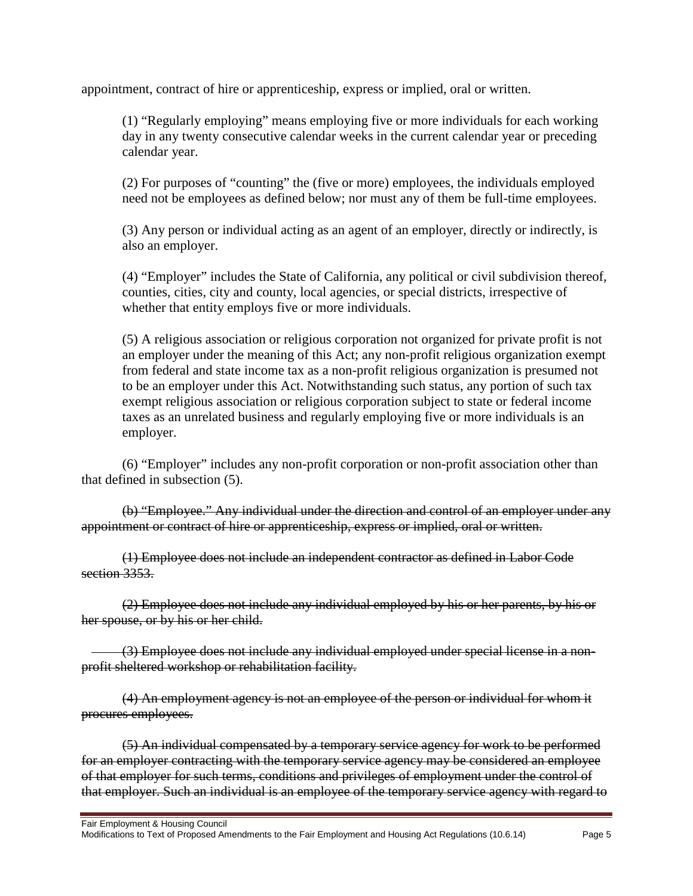appointment, contract of hire or apprenticeship, express or implied, oral or written.

(1) "Regularly employing" means employing five or more individuals for each working day in any twenty consecutive calendar weeks in the current calendar year or preceding calendar year.

(2) For purposes of "counting" the (five or more) employees, the individuals employed need not be employees as defined below; nor must any of them be full-time employees.

(3) Any person or individual acting as an agent of an employer, directly or indirectly, is also an employer.

(4) "Employer" includes the State of California, any political or civil subdivision thereof, counties, cities, city and county, local agencies, or special districts, irrespective of whether that entity employs five or more individuals.

(5) A religious association or religious corporation not organized for private profit is not an employer under the meaning of this Act; any non-profit religious organization exempt from federal and state income tax as a non-profit religious organization is presumed not to be an employer under this Act. Notwithstanding such status, any portion of such tax exempt religious association or religious corporation subject to state or federal income taxes as an unrelated business and regularly employing five or more individuals is an employer.

(6) "Employer" includes any non-profit corporation or non-profit association other than that defined in subsection (5).

~~(b) "Employee." Any individual under the direction and control of an employer under any appointment or contract of hire or apprenticeship, express or implied, oral or written.~~

~~(1) Employee does not include an independent contractor as defined in Labor Code section 3353.~~

~~(2) Employee does not include any individual employed by his or her parents, by his or her spouse, or by his or her child.~~

~~(3) Employee does not include any individual employed under special license in a non-profit sheltered workshop or rehabilitation facility.~~

~~(4) An employment agency is not an employee of the person or individual for whom it procures employees.~~

~~(5) An individual compensated by a temporary service agency for work to be performed for an employer contracting with the temporary service agency may be considered an employee of that employer for such terms, conditions and privileges of employment under the control of that employer. Such an individual is an employee of the temporary service agency with regard to~~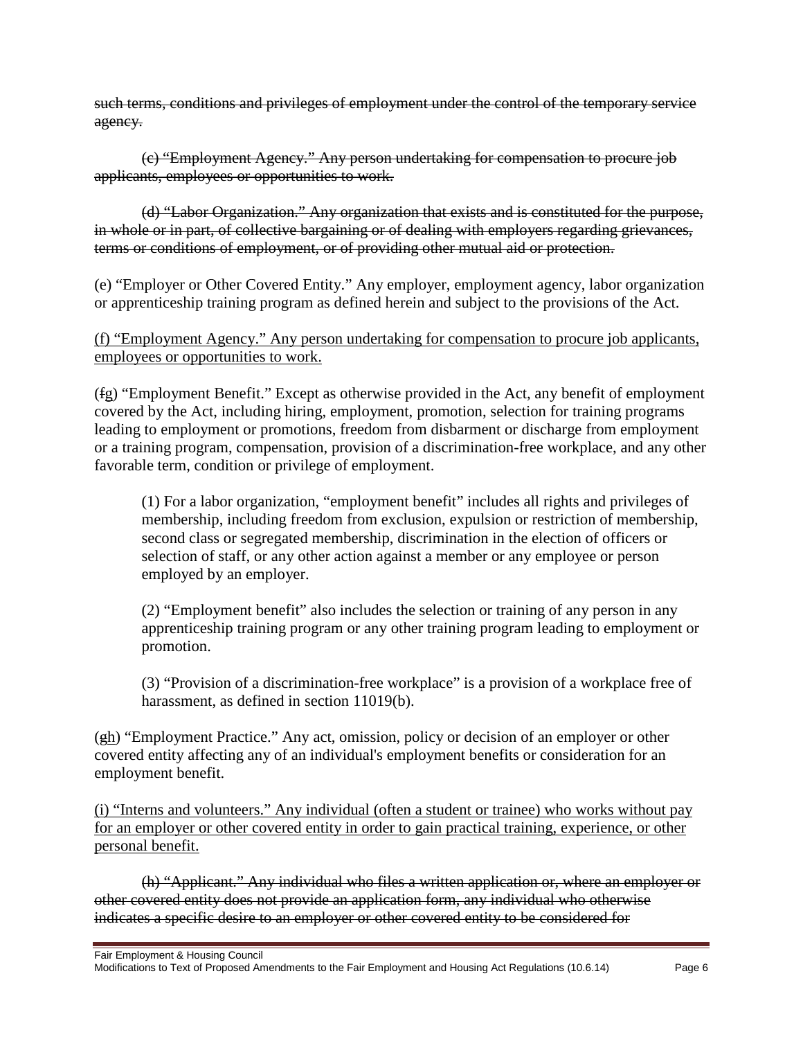~~such terms, conditions and privileges of employment under the control of the temporary service agency.~~

~~(c) "Employment Agency." Any person undertaking for compensation to procure job applicants, employees or opportunities to work.~~

~~(d) "Labor Organization." Any organization that exists and is constituted for the purpose, in whole or in part, of collective bargaining or of dealing with employers regarding grievances, terms or conditions of employment, or of providing other mutual aid or protection.~~

(e) "Employer or Other Covered Entity." Any employer, employment agency, labor organization or apprenticeship training program as defined herein and subject to the provisions of the Act.

<u>(f) "Employment Agency." Any person undertaking for compensation to procure job applicants, employees or opportunities to work.</u>

(~~f~~<u>g</u>) "Employment Benefit." Except as otherwise provided in the Act, any benefit of employment covered by the Act, including hiring, employment, promotion, selection for training programs leading to employment or promotions, freedom from disbarment or discharge from employment or a training program, compensation, provision of a discrimination-free workplace, and any other favorable term, condition or privilege of employment.

> (1) For a labor organization, "employment benefit" includes all rights and privileges of membership, including freedom from exclusion, expulsion or restriction of membership, second class or segregated membership, discrimination in the election of officers or selection of staff, or any other action against a member or any employee or person employed by an employer.
>
> (2) "Employment benefit" also includes the selection or training of any person in any apprenticeship training program or any other training program leading to employment or promotion.
>
> (3) "Provision of a discrimination-free workplace" is a provision of a workplace free of harassment, as defined in section 11019(b).

(~~g~~<u>h</u>) "Employment Practice." Any act, omission, policy or decision of an employer or other covered entity affecting any of an individual's employment benefits or consideration for an employment benefit.

<u>(i) "Interns and volunteers." Any individual (often a student or trainee) who works without pay for an employer or other covered entity in order to gain practical training, experience, or other personal benefit.</u>

~~(h) "Applicant." Any individual who files a written application or, where an employer or other covered entity does not provide an application form, any individual who otherwise indicates a specific desire to an employer or other covered entity to be considered for~~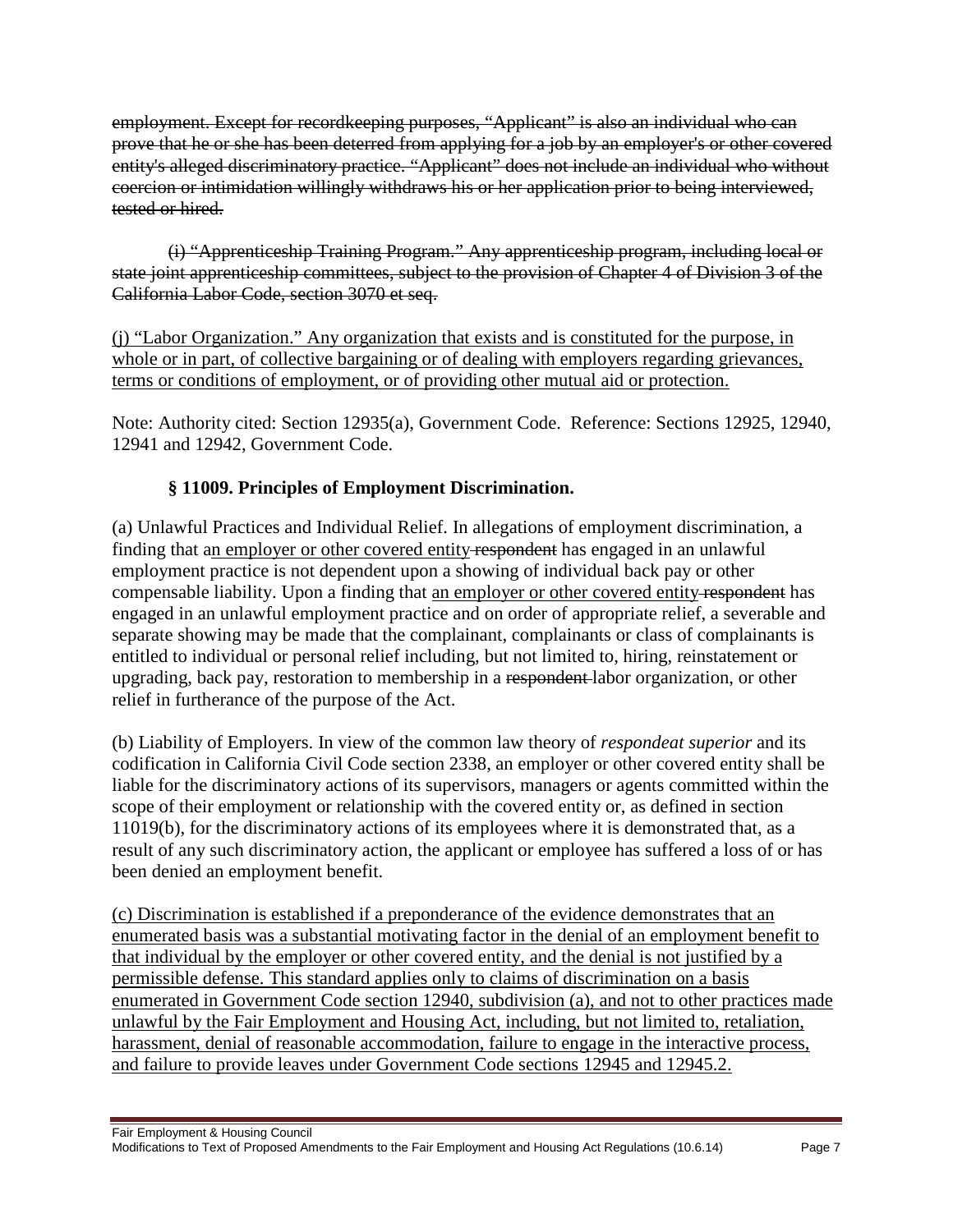~~employment. Except for recordkeeping purposes, "Applicant" is also an individual who can prove that he or she has been deterred from applying for a job by an employer's or other covered entity's alleged discriminatory practice. "Applicant" does not include an individual who without coercion or intimidation willingly withdraws his or her application prior to being interviewed, tested or hired.~~

~~(i) "Apprenticeship Training Program." Any apprenticeship program, including local or state joint apprenticeship committees, subject to the provision of Chapter 4 of Division 3 of the California Labor Code, section 3070 et seq.~~

<u>(j) "Labor Organization." Any organization that exists and is constituted for the purpose, in whole or in part, of collective bargaining or of dealing with employers regarding grievances, terms or conditions of employment, or of providing other mutual aid or protection.</u>

Note: Authority cited: Section 12935(a), Government Code. Reference: Sections 12925, 12940, 12941 and 12942, Government Code.

### § 11009. Principles of Employment Discrimination.

(a) Unlawful Practices and Individual Relief. In allegations of employment discrimination, a finding that a<u>n employer or other covered entity</u> ~~respondent~~ has engaged in an unlawful employment practice is not dependent upon a showing of individual back pay or other compensable liability. Upon a finding that <u>an employer or other covered entity</u> ~~respondent~~ has engaged in an unlawful employment practice and on order of appropriate relief, a severable and separate showing may be made that the complainant, complainants or class of complainants is entitled to individual or personal relief including, but not limited to, hiring, reinstatement or upgrading, back pay, restoration to membership in a ~~respondent~~ labor organization, or other relief in furtherance of the purpose of the Act.

(b) Liability of Employers. In view of the common law theory of *respondeat superior* and its codification in California Civil Code section 2338, an employer or other covered entity shall be liable for the discriminatory actions of its supervisors, managers or agents committed within the scope of their employment or relationship with the covered entity or, as defined in section 11019(b), for the discriminatory actions of its employees where it is demonstrated that, as a result of any such discriminatory action, the applicant or employee has suffered a loss of or has been denied an employment benefit.

<u>(c) Discrimination is established if a preponderance of the evidence demonstrates that an enumerated basis was a substantial motivating factor in the denial of an employment benefit to that individual by the employer or other covered entity, and the denial is not justified by a permissible defense. This standard applies only to claims of discrimination on a basis enumerated in Government Code section 12940, subdivision (a), and not to other practices made unlawful by the Fair Employment and Housing Act, including, but not limited to, retaliation, harassment, denial of reasonable accommodation, failure to engage in the interactive process, and failure to provide leaves under Government Code sections 12945 and 12945.2.</u>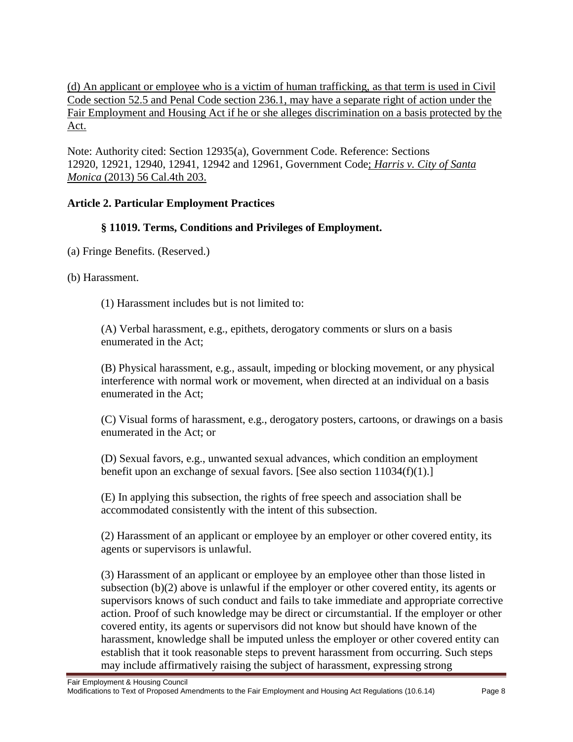<u>(d) An applicant or employee who is a victim of human trafficking, as that term is used in Civil Code section 52.5 and Penal Code section 236.1, may have a separate right of action under the Fair Employment and Housing Act if he or she alleges discrimination on a basis protected by the Act.</u>

Note: Authority cited: Section 12935(a), Government Code. Reference: Sections 12920, 12921, 12940, 12941, 12942 and 12961, Government Code<u>; *Harris v. City of Santa Monica* (2013) 56 Cal.4th 203.</u>

**Article 2. Particular Employment Practices**

**§ 11019. Terms, Conditions and Privileges of Employment.**

(a) Fringe Benefits. (Reserved.)

(b) Harassment.

(1) Harassment includes but is not limited to:

(A) Verbal harassment, e.g., epithets, derogatory comments or slurs on a basis enumerated in the Act;

(B) Physical harassment, e.g., assault, impeding or blocking movement, or any physical interference with normal work or movement, when directed at an individual on a basis enumerated in the Act;

(C) Visual forms of harassment, e.g., derogatory posters, cartoons, or drawings on a basis enumerated in the Act; or

(D) Sexual favors, e.g., unwanted sexual advances, which condition an employment benefit upon an exchange of sexual favors. [See also section 11034(f)(1).]

(E) In applying this subsection, the rights of free speech and association shall be accommodated consistently with the intent of this subsection.

(2) Harassment of an applicant or employee by an employer or other covered entity, its agents or supervisors is unlawful.

(3) Harassment of an applicant or employee by an employee other than those listed in subsection (b)(2) above is unlawful if the employer or other covered entity, its agents or supervisors knows of such conduct and fails to take immediate and appropriate corrective action. Proof of such knowledge may be direct or circumstantial. If the employer or other covered entity, its agents or supervisors did not know but should have known of the harassment, knowledge shall be imputed unless the employer or other covered entity can establish that it took reasonable steps to prevent harassment from occurring. Such steps may include affirmatively raising the subject of harassment, expressing strong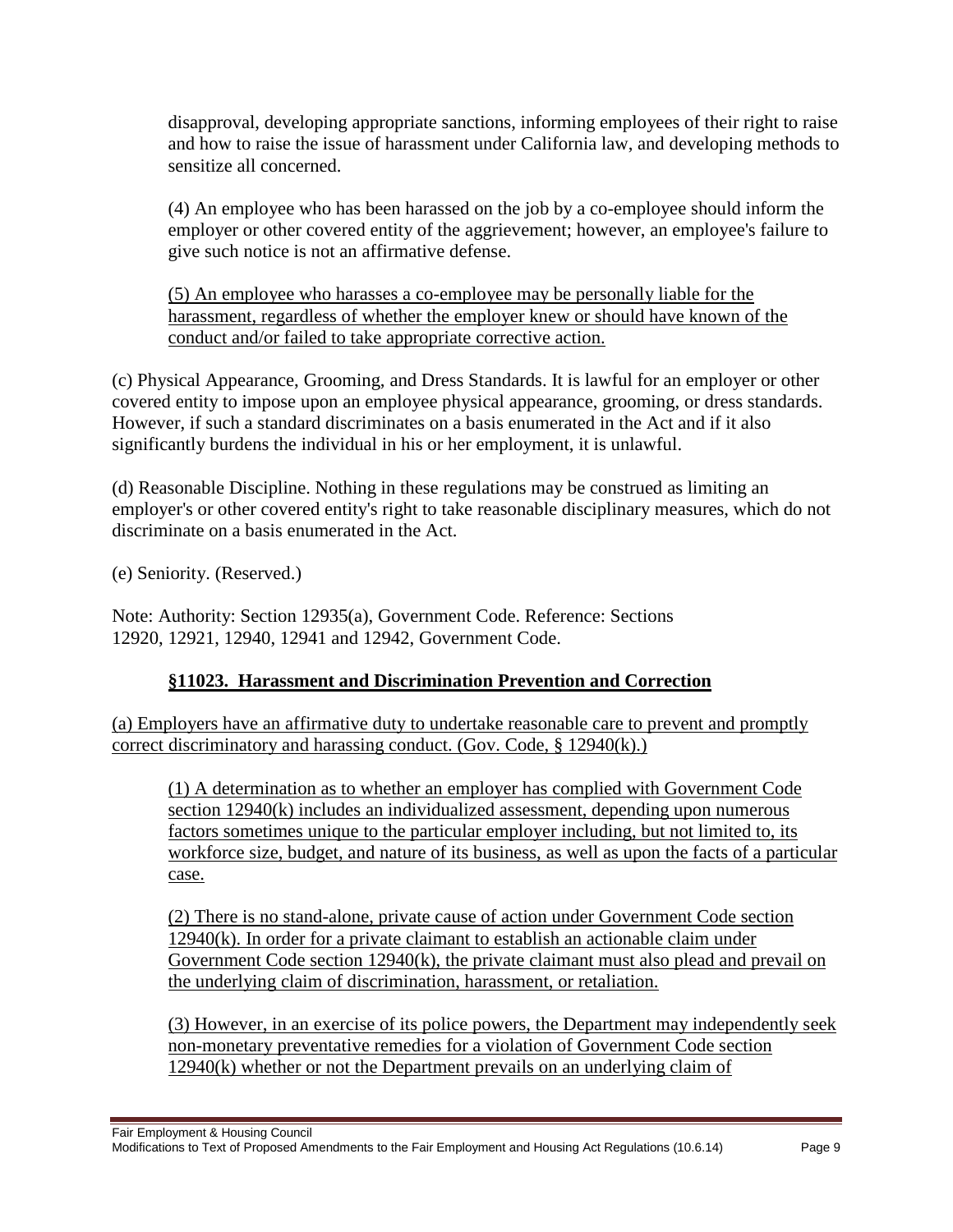disapproval, developing appropriate sanctions, informing employees of their right to raise and how to raise the issue of harassment under California law, and developing methods to sensitize all concerned.

(4) An employee who has been harassed on the job by a co-employee should inform the employer or other covered entity of the aggrievement; however, an employee's failure to give such notice is not an affirmative defense.

<u>(5) An employee who harasses a co-employee may be personally liable for the harassment, regardless of whether the employer knew or should have known of the conduct and/or failed to take appropriate corrective action.</u>

(c) Physical Appearance, Grooming, and Dress Standards. It is lawful for an employer or other covered entity to impose upon an employee physical appearance, grooming, or dress standards. However, if such a standard discriminates on a basis enumerated in the Act and if it also significantly burdens the individual in his or her employment, it is unlawful.

(d) Reasonable Discipline. Nothing in these regulations may be construed as limiting an employer's or other covered entity's right to take reasonable disciplinary measures, which do not discriminate on a basis enumerated in the Act.

(e) Seniority. (Reserved.)

Note: Authority: Section 12935(a), Government Code. Reference: Sections 12920, 12921, 12940, 12941 and 12942, Government Code.

## <u>§11023. Harassment and Discrimination Prevention and Correction</u>

<u>(a) Employers have an affirmative duty to undertake reasonable care to prevent and promptly correct discriminatory and harassing conduct. (Gov. Code, § 12940(k).)</u>

<u>(1) A determination as to whether an employer has complied with Government Code section 12940(k) includes an individualized assessment, depending upon numerous factors sometimes unique to the particular employer including, but not limited to, its workforce size, budget, and nature of its business, as well as upon the facts of a particular case.</u>

<u>(2) There is no stand-alone, private cause of action under Government Code section 12940(k). In order for a private claimant to establish an actionable claim under Government Code section 12940(k), the private claimant must also plead and prevail on the underlying claim of discrimination, harassment, or retaliation.</u>

<u>(3) However, in an exercise of its police powers, the Department may independently seek non-monetary preventative remedies for a violation of Government Code section 12940(k) whether or not the Department prevails on an underlying claim of</u>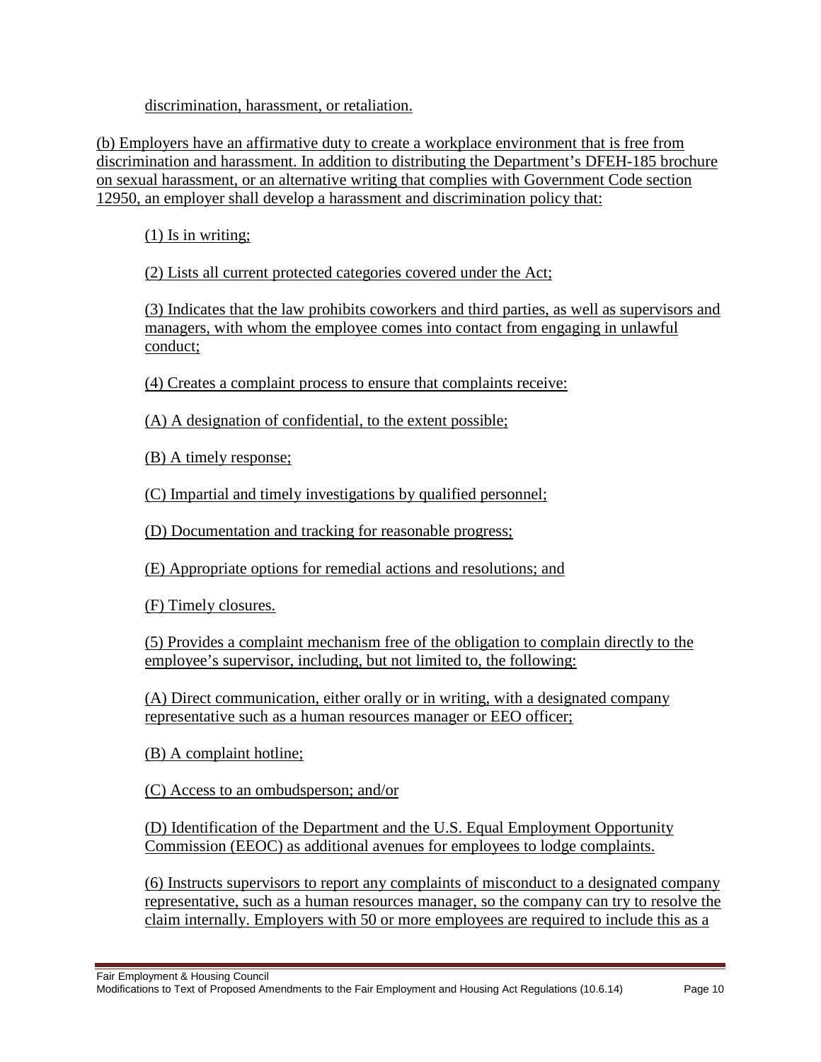discrimination, harassment, or retaliation.

(b) Employers have an affirmative duty to create a workplace environment that is free from discrimination and harassment. In addition to distributing the Department's DFEH-185 brochure on sexual harassment, or an alternative writing that complies with Government Code section 12950, an employer shall develop a harassment and discrimination policy that:

(1) Is in writing;

(2) Lists all current protected categories covered under the Act;

(3) Indicates that the law prohibits coworkers and third parties, as well as supervisors and managers, with whom the employee comes into contact from engaging in unlawful conduct;

(4) Creates a complaint process to ensure that complaints receive:

(A) A designation of confidential, to the extent possible;

(B) A timely response;

(C) Impartial and timely investigations by qualified personnel;

(D) Documentation and tracking for reasonable progress;

(E) Appropriate options for remedial actions and resolutions; and

(F) Timely closures.

(5) Provides a complaint mechanism free of the obligation to complain directly to the employee's supervisor, including, but not limited to, the following:

(A) Direct communication, either orally or in writing, with a designated company representative such as a human resources manager or EEO officer;

(B) A complaint hotline;

(C) Access to an ombudsperson; and/or

(D) Identification of the Department and the U.S. Equal Employment Opportunity Commission (EEOC) as additional avenues for employees to lodge complaints.

(6) Instructs supervisors to report any complaints of misconduct to a designated company representative, such as a human resources manager, so the company can try to resolve the claim internally. Employers with 50 or more employees are required to include this as a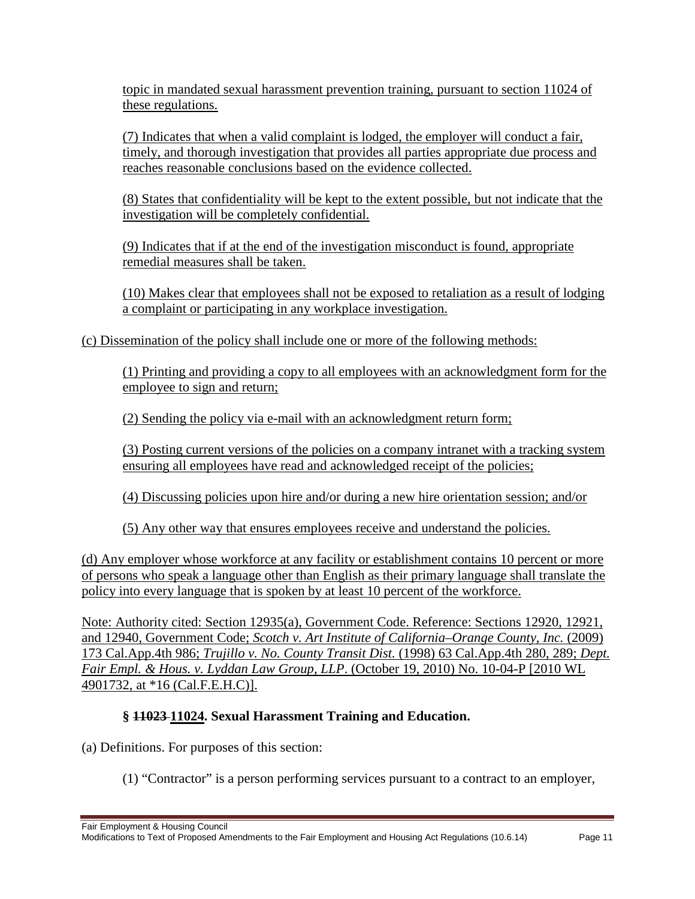topic in mandated sexual harassment prevention training, pursuant to section 11024 of these regulations.

(7) Indicates that when a valid complaint is lodged, the employer will conduct a fair, timely, and thorough investigation that provides all parties appropriate due process and reaches reasonable conclusions based on the evidence collected.

(8) States that confidentiality will be kept to the extent possible, but not indicate that the investigation will be completely confidential.

(9) Indicates that if at the end of the investigation misconduct is found, appropriate remedial measures shall be taken.

(10) Makes clear that employees shall not be exposed to retaliation as a result of lodging a complaint or participating in any workplace investigation.

(c) Dissemination of the policy shall include one or more of the following methods:

(1) Printing and providing a copy to all employees with an acknowledgment form for the employee to sign and return;

(2) Sending the policy via e-mail with an acknowledgment return form;

(3) Posting current versions of the policies on a company intranet with a tracking system ensuring all employees have read and acknowledged receipt of the policies;

(4) Discussing policies upon hire and/or during a new hire orientation session; and/or

(5) Any other way that ensures employees receive and understand the policies.

(d) Any employer whose workforce at any facility or establishment contains 10 percent or more of persons who speak a language other than English as their primary language shall translate the policy into every language that is spoken by at least 10 percent of the workforce.

Note: Authority cited: Section 12935(a), Government Code. Reference: Sections 12920, 12921, and 12940, Government Code; *Scotch v. Art Institute of California–Orange County, Inc.* (2009) 173 Cal.App.4th 986; *Trujillo v. No. County Transit Dist.* (1998) 63 Cal.App.4th 280, 289; *Dept. Fair Empl. & Hous. v. Lyddan Law Group, LLP*. (October 19, 2010) No. 10-04-P [2010 WL 4901732, at *16 (Cal.F.E.H.C)].

### § ~~11023~~ 11024. Sexual Harassment Training and Education.

(a) Definitions. For purposes of this section:

(1) "Contractor" is a person performing services pursuant to a contract to an employer,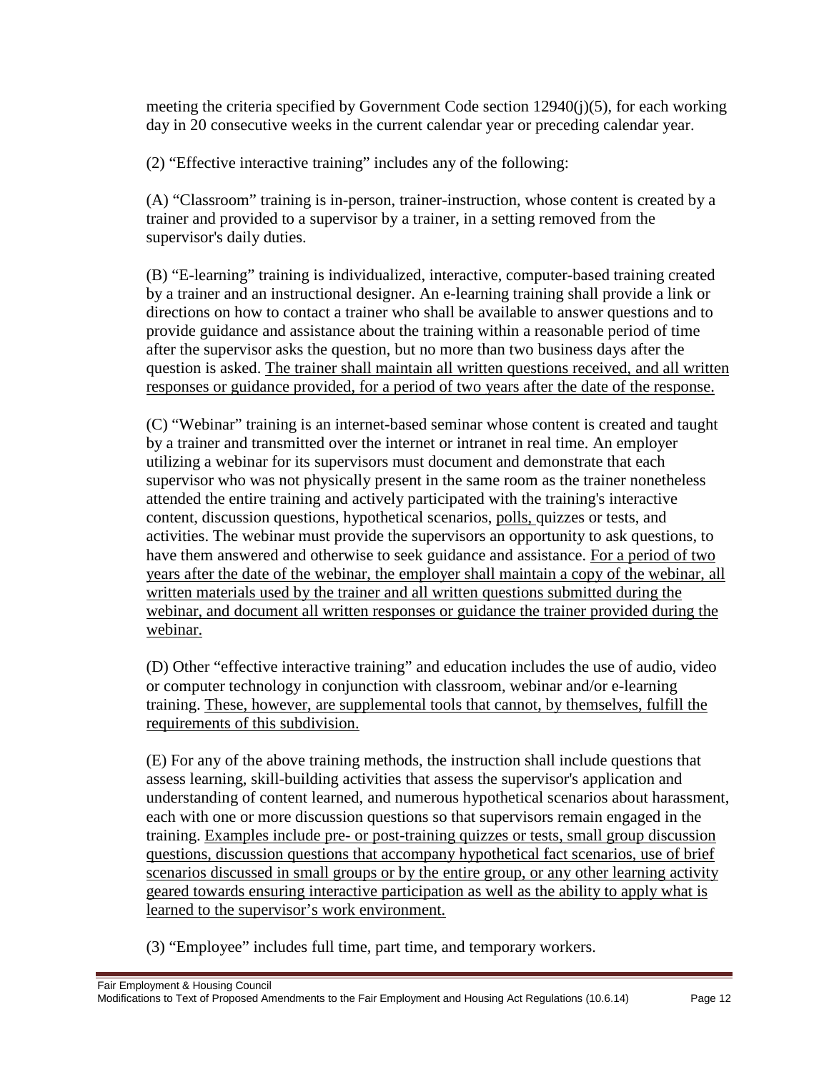meeting the criteria specified by Government Code section 12940(j)(5), for each working day in 20 consecutive weeks in the current calendar year or preceding calendar year.

(2) "Effective interactive training" includes any of the following:

(A) "Classroom" training is in-person, trainer-instruction, whose content is created by a trainer and provided to a supervisor by a trainer, in a setting removed from the supervisor's daily duties.

(B) "E-learning" training is individualized, interactive, computer-based training created by a trainer and an instructional designer. An e-learning training shall provide a link or directions on how to contact a trainer who shall be available to answer questions and to provide guidance and assistance about the training within a reasonable period of time after the supervisor asks the question, but no more than two business days after the question is asked. <u>The trainer shall maintain all written questions received, and all written responses or guidance provided, for a period of two years after the date of the response.</u>

(C) "Webinar" training is an internet-based seminar whose content is created and taught by a trainer and transmitted over the internet or intranet in real time. An employer utilizing a webinar for its supervisors must document and demonstrate that each supervisor who was not physically present in the same room as the trainer nonetheless attended the entire training and actively participated with the training's interactive content, discussion questions, hypothetical scenarios, <u>polls,</u> quizzes or tests, and activities. The webinar must provide the supervisors an opportunity to ask questions, to have them answered and otherwise to seek guidance and assistance. <u>For a period of two years after the date of the webinar, the employer shall maintain a copy of the webinar, all written materials used by the trainer and all written questions submitted during the webinar, and document all written responses or guidance the trainer provided during the webinar.</u>

(D) Other "effective interactive training" and education includes the use of audio, video or computer technology in conjunction with classroom, webinar and/or e-learning training. <u>These, however, are supplemental tools that cannot, by themselves, fulfill the requirements of this subdivision.</u>

(E) For any of the above training methods, the instruction shall include questions that assess learning, skill-building activities that assess the supervisor's application and understanding of content learned, and numerous hypothetical scenarios about harassment, each with one or more discussion questions so that supervisors remain engaged in the training. <u>Examples include pre- or post-training quizzes or tests, small group discussion questions, discussion questions that accompany hypothetical fact scenarios, use of brief scenarios discussed in small groups or by the entire group, or any other learning activity geared towards ensuring interactive participation as well as the ability to apply what is learned to the supervisor's work environment.</u>

(3) "Employee" includes full time, part time, and temporary workers.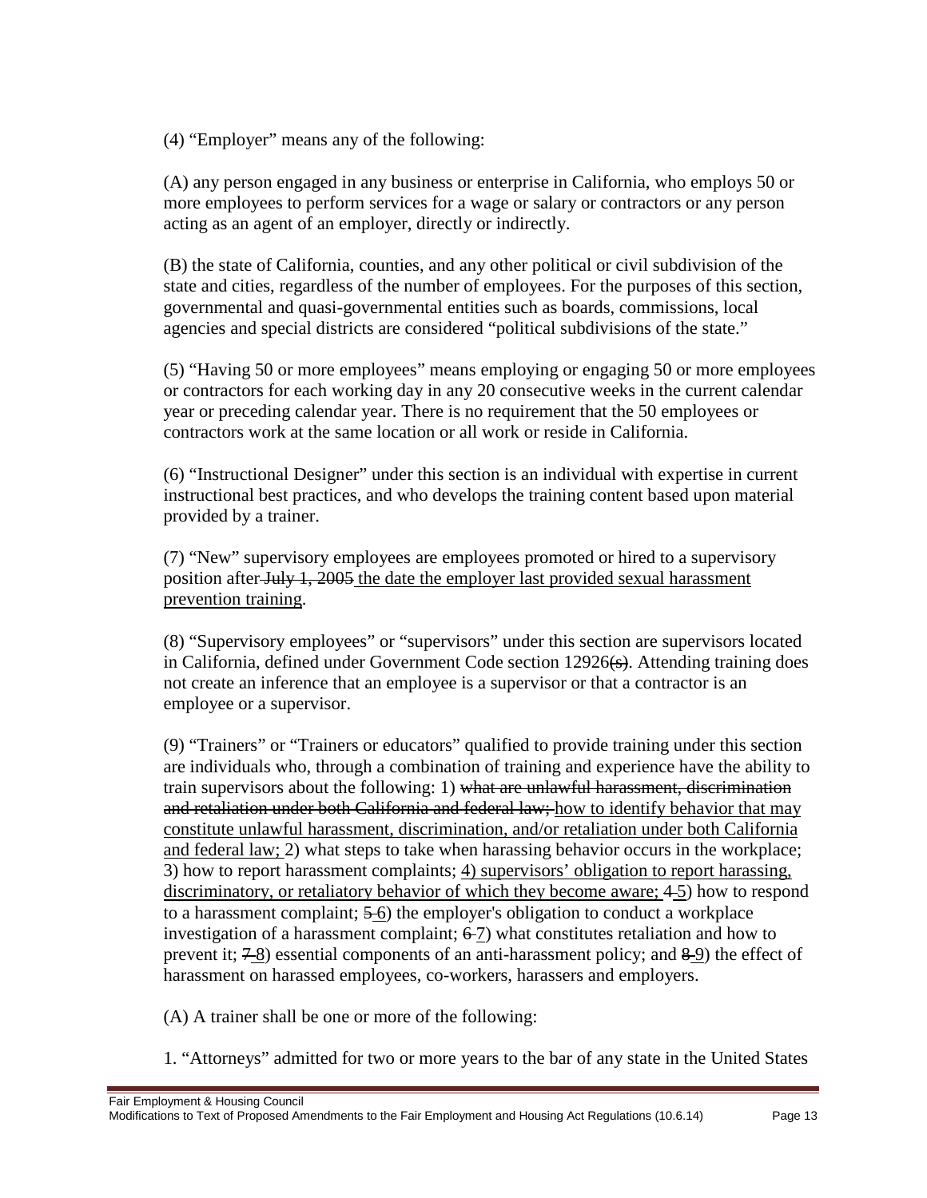(4) "Employer" means any of the following:

(A) any person engaged in any business or enterprise in California, who employs 50 or more employees to perform services for a wage or salary or contractors or any person acting as an agent of an employer, directly or indirectly.

(B) the state of California, counties, and any other political or civil subdivision of the state and cities, regardless of the number of employees. For the purposes of this section, governmental and quasi-governmental entities such as boards, commissions, local agencies and special districts are considered "political subdivisions of the state."

(5) "Having 50 or more employees" means employing or engaging 50 or more employees or contractors for each working day in any 20 consecutive weeks in the current calendar year or preceding calendar year. There is no requirement that the 50 employees or contractors work at the same location or all work or reside in California.

(6) "Instructional Designer" under this section is an individual with expertise in current instructional best practices, and who develops the training content based upon material provided by a trainer.

(7) "New" supervisory employees are employees promoted or hired to a supervisory position after ~~July 1, 2005~~ <u>the date the employer last provided sexual harassment prevention training</u>.

(8) "Supervisory employees" or "supervisors" under this section are supervisors located in California, defined under Government Code section 12926~~(s)~~. Attending training does not create an inference that an employee is a supervisor or that a contractor is an employee or a supervisor.

(9) "Trainers" or "Trainers or educators" qualified to provide training under this section are individuals who, through a combination of training and experience have the ability to train supervisors about the following: 1) ~~what are unlawful harassment, discrimination and retaliation under both California and federal law;~~ <u>how to identify behavior that may constitute unlawful harassment, discrimination, and/or retaliation under both California and federal law;</u> 2) what steps to take when harassing behavior occurs in the workplace; 3) how to report harassment complaints; <u>4) supervisors' obligation to report harassing, discriminatory, or retaliatory behavior of which they become aware;</u> ~~4~~ <u>5</u>) how to respond to a harassment complaint; ~~5~~ <u>6</u>) the employer's obligation to conduct a workplace investigation of a harassment complaint; ~~6~~ <u>7</u>) what constitutes retaliation and how to prevent it; ~~7~~ <u>8</u>) essential components of an anti-harassment policy; and ~~8~~ <u>9</u>) the effect of harassment on harassed employees, co-workers, harassers and employers.

(A) A trainer shall be one or more of the following:

1. "Attorneys" admitted for two or more years to the bar of any state in the United States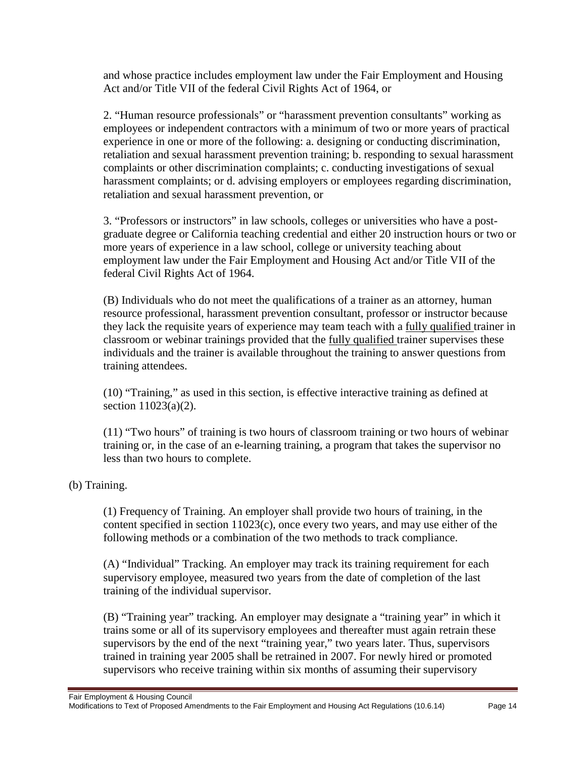and whose practice includes employment law under the Fair Employment and Housing Act and/or Title VII of the federal Civil Rights Act of 1964, or

2. “Human resource professionals” or “harassment prevention consultants” working as employees or independent contractors with a minimum of two or more years of practical experience in one or more of the following: a. designing or conducting discrimination, retaliation and sexual harassment prevention training; b. responding to sexual harassment complaints or other discrimination complaints; c. conducting investigations of sexual harassment complaints; or d. advising employers or employees regarding discrimination, retaliation and sexual harassment prevention, or

3. “Professors or instructors” in law schools, colleges or universities who have a post-graduate degree or California teaching credential and either 20 instruction hours or two or more years of experience in a law school, college or university teaching about employment law under the Fair Employment and Housing Act and/or Title VII of the federal Civil Rights Act of 1964.

(B) Individuals who do not meet the qualifications of a trainer as an attorney, human resource professional, harassment prevention consultant, professor or instructor because they lack the requisite years of experience may team teach with a <u>fully qualified</u> trainer in classroom or webinar trainings provided that the <u>fully qualified</u> trainer supervises these individuals and the trainer is available throughout the training to answer questions from training attendees.

(10) “Training,” as used in this section, is effective interactive training as defined at section 11023(a)(2).

(11) “Two hours” of training is two hours of classroom training or two hours of webinar training or, in the case of an e-learning training, a program that takes the supervisor no less than two hours to complete.

(b) Training.

(1) Frequency of Training. An employer shall provide two hours of training, in the content specified in section 11023(c), once every two years, and may use either of the following methods or a combination of the two methods to track compliance.

(A) “Individual” Tracking. An employer may track its training requirement for each supervisory employee, measured two years from the date of completion of the last training of the individual supervisor.

(B) “Training year” tracking. An employer may designate a “training year” in which it trains some or all of its supervisory employees and thereafter must again retrain these supervisors by the end of the next “training year,” two years later. Thus, supervisors trained in training year 2005 shall be retrained in 2007. For newly hired or promoted supervisors who receive training within six months of assuming their supervisory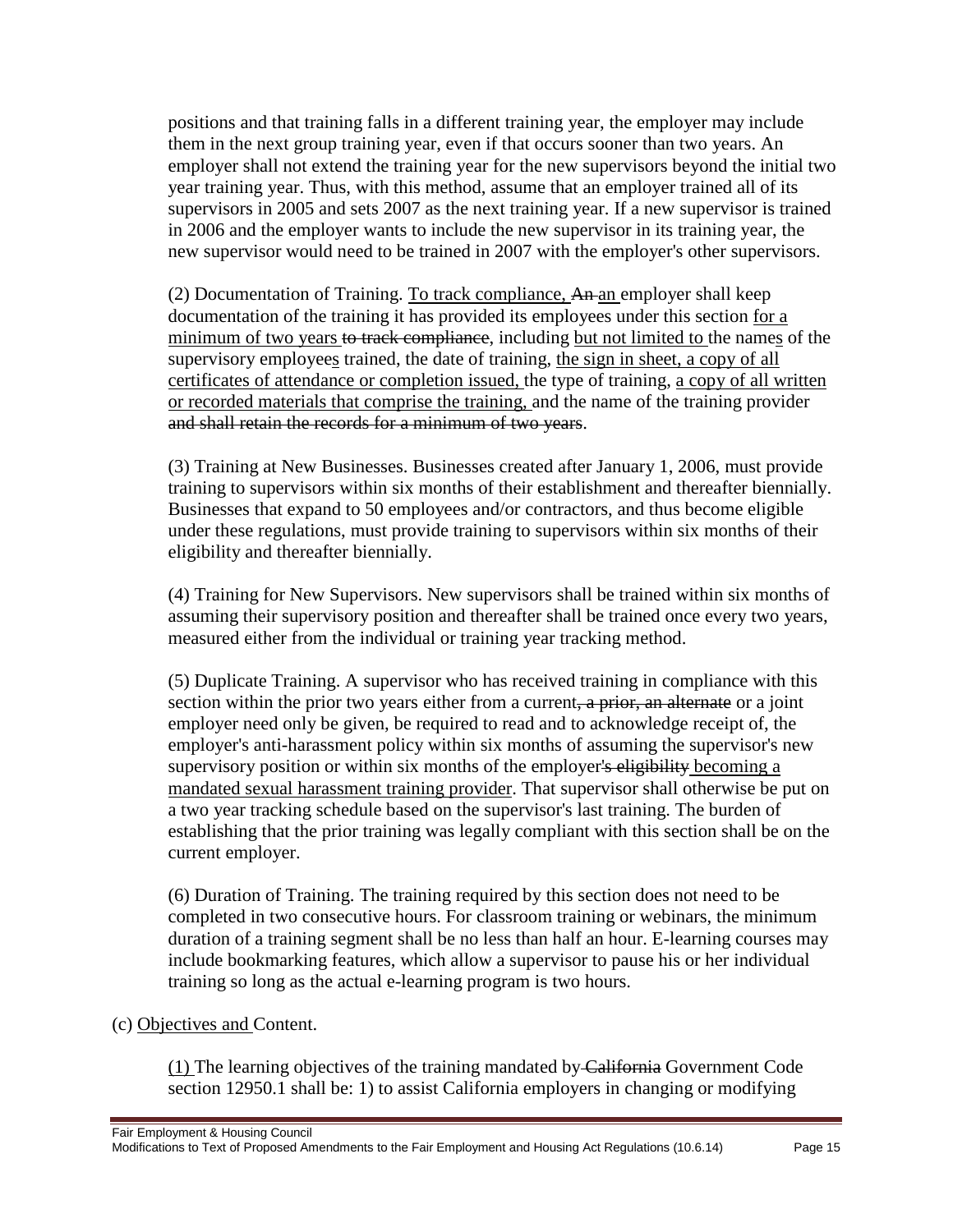positions and that training falls in a different training year, the employer may include them in the next group training year, even if that occurs sooner than two years. An employer shall not extend the training year for the new supervisors beyond the initial two year training year. Thus, with this method, assume that an employer trained all of its supervisors in 2005 and sets 2007 as the next training year. If a new supervisor is trained in 2006 and the employer wants to include the new supervisor in its training year, the new supervisor would need to be trained in 2007 with the employer's other supervisors.

(2) Documentation of Training. <u>To track compliance,</u> ~~An~~ <u>an</u> employer shall keep documentation of the training it has provided its employees under this section <u>for a minimum of two years</u> ~~to track compliance~~, including <u>but not limited to</u> the name<u>s</u> of the supervisory employee<u>s</u> trained, the date of training, <u>the sign in sheet, a copy of all certificates of attendance or completion issued,</u> the type of training, <u>a copy of all written or recorded materials that comprise the training,</u> and the name of the training provider ~~and shall retain the records for a minimum of two years~~.

(3) Training at New Businesses. Businesses created after January 1, 2006, must provide training to supervisors within six months of their establishment and thereafter biennially. Businesses that expand to 50 employees and/or contractors, and thus become eligible under these regulations, must provide training to supervisors within six months of their eligibility and thereafter biennially.

(4) Training for New Supervisors. New supervisors shall be trained within six months of assuming their supervisory position and thereafter shall be trained once every two years, measured either from the individual or training year tracking method.

(5) Duplicate Training. A supervisor who has received training in compliance with this section within the prior two years either from a current~~, a prior, an alternate~~ or a joint employer need only be given, be required to read and to acknowledge receipt of, the employer's anti-harassment policy within six months of assuming the supervisor's new supervisory position or within six months of the employer~~'s eligibility~~ <u>becoming a mandated sexual harassment training provider</u>. That supervisor shall otherwise be put on a two year tracking schedule based on the supervisor's last training. The burden of establishing that the prior training was legally compliant with this section shall be on the current employer.

(6) Duration of Training. The training required by this section does not need to be completed in two consecutive hours. For classroom training or webinars, the minimum duration of a training segment shall be no less than half an hour. E-learning courses may include bookmarking features, which allow a supervisor to pause his or her individual training so long as the actual e-learning program is two hours.

(c) <u>Objectives and</u> Content.

<u>(1)</u> The learning objectives of the training mandated by ~~California~~ Government Code section 12950.1 shall be: 1) to assist California employers in changing or modifying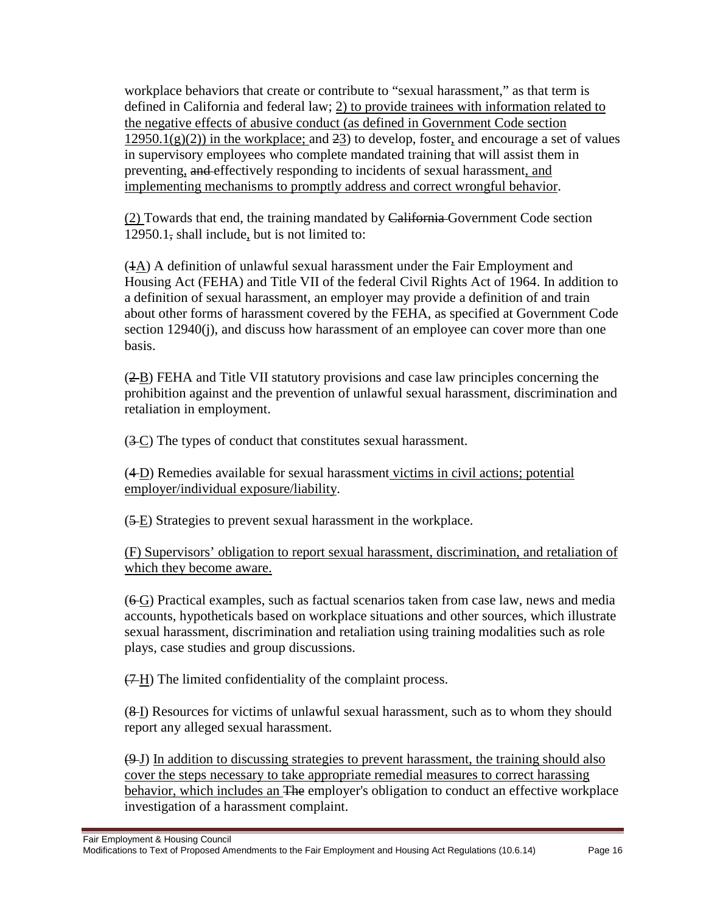workplace behaviors that create or contribute to "sexual harassment," as that term is defined in California and federal law; <u>2) to provide trainees with information related to the negative effects of abusive conduct (as defined in Government Code section 12950.1(g)(2)) in the workplace;</u> and ~~2~~<u>3</u>) to develop, foster<u>,</u> and encourage a set of values in supervisory employees who complete mandated training that will assist them in preventing<u>,</u> ~~and~~ effectively responding to incidents of sexual harassment<u>, and implementing mechanisms to promptly address and correct wrongful behavior</u>.

<u>(2)</u> Towards that end, the training mandated by ~~California~~ Government Code section 12950.1~~,~~ shall include<u>,</u> but is not limited to:

(~~1~~<u>A</u>) A definition of unlawful sexual harassment under the Fair Employment and Housing Act (FEHA) and Title VII of the federal Civil Rights Act of 1964. In addition to a definition of sexual harassment, an employer may provide a definition of and train about other forms of harassment covered by the FEHA, as specified at Government Code section 12940(j), and discuss how harassment of an employee can cover more than one basis.

(~~2~~<u>B</u>) FEHA and Title VII statutory provisions and case law principles concerning the prohibition against and the prevention of unlawful sexual harassment, discrimination and retaliation in employment.

(~~3~~<u>C</u>) The types of conduct that constitutes sexual harassment.

(~~4~~<u>D</u>) Remedies available for sexual harassment <u>victims in civil actions; potential employer/individual exposure/liability</u>.

(~~5~~<u>E</u>) Strategies to prevent sexual harassment in the workplace.

<u>(F) Supervisors' obligation to report sexual harassment, discrimination, and retaliation of which they become aware.</u>

(~~6~~<u>G</u>) Practical examples, such as factual scenarios taken from case law, news and media accounts, hypotheticals based on workplace situations and other sources, which illustrate sexual harassment, discrimination and retaliation using training modalities such as role plays, case studies and group discussions.

(~~7~~<u>H</u>) The limited confidentiality of the complaint process.

(~~8~~<u>I</u>) Resources for victims of unlawful sexual harassment, such as to whom they should report any alleged sexual harassment.

(~~9~~<u>J</u>) <u>In addition to discussing strategies to prevent harassment, the training should also cover the steps necessary to take appropriate remedial measures to correct harassing behavior, which includes an</u> ~~The~~ employer's obligation to conduct an effective workplace investigation of a harassment complaint.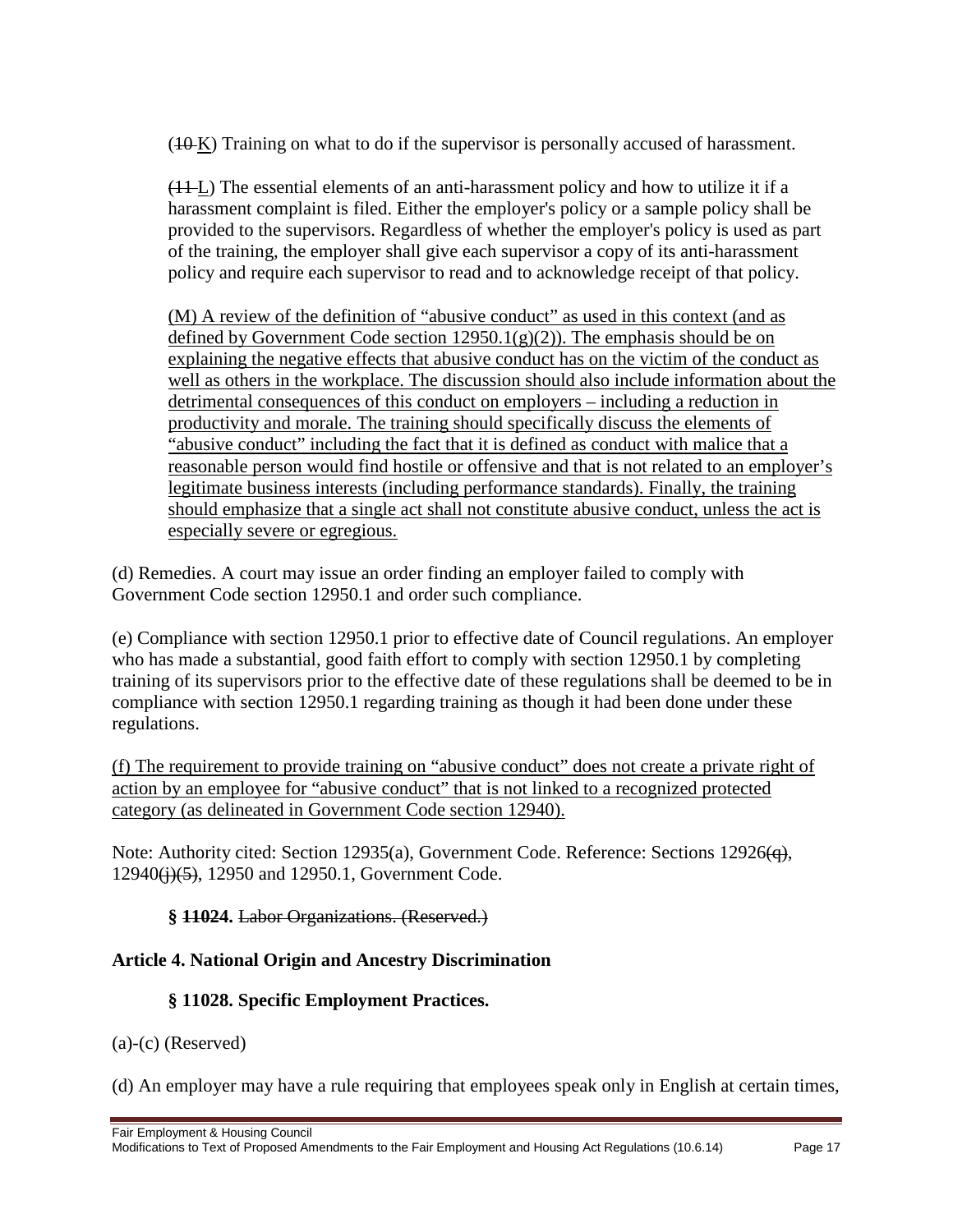(~~10~~ K) Training on what to do if the supervisor is personally accused of harassment.

(~~11~~ L) The essential elements of an anti-harassment policy and how to utilize it if a harassment complaint is filed. Either the employer's policy or a sample policy shall be provided to the supervisors. Regardless of whether the employer's policy is used as part of the training, the employer shall give each supervisor a copy of its anti-harassment policy and require each supervisor to read and to acknowledge receipt of that policy.

(M) A review of the definition of "abusive conduct" as used in this context (and as defined by Government Code section 12950.1(g)(2)). The emphasis should be on explaining the negative effects that abusive conduct has on the victim of the conduct as well as others in the workplace. The discussion should also include information about the detrimental consequences of this conduct on employers – including a reduction in productivity and morale. The training should specifically discuss the elements of "abusive conduct" including the fact that it is defined as conduct with malice that a reasonable person would find hostile or offensive and that is not related to an employer's legitimate business interests (including performance standards). Finally, the training should emphasize that a single act shall not constitute abusive conduct, unless the act is especially severe or egregious.

(d) Remedies. A court may issue an order finding an employer failed to comply with Government Code section 12950.1 and order such compliance.

(e) Compliance with section 12950.1 prior to effective date of Council regulations. An employer who has made a substantial, good faith effort to comply with section 12950.1 by completing training of its supervisors prior to the effective date of these regulations shall be deemed to be in compliance with section 12950.1 regarding training as though it had been done under these regulations.

(f) The requirement to provide training on "abusive conduct" does not create a private right of action by an employee for "abusive conduct" that is not linked to a recognized protected category (as delineated in Government Code section 12940).

Note: Authority cited: Section 12935(a), Government Code. Reference: Sections 12926~~(q)~~, 12940~~(j)(5)~~, 12950 and 12950.1, Government Code.

**§ ~~11024.~~** ~~Labor Organizations. (Reserved.)~~

**Article 4. National Origin and Ancestry Discrimination**

**§ 11028. Specific Employment Practices.**

(a)-(c) (Reserved)

(d) An employer may have a rule requiring that employees speak only in English at certain times,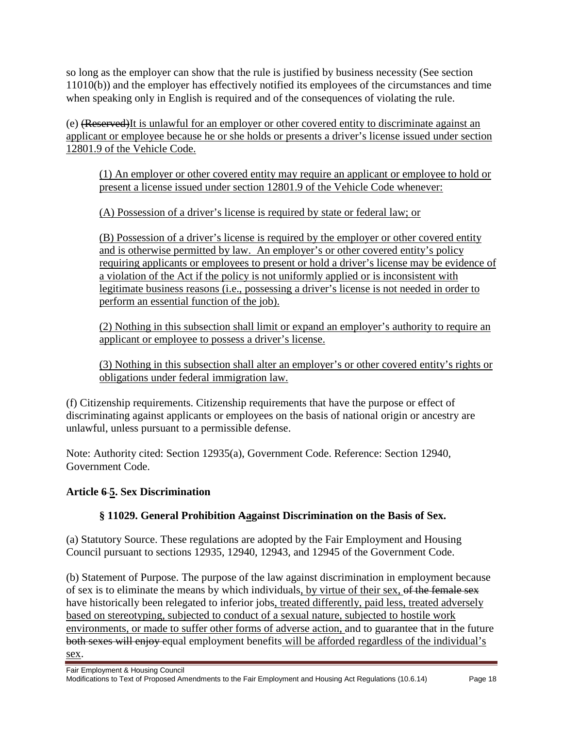so long as the employer can show that the rule is justified by business necessity (See section 11010(b)) and the employer has effectively notified its employees of the circumstances and time when speaking only in English is required and of the consequences of violating the rule.

(e) ~~(Reserved)~~<u>It is unlawful for an employer or other covered entity to discriminate against an applicant or employee because he or she holds or presents a driver's license issued under section 12801.9 of the Vehicle Code.</u>

<u>(1) An employer or other covered entity may require an applicant or employee to hold or present a license issued under section 12801.9 of the Vehicle Code whenever:</u>

<u>(A) Possession of a driver's license is required by state or federal law; or</u>

<u>(B) Possession of a driver's license is required by the employer or other covered entity and is otherwise permitted by law. An employer's or other covered entity's policy requiring applicants or employees to present or hold a driver's license may be evidence of a violation of the Act if the policy is not uniformly applied or is inconsistent with legitimate business reasons (i.e., possessing a driver's license is not needed in order to perform an essential function of the job).</u>

<u>(2) Nothing in this subsection shall limit or expand an employer's authority to require an applicant or employee to possess a driver's license.</u>

<u>(3) Nothing in this subsection shall alter an employer's or other covered entity's rights or obligations under federal immigration law.</u>

(f) Citizenship requirements. Citizenship requirements that have the purpose or effect of discriminating against applicants or employees on the basis of national origin or ancestry are unlawful, unless pursuant to a permissible defense.

Note: Authority cited: Section 12935(a), Government Code. Reference: Section 12940, Government Code.

## Article ~~6~~ <u>5</u>. Sex Discrimination

### § 11029. General Prohibition ~~A~~<u>a</u>gainst Discrimination on the Basis of Sex.

(a) Statutory Source. These regulations are adopted by the Fair Employment and Housing Council pursuant to sections 12935, 12940, 12943, and 12945 of the Government Code.

(b) Statement of Purpose. The purpose of the law against discrimination in employment because of sex is to eliminate the means by which individuals<u>, by virtue of their sex,</u> ~~of the female sex~~ have historically been relegated to inferior jobs<u>, treated differently, paid less, treated adversely based on stereotyping, subjected to conduct of a sexual nature, subjected to hostile work environments, or made to suffer other forms of adverse action,</u> and to guarantee that in the future ~~both sexes will enjoy~~ equal employment benefits <u>will be afforded regardless of the individual's sex</u>.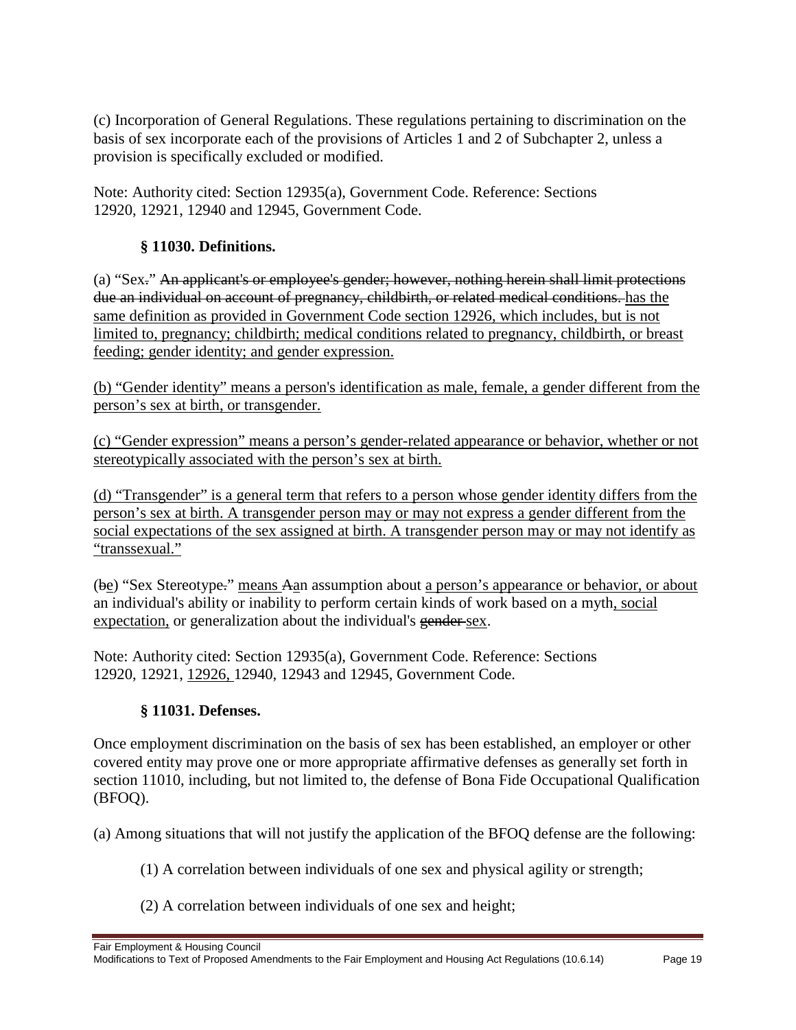(c) Incorporation of General Regulations. These regulations pertaining to discrimination on the basis of sex incorporate each of the provisions of Articles 1 and 2 of Subchapter 2, unless a provision is specifically excluded or modified.

Note: Authority cited: Section 12935(a), Government Code. Reference: Sections 12920, 12921, 12940 and 12945, Government Code.

### § 11030. Definitions.

(a) "Sex~~.~~" ~~An applicant's or employee's gender; however, nothing herein shall limit protections due an individual on account of pregnancy, childbirth, or related medical conditions.~~ <u>has the same definition as provided in Government Code section 12926, which includes, but is not limited to, pregnancy; childbirth; medical conditions related to pregnancy, childbirth, or breast feeding; gender identity; and gender expression.</u>

<u>(b) "Gender identity" means a person's identification as male, female, a gender different from the person's sex at birth, or transgender.</u>

<u>(c) "Gender expression" means a person's gender-related appearance or behavior, whether or not stereotypically associated with the person's sex at birth.</u>

<u>(d) "Transgender" is a general term that refers to a person whose gender identity differs from the person's sex at birth. A transgender person may or may not express a gender different from the social expectations of the sex assigned at birth. A transgender person may or may not identify as "transsexual."</u>

(~~b~~<u>e</u>) "Sex Stereotype~~.~~" <u>means</u> ~~A~~<u>a</u>n assumption about <u>a person's appearance or behavior, or about</u> an individual's ability or inability to perform certain kinds of work based on a myth<u>, social expectation,</u> or generalization about the individual's ~~gender~~ <u>sex</u>.

Note: Authority cited: Section 12935(a), Government Code. Reference: Sections 12920, 12921, <u>12926,</u> 12940, 12943 and 12945, Government Code.

### § 11031. Defenses.

Once employment discrimination on the basis of sex has been established, an employer or other covered entity may prove one or more appropriate affirmative defenses as generally set forth in section 11010, including, but not limited to, the defense of Bona Fide Occupational Qualification (BFOQ).

(a) Among situations that will not justify the application of the BFOQ defense are the following:

(1) A correlation between individuals of one sex and physical agility or strength;

(2) A correlation between individuals of one sex and height;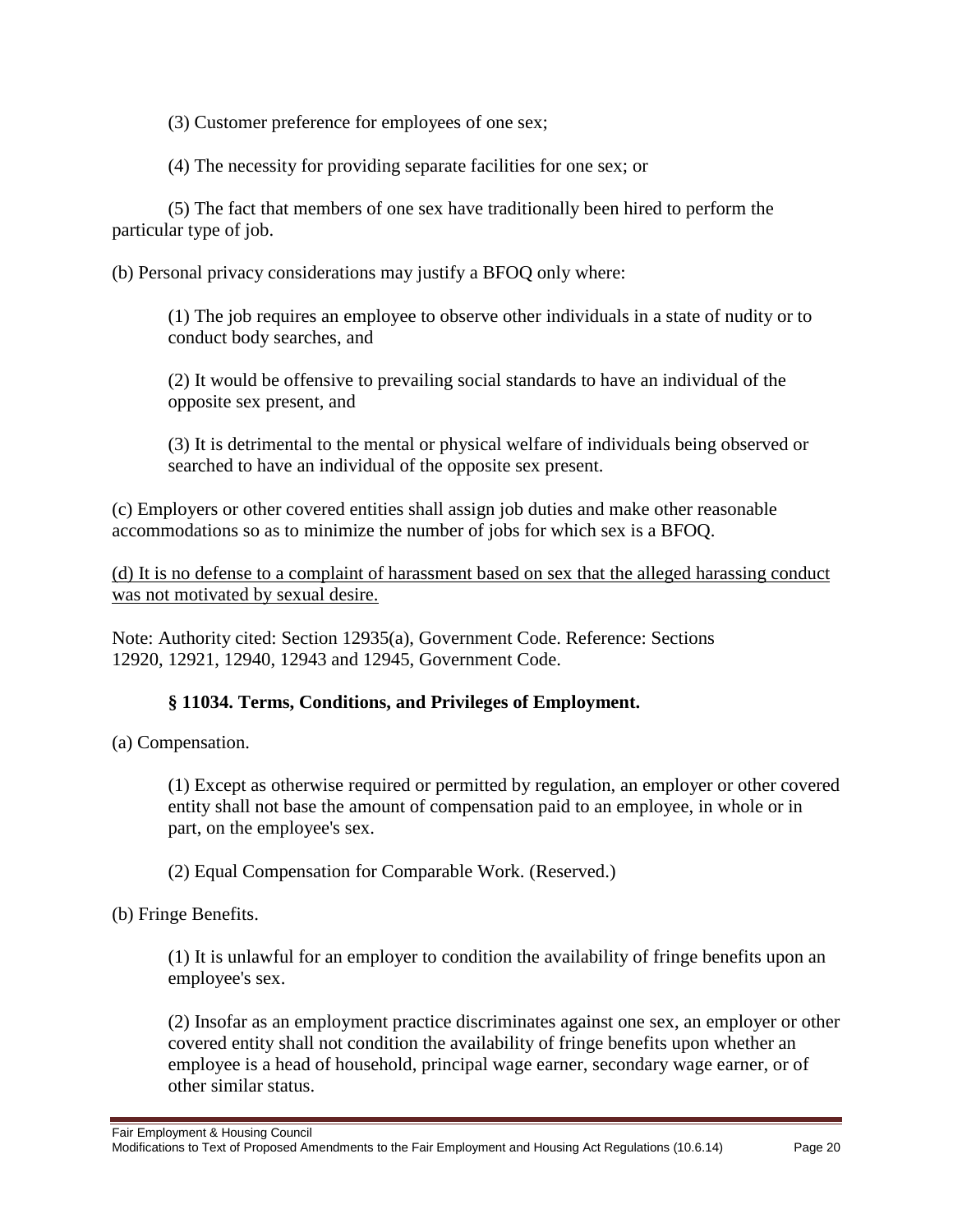(3) Customer preference for employees of one sex;

(4) The necessity for providing separate facilities for one sex; or

(5) The fact that members of one sex have traditionally been hired to perform the particular type of job.

(b) Personal privacy considerations may justify a BFOQ only where:

(1) The job requires an employee to observe other individuals in a state of nudity or to conduct body searches, and

(2) It would be offensive to prevailing social standards to have an individual of the opposite sex present, and

(3) It is detrimental to the mental or physical welfare of individuals being observed or searched to have an individual of the opposite sex present.

(c) Employers or other covered entities shall assign job duties and make other reasonable accommodations so as to minimize the number of jobs for which sex is a BFOQ.

<u>(d) It is no defense to a complaint of harassment based on sex that the alleged harassing conduct was not motivated by sexual desire.</u>

Note: Authority cited: Section 12935(a), Government Code. Reference: Sections 12920, 12921, 12940, 12943 and 12945, Government Code.

### § 11034. Terms, Conditions, and Privileges of Employment.

(a) Compensation.

(1) Except as otherwise required or permitted by regulation, an employer or other covered entity shall not base the amount of compensation paid to an employee, in whole or in part, on the employee's sex.

(2) Equal Compensation for Comparable Work. (Reserved.)

(b) Fringe Benefits.

(1) It is unlawful for an employer to condition the availability of fringe benefits upon an employee's sex.

(2) Insofar as an employment practice discriminates against one sex, an employer or other covered entity shall not condition the availability of fringe benefits upon whether an employee is a head of household, principal wage earner, secondary wage earner, or of other similar status.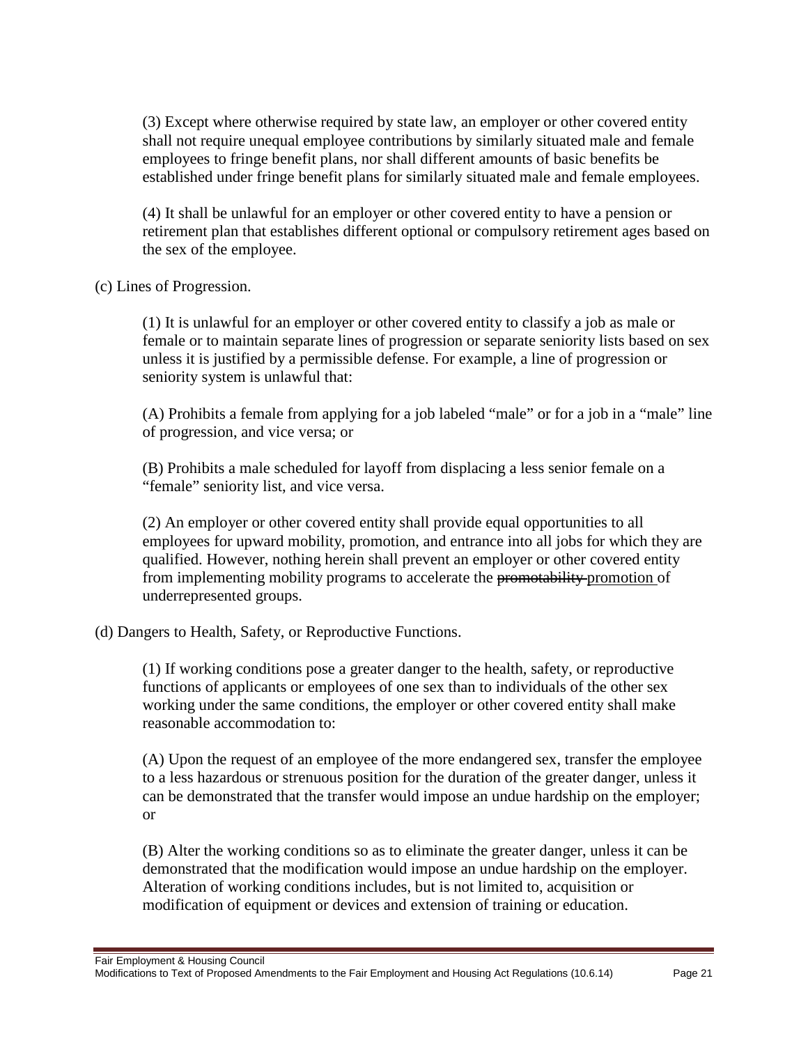(3) Except where otherwise required by state law, an employer or other covered entity shall not require unequal employee contributions by similarly situated male and female employees to fringe benefit plans, nor shall different amounts of basic benefits be established under fringe benefit plans for similarly situated male and female employees.

(4) It shall be unlawful for an employer or other covered entity to have a pension or retirement plan that establishes different optional or compulsory retirement ages based on the sex of the employee.

(c) Lines of Progression.

(1) It is unlawful for an employer or other covered entity to classify a job as male or female or to maintain separate lines of progression or separate seniority lists based on sex unless it is justified by a permissible defense. For example, a line of progression or seniority system is unlawful that:

(A) Prohibits a female from applying for a job labeled "male" or for a job in a "male" line of progression, and vice versa; or

(B) Prohibits a male scheduled for layoff from displacing a less senior female on a "female" seniority list, and vice versa.

(2) An employer or other covered entity shall provide equal opportunities to all employees for upward mobility, promotion, and entrance into all jobs for which they are qualified. However, nothing herein shall prevent an employer or other covered entity from implementing mobility programs to accelerate the ~~promotability~~ <u>promotion</u> of underrepresented groups.

(d) Dangers to Health, Safety, or Reproductive Functions.

(1) If working conditions pose a greater danger to the health, safety, or reproductive functions of applicants or employees of one sex than to individuals of the other sex working under the same conditions, the employer or other covered entity shall make reasonable accommodation to:

(A) Upon the request of an employee of the more endangered sex, transfer the employee to a less hazardous or strenuous position for the duration of the greater danger, unless it can be demonstrated that the transfer would impose an undue hardship on the employer; or

(B) Alter the working conditions so as to eliminate the greater danger, unless it can be demonstrated that the modification would impose an undue hardship on the employer. Alteration of working conditions includes, but is not limited to, acquisition or modification of equipment or devices and extension of training or education.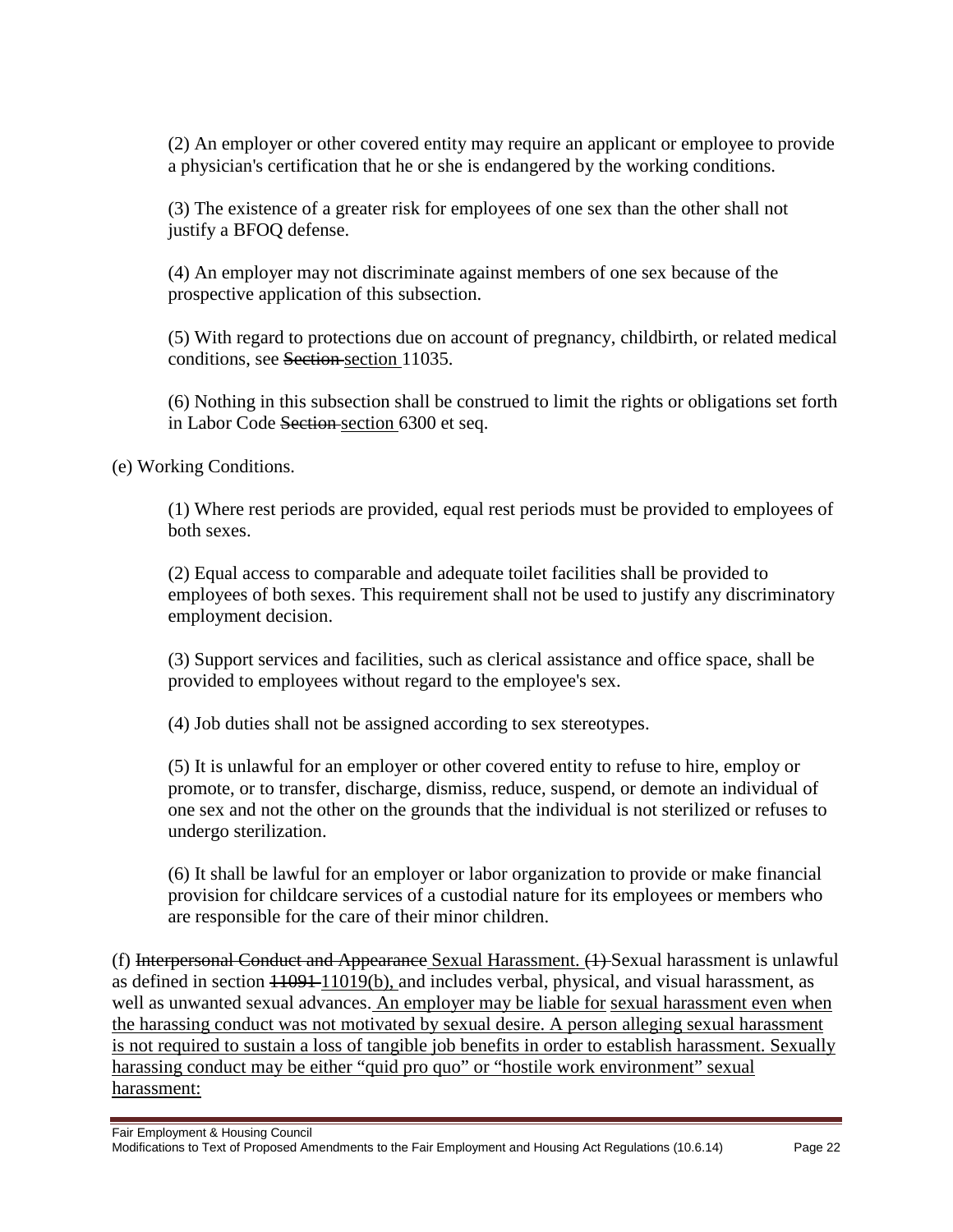(2) An employer or other covered entity may require an applicant or employee to provide a physician's certification that he or she is endangered by the working conditions.

(3) The existence of a greater risk for employees of one sex than the other shall not justify a BFOQ defense.

(4) An employer may not discriminate against members of one sex because of the prospective application of this subsection.

(5) With regard to protections due on account of pregnancy, childbirth, or related medical conditions, see ~~Section~~ <u>section</u> 11035.

(6) Nothing in this subsection shall be construed to limit the rights or obligations set forth in Labor Code ~~Section~~ <u>section</u> 6300 et seq.

(e) Working Conditions.

(1) Where rest periods are provided, equal rest periods must be provided to employees of both sexes.

(2) Equal access to comparable and adequate toilet facilities shall be provided to employees of both sexes. This requirement shall not be used to justify any discriminatory employment decision.

(3) Support services and facilities, such as clerical assistance and office space, shall be provided to employees without regard to the employee's sex.

(4) Job duties shall not be assigned according to sex stereotypes.

(5) It is unlawful for an employer or other covered entity to refuse to hire, employ or promote, or to transfer, discharge, dismiss, reduce, suspend, or demote an individual of one sex and not the other on the grounds that the individual is not sterilized or refuses to undergo sterilization.

(6) It shall be lawful for an employer or labor organization to provide or make financial provision for childcare services of a custodial nature for its employees or members who are responsible for the care of their minor children.

(f) ~~Interpersonal Conduct and Appearance~~ <u>Sexual Harassment.</u> ~~(1)~~ Sexual harassment is unlawful as defined in section ~~11091~~ <u>11019(b),</u> and includes verbal, physical, and visual harassment, as well as unwanted sexual advances<u>. An employer may be liable for sexual harassment even when the harassing conduct was not motivated by sexual desire. A person alleging sexual harassment is not required to sustain a loss of tangible job benefits in order to establish harassment. Sexually harassing conduct may be either "quid pro quo" or "hostile work environment" sexual harassment:</u>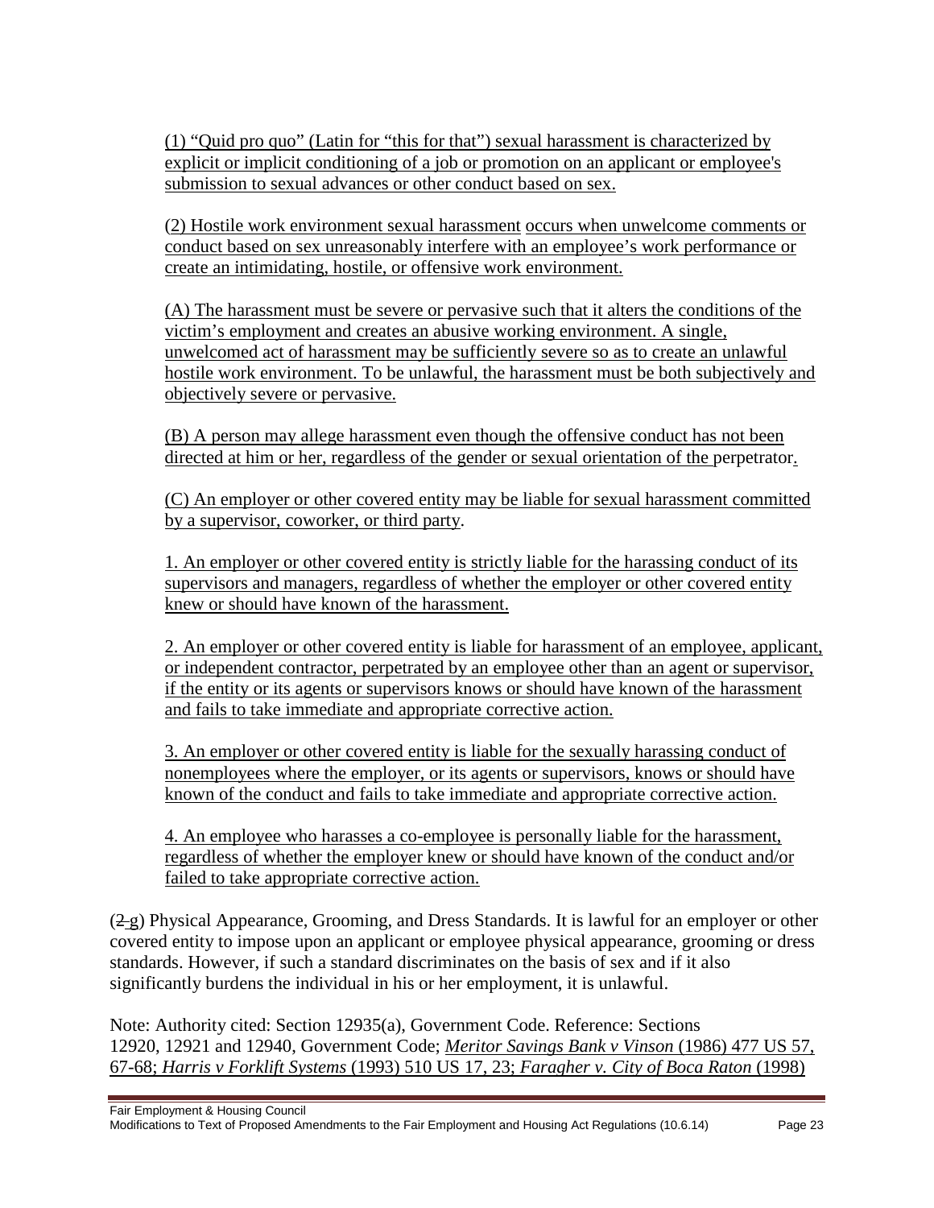(1) "Quid pro quo" (Latin for "this for that") sexual harassment is characterized by explicit or implicit conditioning of a job or promotion on an applicant or employee's submission to sexual advances or other conduct based on sex.

(2) Hostile work environment sexual harassment occurs when unwelcome comments or conduct based on sex unreasonably interfere with an employee's work performance or create an intimidating, hostile, or offensive work environment.

(A) The harassment must be severe or pervasive such that it alters the conditions of the victim's employment and creates an abusive working environment. A single, unwelcomed act of harassment may be sufficiently severe so as to create an unlawful hostile work environment. To be unlawful, the harassment must be both subjectively and objectively severe or pervasive.

(B) A person may allege harassment even though the offensive conduct has not been directed at him or her, regardless of the gender or sexual orientation of the perpetrator.

(C) An employer or other covered entity may be liable for sexual harassment committed by a supervisor, coworker, or third party.

1. An employer or other covered entity is strictly liable for the harassing conduct of its supervisors and managers, regardless of whether the employer or other covered entity knew or should have known of the harassment.

2. An employer or other covered entity is liable for harassment of an employee, applicant, or independent contractor, perpetrated by an employee other than an agent or supervisor, if the entity or its agents or supervisors knows or should have known of the harassment and fails to take immediate and appropriate corrective action.

3. An employer or other covered entity is liable for the sexually harassing conduct of nonemployees where the employer, or its agents or supervisors, knows or should have known of the conduct and fails to take immediate and appropriate corrective action.

4. An employee who harasses a co-employee is personally liable for the harassment, regardless of whether the employer knew or should have known of the conduct and/or failed to take appropriate corrective action.

(~~2~~ g) Physical Appearance, Grooming, and Dress Standards. It is lawful for an employer or other covered entity to impose upon an applicant or employee physical appearance, grooming or dress standards. However, if such a standard discriminates on the basis of sex and if it also significantly burdens the individual in his or her employment, it is unlawful.

Note: Authority cited: Section 12935(a), Government Code. Reference: Sections 12920, 12921 and 12940, Government Code; *Meritor Savings Bank v Vinson* (1986) 477 US 57, 67-68; *Harris v Forklift Systems* (1993) 510 US 17, 23; *Faragher v. City of Boca Raton* (1998)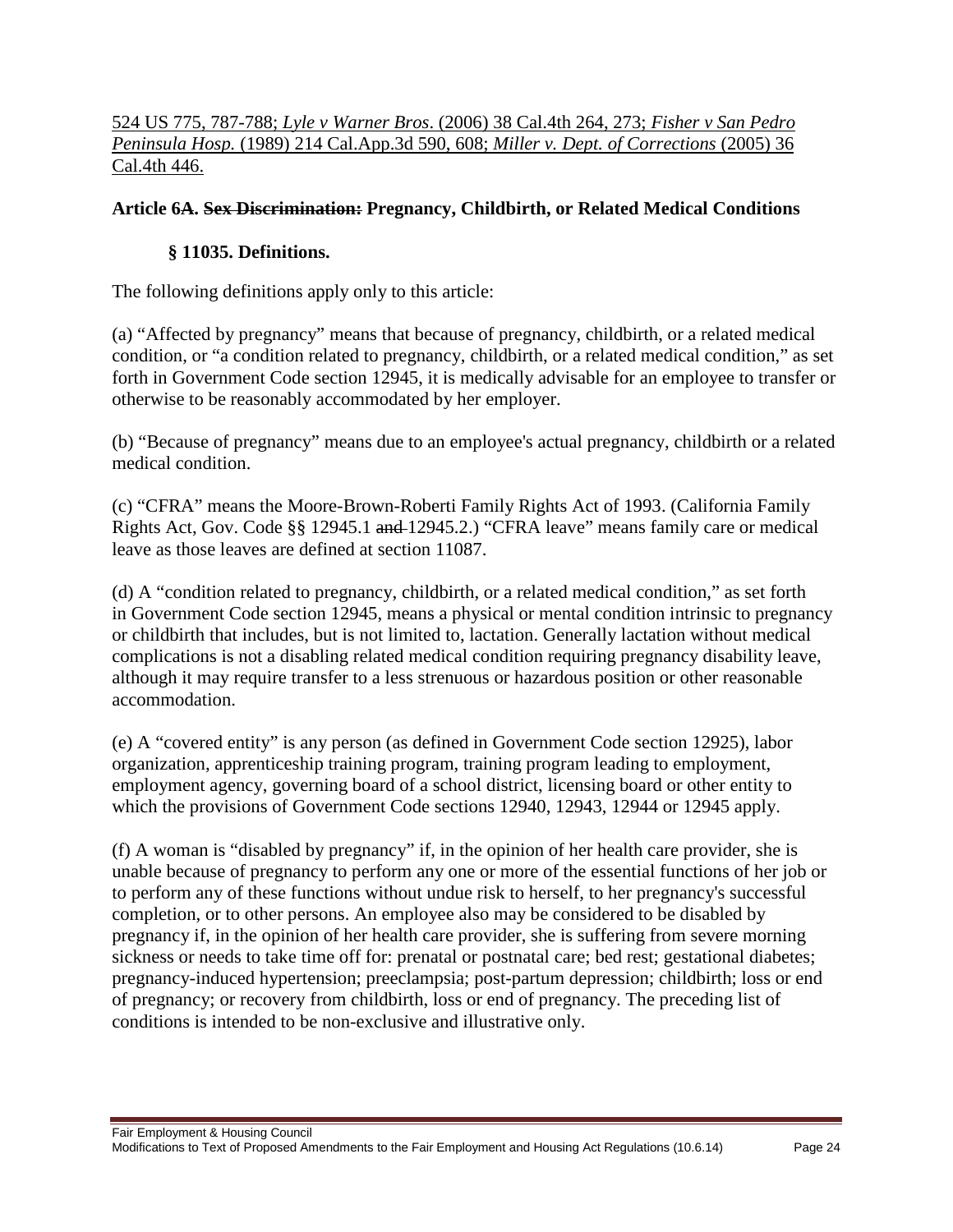<u>524 US 775, 787-788; *Lyle v Warner Bros*. (2006) 38 Cal.4th 264, 273; *Fisher v San Pedro Peninsula Hosp.* (1989) 214 Cal.App.3d 590, 608; *Miller v. Dept. of Corrections* (2005) 36 Cal.4th 446.</u>

### Article 6A. ~~Sex Discrimination:~~ Pregnancy, Childbirth, or Related Medical Conditions

#### § 11035. Definitions.

The following definitions apply only to this article:

(a) "Affected by pregnancy" means that because of pregnancy, childbirth, or a related medical condition, or "a condition related to pregnancy, childbirth, or a related medical condition," as set forth in Government Code section 12945, it is medically advisable for an employee to transfer or otherwise to be reasonably accommodated by her employer.

(b) "Because of pregnancy" means due to an employee's actual pregnancy, childbirth or a related medical condition.

(c) "CFRA" means the Moore-Brown-Roberti Family Rights Act of 1993. (California Family Rights Act, Gov. Code §§ 12945.1 ~~and~~ 12945.2.) "CFRA leave" means family care or medical leave as those leaves are defined at section 11087.

(d) A "condition related to pregnancy, childbirth, or a related medical condition," as set forth in Government Code section 12945, means a physical or mental condition intrinsic to pregnancy or childbirth that includes, but is not limited to, lactation. Generally lactation without medical complications is not a disabling related medical condition requiring pregnancy disability leave, although it may require transfer to a less strenuous or hazardous position or other reasonable accommodation.

(e) A "covered entity" is any person (as defined in Government Code section 12925), labor organization, apprenticeship training program, training program leading to employment, employment agency, governing board of a school district, licensing board or other entity to which the provisions of Government Code sections 12940, 12943, 12944 or 12945 apply.

(f) A woman is "disabled by pregnancy" if, in the opinion of her health care provider, she is unable because of pregnancy to perform any one or more of the essential functions of her job or to perform any of these functions without undue risk to herself, to her pregnancy's successful completion, or to other persons. An employee also may be considered to be disabled by pregnancy if, in the opinion of her health care provider, she is suffering from severe morning sickness or needs to take time off for: prenatal or postnatal care; bed rest; gestational diabetes; pregnancy-induced hypertension; preeclampsia; post-partum depression; childbirth; loss or end of pregnancy; or recovery from childbirth, loss or end of pregnancy. The preceding list of conditions is intended to be non-exclusive and illustrative only.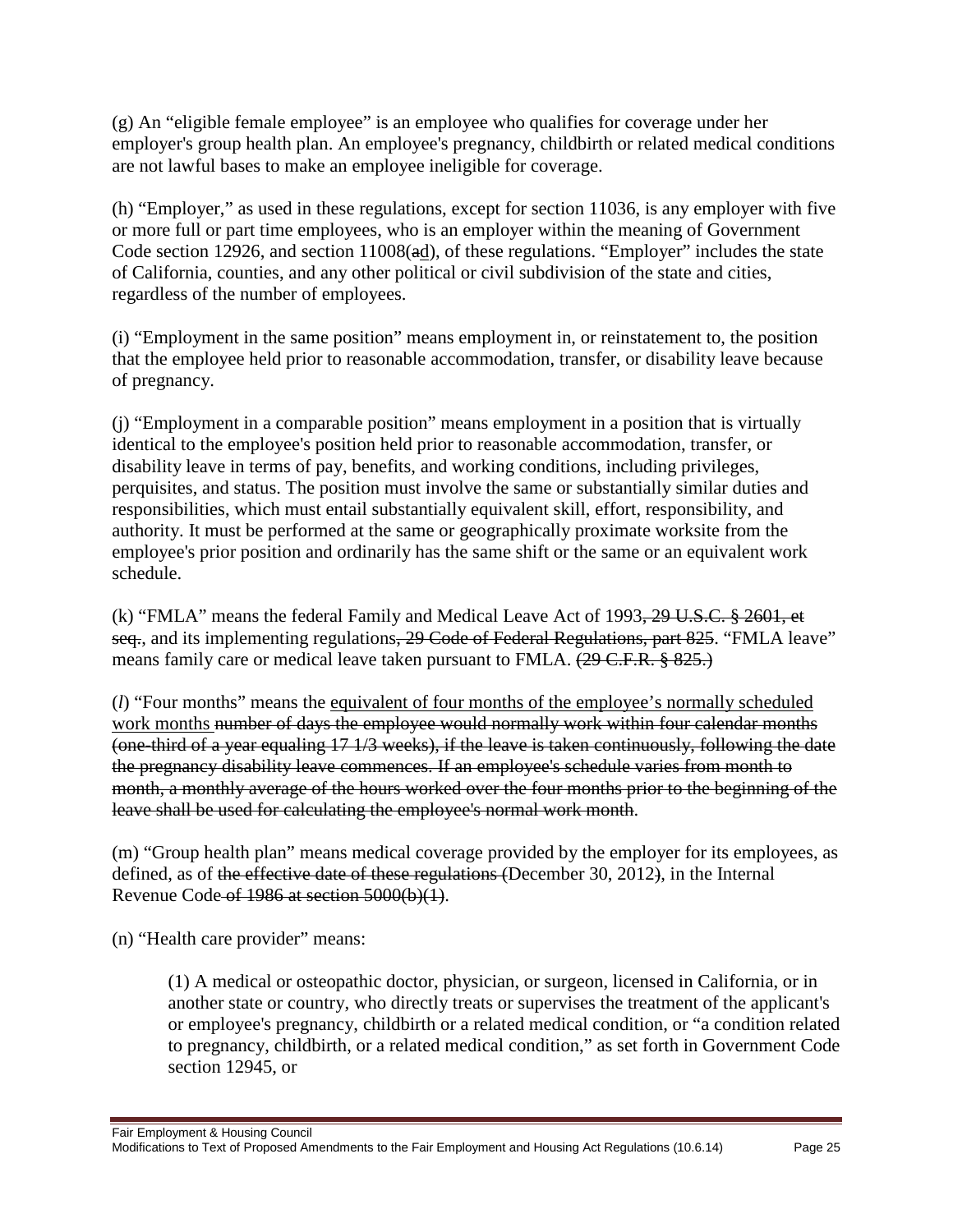(g) An "eligible female employee" is an employee who qualifies for coverage under her employer's group health plan. An employee's pregnancy, childbirth or related medical conditions are not lawful bases to make an employee ineligible for coverage.

(h) "Employer," as used in these regulations, except for section 11036, is any employer with five or more full or part time employees, who is an employer within the meaning of Government Code section 12926, and section 11008(~~a~~<u>d</u>), of these regulations. "Employer" includes the state of California, counties, and any other political or civil subdivision of the state and cities, regardless of the number of employees.

(i) "Employment in the same position" means employment in, or reinstatement to, the position that the employee held prior to reasonable accommodation, transfer, or disability leave because of pregnancy.

(j) "Employment in a comparable position" means employment in a position that is virtually identical to the employee's position held prior to reasonable accommodation, transfer, or disability leave in terms of pay, benefits, and working conditions, including privileges, perquisites, and status. The position must involve the same or substantially similar duties and responsibilities, which must entail substantially equivalent skill, effort, responsibility, and authority. It must be performed at the same or geographically proximate worksite from the employee's prior position and ordinarily has the same shift or the same or an equivalent work schedule.

(k) "FMLA" means the federal Family and Medical Leave Act of 1993~~, 29 U.S.C. § 2601, et seq.~~, and its implementing regulations~~, 29 Code of Federal Regulations, part 825~~. "FMLA leave" means family care or medical leave taken pursuant to FMLA. ~~(29 C.F.R. § 825.)~~

(*l*) "Four months" means the <u>equivalent of four months of the employee's normally scheduled work months</u> ~~number of days the employee would normally work within four calendar months (one-third of a year equaling 17 1/3 weeks), if the leave is taken continuously, following the date the pregnancy disability leave commences. If an employee's schedule varies from month to month, a monthly average of the hours worked over the four months prior to the beginning of the leave shall be used for calculating the employee's normal work month~~.

(m) "Group health plan" means medical coverage provided by the employer for its employees, as defined, as of ~~the effective date of these regulations (~~December 30, 2012~~)~~, in the Internal Revenue Code~~ of 1986 at section 5000(b)(1)~~.

(n) "Health care provider" means:

> (1) A medical or osteopathic doctor, physician, or surgeon, licensed in California, or in another state or country, who directly treats or supervises the treatment of the applicant's or employee's pregnancy, childbirth or a related medical condition, or "a condition related to pregnancy, childbirth, or a related medical condition," as set forth in Government Code section 12945, or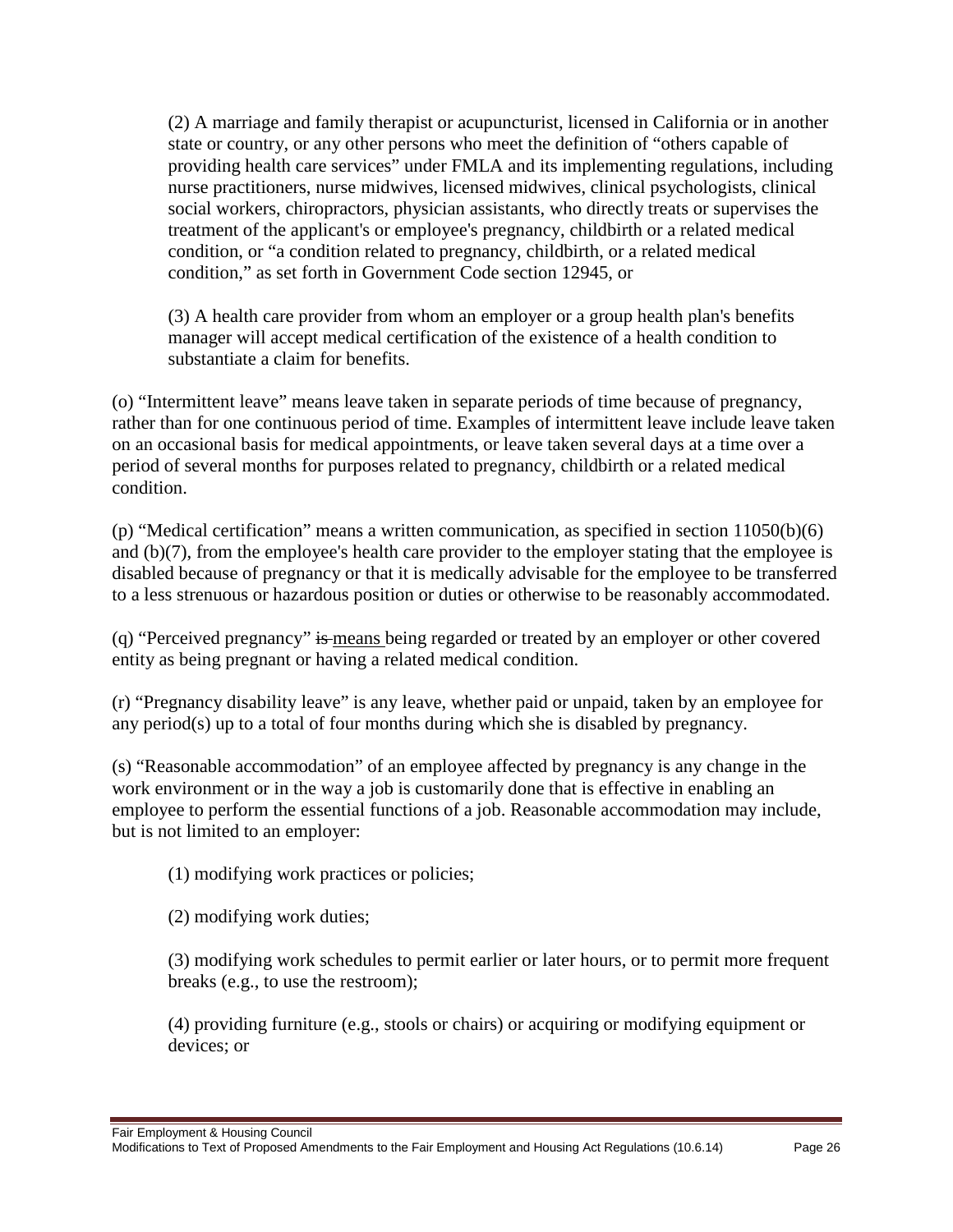(2) A marriage and family therapist or acupuncturist, licensed in California or in another state or country, or any other persons who meet the definition of "others capable of providing health care services" under FMLA and its implementing regulations, including nurse practitioners, nurse midwives, licensed midwives, clinical psychologists, clinical social workers, chiropractors, physician assistants, who directly treats or supervises the treatment of the applicant's or employee's pregnancy, childbirth or a related medical condition, or "a condition related to pregnancy, childbirth, or a related medical condition," as set forth in Government Code section 12945, or

(3) A health care provider from whom an employer or a group health plan's benefits manager will accept medical certification of the existence of a health condition to substantiate a claim for benefits.

(o) "Intermittent leave" means leave taken in separate periods of time because of pregnancy, rather than for one continuous period of time. Examples of intermittent leave include leave taken on an occasional basis for medical appointments, or leave taken several days at a time over a period of several months for purposes related to pregnancy, childbirth or a related medical condition.

(p) "Medical certification" means a written communication, as specified in section 11050(b)(6) and (b)(7), from the employee's health care provider to the employer stating that the employee is disabled because of pregnancy or that it is medically advisable for the employee to be transferred to a less strenuous or hazardous position or duties or otherwise to be reasonably accommodated.

(q) "Perceived pregnancy" ~~is~~ <u>means</u> being regarded or treated by an employer or other covered entity as being pregnant or having a related medical condition.

(r) "Pregnancy disability leave" is any leave, whether paid or unpaid, taken by an employee for any period(s) up to a total of four months during which she is disabled by pregnancy.

(s) "Reasonable accommodation" of an employee affected by pregnancy is any change in the work environment or in the way a job is customarily done that is effective in enabling an employee to perform the essential functions of a job. Reasonable accommodation may include, but is not limited to an employer:

(1) modifying work practices or policies;

(2) modifying work duties;

(3) modifying work schedules to permit earlier or later hours, or to permit more frequent breaks (e.g., to use the restroom);

(4) providing furniture (e.g., stools or chairs) or acquiring or modifying equipment or devices; or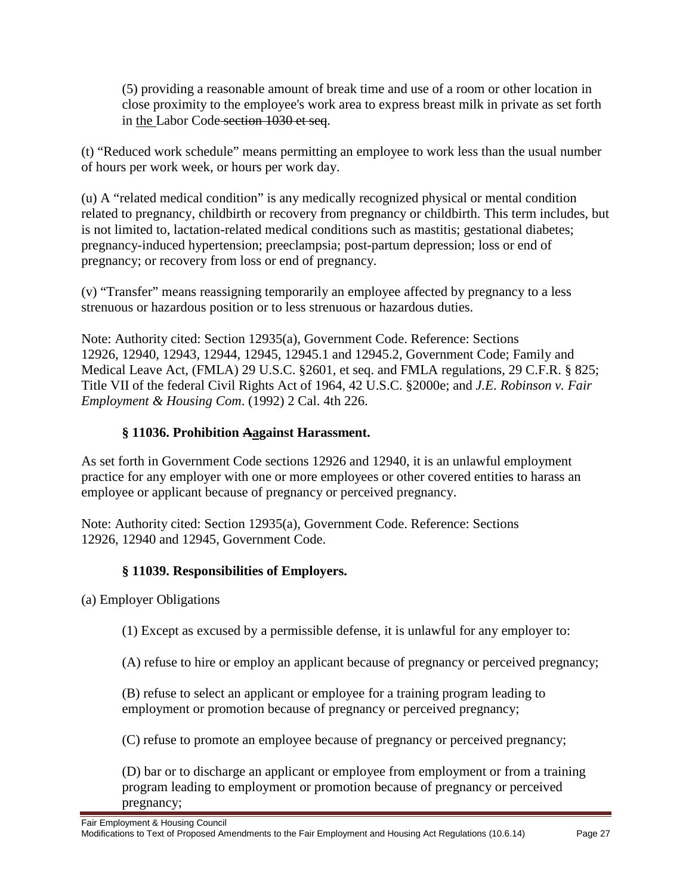(5) providing a reasonable amount of break time and use of a room or other location in close proximity to the employee's work area to express breast milk in private as set forth in <u>the </u>Labor Code~~ section 1030 et seq~~.

(t) "Reduced work schedule" means permitting an employee to work less than the usual number of hours per work week, or hours per work day.

(u) A "related medical condition" is any medically recognized physical or mental condition related to pregnancy, childbirth or recovery from pregnancy or childbirth. This term includes, but is not limited to, lactation-related medical conditions such as mastitis; gestational diabetes; pregnancy-induced hypertension; preeclampsia; post-partum depression; loss or end of pregnancy; or recovery from loss or end of pregnancy.

(v) "Transfer" means reassigning temporarily an employee affected by pregnancy to a less strenuous or hazardous position or to less strenuous or hazardous duties.

Note: Authority cited: Section 12935(a), Government Code. Reference: Sections 12926, 12940, 12943, 12944, 12945, 12945.1 and 12945.2, Government Code; Family and Medical Leave Act, (FMLA) 29 U.S.C. §2601, et seq. and FMLA regulations, 29 C.F.R. § 825; Title VII of the federal Civil Rights Act of 1964, 42 U.S.C. §2000e; and *J.E. Robinson v. Fair Employment & Housing Com*. (1992) 2 Cal. 4th 226.

### § 11036. Prohibition ~~A~~<u>a</u>gainst Harassment.

As set forth in Government Code sections 12926 and 12940, it is an unlawful employment practice for any employer with one or more employees or other covered entities to harass an employee or applicant because of pregnancy or perceived pregnancy.

Note: Authority cited: Section 12935(a), Government Code. Reference: Sections 12926, 12940 and 12945, Government Code.

### § 11039. Responsibilities of Employers.

(a) Employer Obligations

(1) Except as excused by a permissible defense, it is unlawful for any employer to:

(A) refuse to hire or employ an applicant because of pregnancy or perceived pregnancy;

(B) refuse to select an applicant or employee for a training program leading to employment or promotion because of pregnancy or perceived pregnancy;

(C) refuse to promote an employee because of pregnancy or perceived pregnancy;

(D) bar or to discharge an applicant or employee from employment or from a training program leading to employment or promotion because of pregnancy or perceived pregnancy;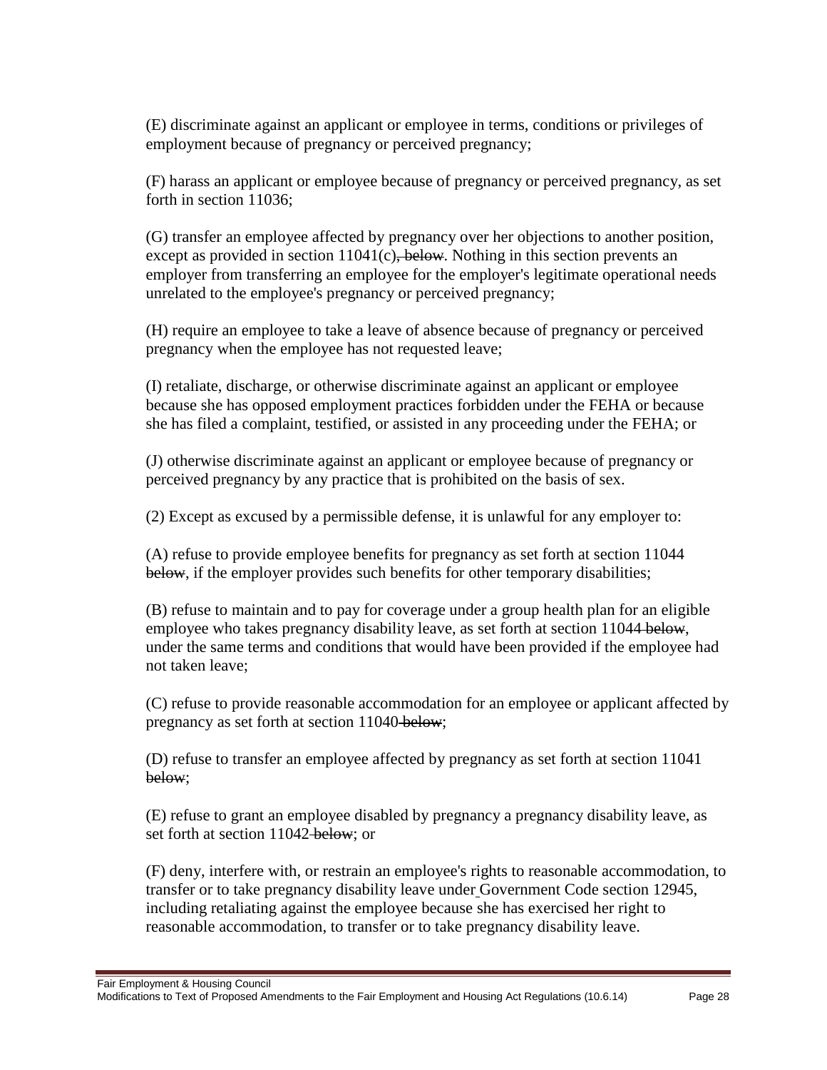(E) discriminate against an applicant or employee in terms, conditions or privileges of employment because of pregnancy or perceived pregnancy;

(F) harass an applicant or employee because of pregnancy or perceived pregnancy, as set forth in section 11036;

(G) transfer an employee affected by pregnancy over her objections to another position, except as provided in section 11041(c)~~, below~~. Nothing in this section prevents an employer from transferring an employee for the employer's legitimate operational needs unrelated to the employee's pregnancy or perceived pregnancy;

(H) require an employee to take a leave of absence because of pregnancy or perceived pregnancy when the employee has not requested leave;

(I) retaliate, discharge, or otherwise discriminate against an applicant or employee because she has opposed employment practices forbidden under the FEHA or because she has filed a complaint, testified, or assisted in any proceeding under the FEHA; or

(J) otherwise discriminate against an applicant or employee because of pregnancy or perceived pregnancy by any practice that is prohibited on the basis of sex.

(2) Except as excused by a permissible defense, it is unlawful for any employer to:

(A) refuse to provide employee benefits for pregnancy as set forth at section 11044 ~~below~~, if the employer provides such benefits for other temporary disabilities;

(B) refuse to maintain and to pay for coverage under a group health plan for an eligible employee who takes pregnancy disability leave, as set forth at section 11044 ~~below~~, under the same terms and conditions that would have been provided if the employee had not taken leave;

(C) refuse to provide reasonable accommodation for an employee or applicant affected by pregnancy as set forth at section 11040 ~~below~~;

(D) refuse to transfer an employee affected by pregnancy as set forth at section 11041 ~~below~~;

(E) refuse to grant an employee disabled by pregnancy a pregnancy disability leave, as set forth at section 11042 ~~below~~; or

(F) deny, interfere with, or restrain an employee's rights to reasonable accommodation, to transfer or to take pregnancy disability leave under Government Code section 12945, including retaliating against the employee because she has exercised her right to reasonable accommodation, to transfer or to take pregnancy disability leave.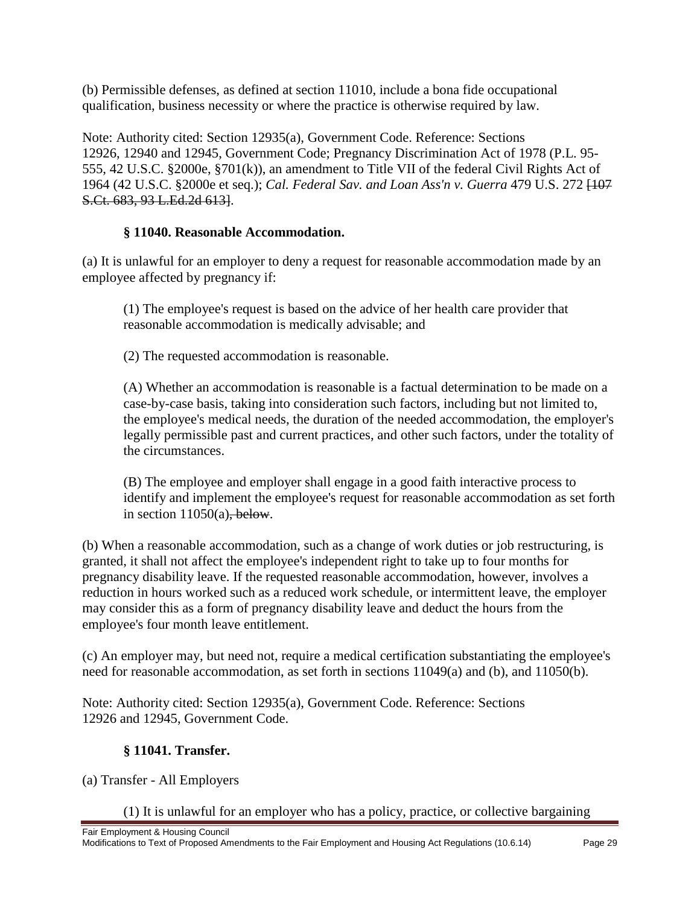(b) Permissible defenses, as defined at section 11010, include a bona fide occupational qualification, business necessity or where the practice is otherwise required by law.

Note: Authority cited: Section 12935(a), Government Code. Reference: Sections 12926, 12940 and 12945, Government Code; Pregnancy Discrimination Act of 1978 (P.L. 95-555, 42 U.S.C. §2000e, §701(k)), an amendment to Title VII of the federal Civil Rights Act of 1964 (42 U.S.C. §2000e et seq.); *Cal. Federal Sav. and Loan Ass'n v. Guerra* 479 U.S. 272 ~~[107 S.Ct. 683, 93 L.Ed.2d 613]~~.

### § 11040. Reasonable Accommodation.

(a) It is unlawful for an employer to deny a request for reasonable accommodation made by an employee affected by pregnancy if:

(1) The employee's request is based on the advice of her health care provider that reasonable accommodation is medically advisable; and

(2) The requested accommodation is reasonable.

(A) Whether an accommodation is reasonable is a factual determination to be made on a case-by-case basis, taking into consideration such factors, including but not limited to, the employee's medical needs, the duration of the needed accommodation, the employer's legally permissible past and current practices, and other such factors, under the totality of the circumstances.

(B) The employee and employer shall engage in a good faith interactive process to identify and implement the employee's request for reasonable accommodation as set forth in section 11050(a)~~, below~~.

(b) When a reasonable accommodation, such as a change of work duties or job restructuring, is granted, it shall not affect the employee's independent right to take up to four months for pregnancy disability leave. If the requested reasonable accommodation, however, involves a reduction in hours worked such as a reduced work schedule, or intermittent leave, the employer may consider this as a form of pregnancy disability leave and deduct the hours from the employee's four month leave entitlement.

(c) An employer may, but need not, require a medical certification substantiating the employee's need for reasonable accommodation, as set forth in sections 11049(a) and (b), and 11050(b).

Note: Authority cited: Section 12935(a), Government Code. Reference: Sections 12926 and 12945, Government Code.

### § 11041. Transfer.

(a) Transfer - All Employers

(1) It is unlawful for an employer who has a policy, practice, or collective bargaining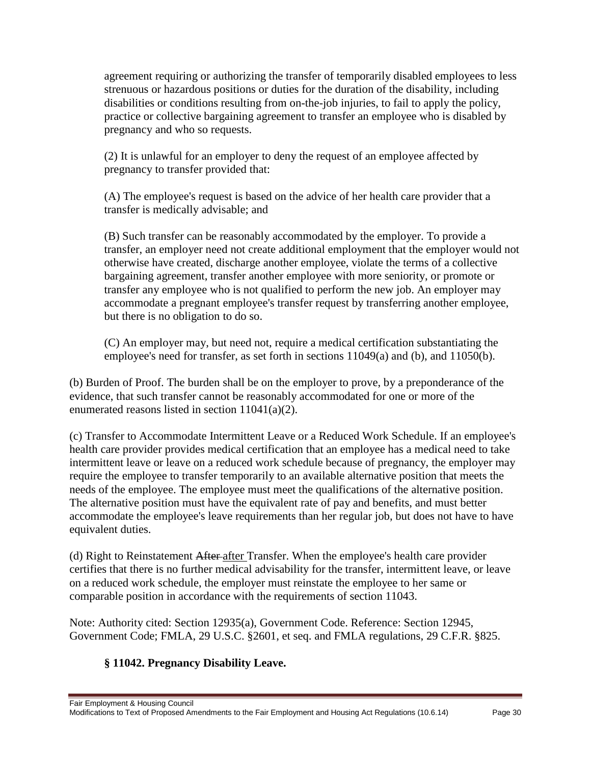agreement requiring or authorizing the transfer of temporarily disabled employees to less strenuous or hazardous positions or duties for the duration of the disability, including disabilities or conditions resulting from on-the-job injuries, to fail to apply the policy, practice or collective bargaining agreement to transfer an employee who is disabled by pregnancy and who so requests.

(2) It is unlawful for an employer to deny the request of an employee affected by pregnancy to transfer provided that:

(A) The employee's request is based on the advice of her health care provider that a transfer is medically advisable; and

(B) Such transfer can be reasonably accommodated by the employer. To provide a transfer, an employer need not create additional employment that the employer would not otherwise have created, discharge another employee, violate the terms of a collective bargaining agreement, transfer another employee with more seniority, or promote or transfer any employee who is not qualified to perform the new job. An employer may accommodate a pregnant employee's transfer request by transferring another employee, but there is no obligation to do so.

(C) An employer may, but need not, require a medical certification substantiating the employee's need for transfer, as set forth in sections 11049(a) and (b), and 11050(b).

(b) Burden of Proof. The burden shall be on the employer to prove, by a preponderance of the evidence, that such transfer cannot be reasonably accommodated for one or more of the enumerated reasons listed in section 11041(a)(2).

(c) Transfer to Accommodate Intermittent Leave or a Reduced Work Schedule. If an employee's health care provider provides medical certification that an employee has a medical need to take intermittent leave or leave on a reduced work schedule because of pregnancy, the employer may require the employee to transfer temporarily to an available alternative position that meets the needs of the employee. The employee must meet the qualifications of the alternative position. The alternative position must have the equivalent rate of pay and benefits, and must better accommodate the employee's leave requirements than her regular job, but does not have to have equivalent duties.

(d) Right to Reinstatement ~~After~~ after Transfer. When the employee's health care provider certifies that there is no further medical advisability for the transfer, intermittent leave, or leave on a reduced work schedule, the employer must reinstate the employee to her same or comparable position in accordance with the requirements of section 11043.

Note: Authority cited: Section 12935(a), Government Code. Reference: Section 12945, Government Code; FMLA, 29 U.S.C. §2601, et seq. and FMLA regulations, 29 C.F.R. §825.

### § 11042. Pregnancy Disability Leave.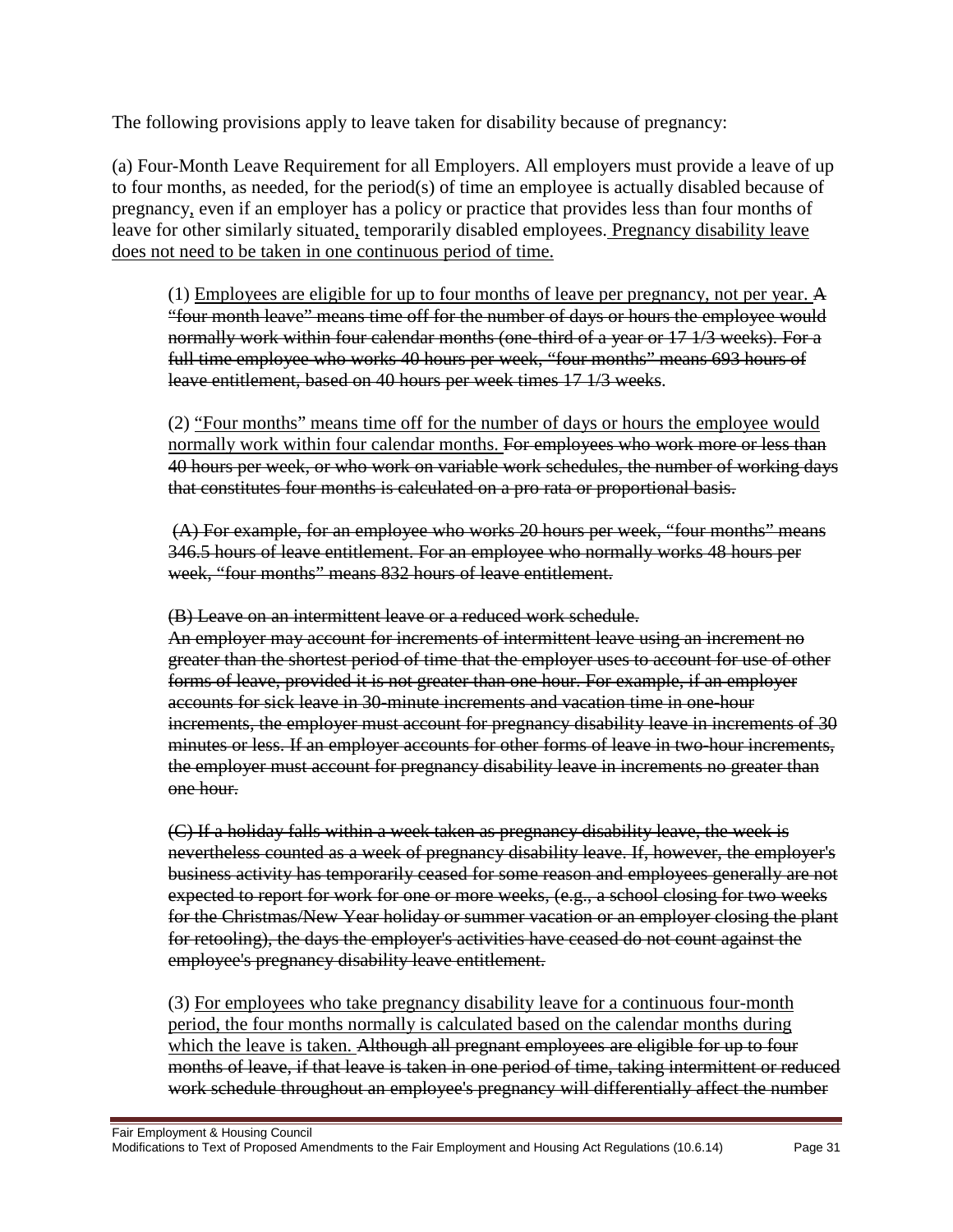The following provisions apply to leave taken for disability because of pregnancy:

(a) Four-Month Leave Requirement for all Employers. All employers must provide a leave of up to four months, as needed, for the period(s) of time an employee is actually disabled because of pregnancy<u>,</u> even if an employer has a policy or practice that provides less than four months of leave for other similarly situated<u>,</u> temporarily disabled employees. <u>Pregnancy disability leave does not need to be taken in one continuous period of time.</u>

(1) <u>Employees are eligible for up to four months of leave per pregnancy, not per year.</u> ~~A "four month leave" means time off for the number of days or hours the employee would normally work within four calendar months (one-third of a year or 17 1/3 weeks). For a full-time employee who works 40 hours per week, "four months" means 693 hours of leave entitlement, based on 40 hours per week times 17 1/3 weeks.~~

(2) <u>"Four months" means time off for the number of days or hours the employee would normally work within four calendar months.</u> ~~For employees who work more or less than 40 hours per week, or who work on variable work schedules, the number of working days that constitutes four months is calculated on a pro rata or proportional basis.~~

~~(A) For example, for an employee who works 20 hours per week, "four months" means 346.5 hours of leave entitlement. For an employee who normally works 48 hours per week, "four months" means 832 hours of leave entitlement.~~

~~(B) Leave on an intermittent leave or a reduced work schedule.~~
~~An employer may account for increments of intermittent leave using an increment no greater than the shortest period of time that the employer uses to account for use of other forms of leave, provided it is not greater than one hour. For example, if an employer accounts for sick leave in 30-minute increments and vacation time in one-hour increments, the employer must account for pregnancy disability leave in increments of 30 minutes or less. If an employer accounts for other forms of leave in two-hour increments, the employer must account for pregnancy disability leave in increments no greater than one hour.~~

~~(C) If a holiday falls within a week taken as pregnancy disability leave, the week is nevertheless counted as a week of pregnancy disability leave. If, however, the employer's business activity has temporarily ceased for some reason and employees generally are not expected to report for work for one or more weeks, (e.g., a school closing for two weeks for the Christmas/New Year holiday or summer vacation or an employer closing the plant for retooling), the days the employer's activities have ceased do not count against the employee's pregnancy disability leave entitlement.~~

(3) <u>For employees who take pregnancy disability leave for a continuous four-month period, the four months normally is calculated based on the calendar months during which the leave is taken.</u> ~~Although all pregnant employees are eligible for up to four months of leave, if that leave is taken in one period of time, taking intermittent or reduced work schedule throughout an employee's pregnancy will differentially affect the number~~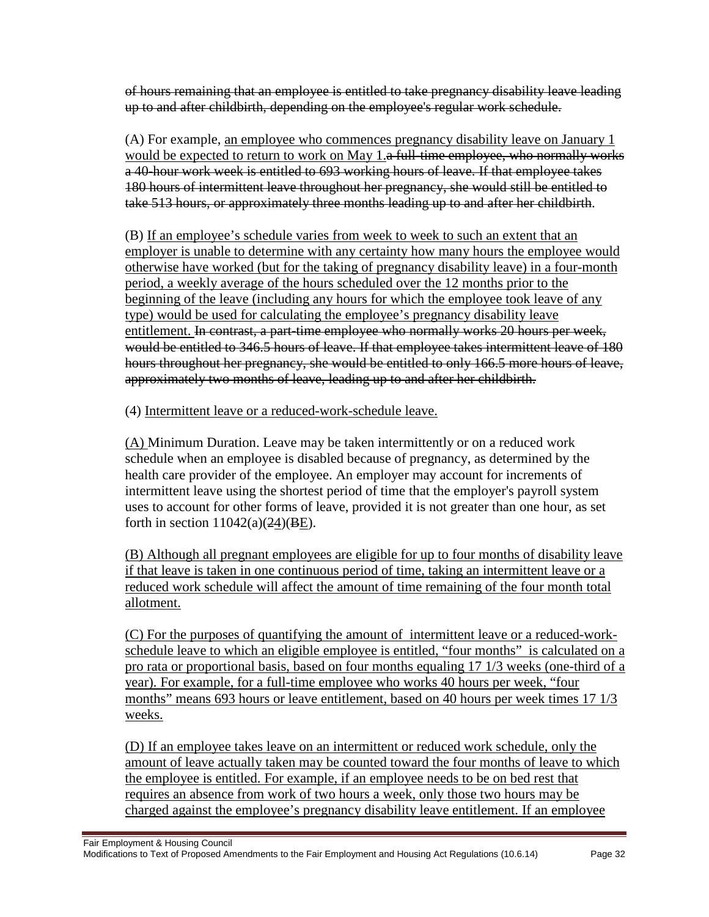~~of hours remaining that an employee is entitled to take pregnancy disability leave leading up to and after childbirth, depending on the employee's regular work schedule.~~

(A) For example, <u>an employee who commences pregnancy disability leave on January 1 would be expected to return to work on May 1.</u>~~a full-time employee, who normally works a 40-hour work week is entitled to 693 working hours of leave. If that employee takes 180 hours of intermittent leave throughout her pregnancy, she would still be entitled to take 513 hours, or approximately three months leading up to and after her childbirth~~.

(B) <u>If an employee's schedule varies from week to week to such an extent that an employer is unable to determine with any certainty how many hours the employee would otherwise have worked (but for the taking of pregnancy disability leave) in a four-month period, a weekly average of the hours scheduled over the 12 months prior to the beginning of the leave (including any hours for which the employee took leave of any type) would be used for calculating the employee's pregnancy disability leave entitlement.</u> ~~In contrast, a part-time employee who normally works 20 hours per week, would be entitled to 346.5 hours of leave. If that employee takes intermittent leave of 180 hours throughout her pregnancy, she would be entitled to only 166.5 more hours of leave, approximately two months of leave, leading up to and after her childbirth.~~

(4) <u>Intermittent leave or a reduced-work-schedule leave.</u>

<u>(A)</u> Minimum Duration. Leave may be taken intermittently or on a reduced work schedule when an employee is disabled because of pregnancy, as determined by the health care provider of the employee. An employer may account for increments of intermittent leave using the shortest period of time that the employer's payroll system uses to account for other forms of leave, provided it is not greater than one hour, as set forth in section 11042(a)(~~2~~<u>4</u>)(~~B~~<u>E</u>).

<u>(B) Although all pregnant employees are eligible for up to four months of disability leave if that leave is taken in one continuous period of time, taking an intermittent leave or a reduced work schedule will affect the amount of time remaining of the four month total allotment.</u>

<u>(C) For the purposes of quantifying the amount of intermittent leave or a reduced-work-schedule leave to which an eligible employee is entitled, "four months" is calculated on a pro rata or proportional basis, based on four months equaling 17 1/3 weeks (one-third of a year). For example, for a full-time employee who works 40 hours per week, "four months" means 693 hours or leave entitlement, based on 40 hours per week times 17 1/3 weeks.</u>

<u>(D) If an employee takes leave on an intermittent or reduced work schedule, only the amount of leave actually taken may be counted toward the four months of leave to which the employee is entitled. For example, if an employee needs to be on bed rest that requires an absence from work of two hours a week, only those two hours may be charged against the employee's pregnancy disability leave entitlement. If an employee</u>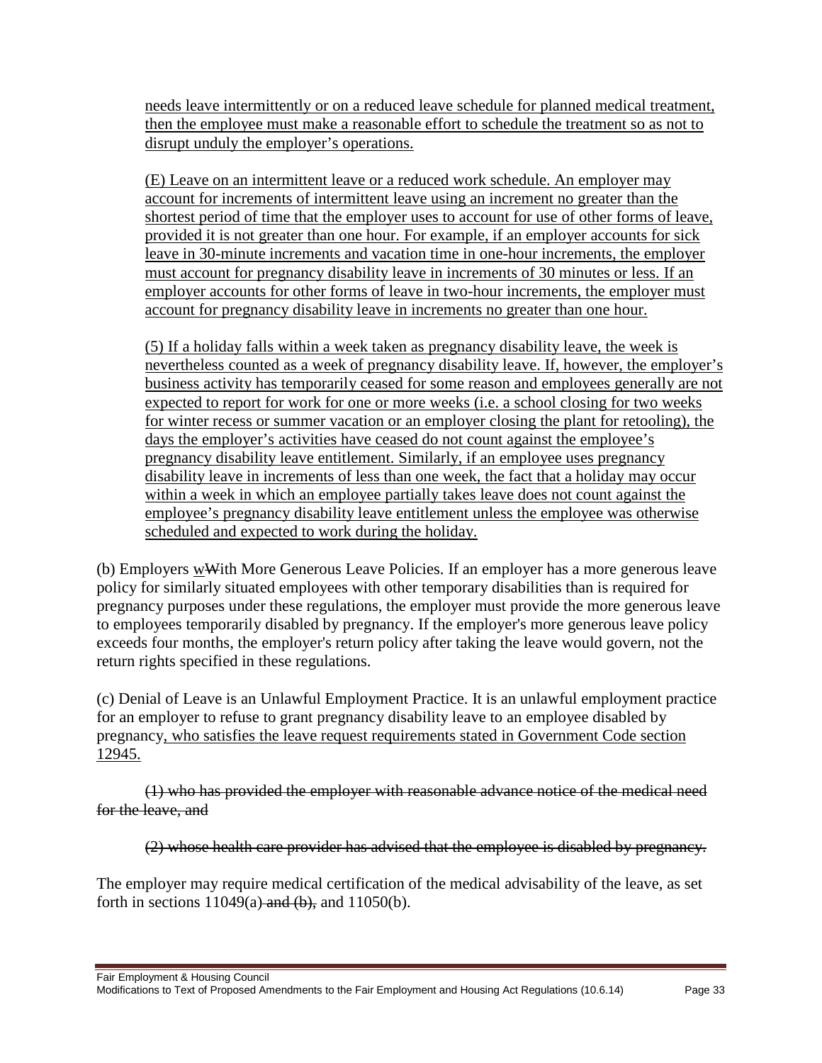needs leave intermittently or on a reduced leave schedule for planned medical treatment, then the employee must make a reasonable effort to schedule the treatment so as not to disrupt unduly the employer's operations.

(E) Leave on an intermittent leave or a reduced work schedule. An employer may account for increments of intermittent leave using an increment no greater than the shortest period of time that the employer uses to account for use of other forms of leave, provided it is not greater than one hour. For example, if an employer accounts for sick leave in 30-minute increments and vacation time in one-hour increments, the employer must account for pregnancy disability leave in increments of 30 minutes or less. If an employer accounts for other forms of leave in two-hour increments, the employer must account for pregnancy disability leave in increments no greater than one hour.

(5) If a holiday falls within a week taken as pregnancy disability leave, the week is nevertheless counted as a week of pregnancy disability leave. If, however, the employer's business activity has temporarily ceased for some reason and employees generally are not expected to report for work for one or more weeks (i.e. a school closing for two weeks for winter recess or summer vacation or an employer closing the plant for retooling), the days the employer's activities have ceased do not count against the employee's pregnancy disability leave entitlement. Similarly, if an employee uses pregnancy disability leave in increments of less than one week, the fact that a holiday may occur within a week in which an employee partially takes leave does not count against the employee's pregnancy disability leave entitlement unless the employee was otherwise scheduled and expected to work during the holiday.

(b) Employers w~~W~~ith More Generous Leave Policies. If an employer has a more generous leave policy for similarly situated employees with other temporary disabilities than is required for pregnancy purposes under these regulations, the employer must provide the more generous leave to employees temporarily disabled by pregnancy. If the employer's more generous leave policy exceeds four months, the employer's return policy after taking the leave would govern, not the return rights specified in these regulations.

(c) Denial of Leave is an Unlawful Employment Practice. It is an unlawful employment practice for an employer to refuse to grant pregnancy disability leave to an employee disabled by pregnancy, who satisfies the leave request requirements stated in Government Code section 12945.

~~(1) who has provided the employer with reasonable advance notice of the medical need for the leave, and~~

~~(2) whose health care provider has advised that the employee is disabled by pregnancy.~~

The employer may require medical certification of the medical advisability of the leave, as set forth in sections 11049(a)~~ and (b),~~ and 11050(b).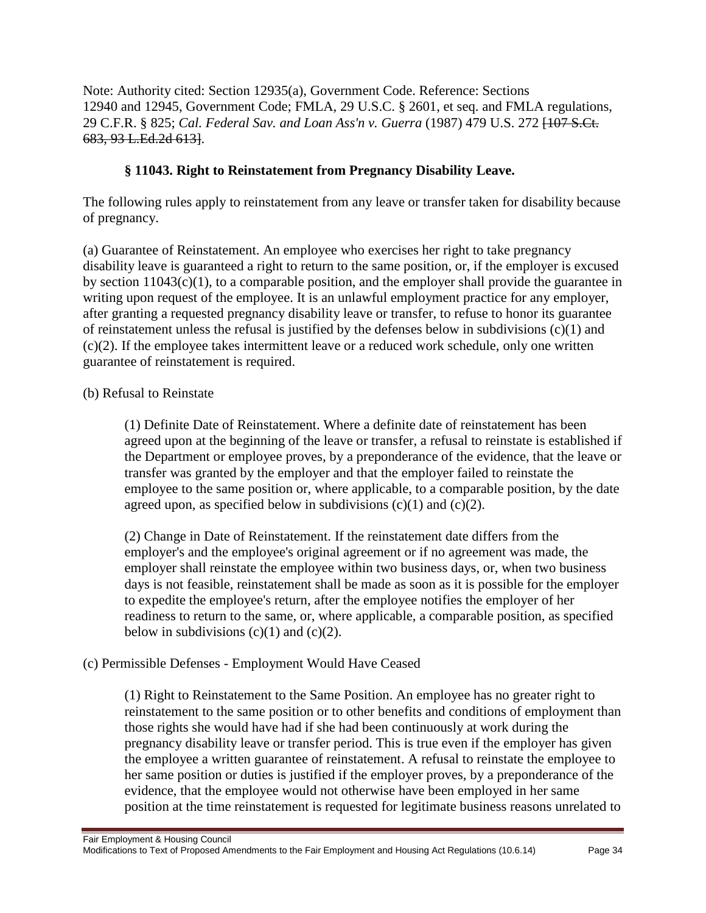Note: Authority cited: Section 12935(a), Government Code. Reference: Sections 12940 and 12945, Government Code; FMLA, 29 U.S.C. § 2601, et seq. and FMLA regulations, 29 C.F.R. § 825; *Cal. Federal Sav. and Loan Ass'n v. Guerra* (1987) 479 U.S. 272 ~~[107 S.Ct. 683, 93 L.Ed.2d 613]~~.

### § 11043. Right to Reinstatement from Pregnancy Disability Leave.

The following rules apply to reinstatement from any leave or transfer taken for disability because of pregnancy.

(a) Guarantee of Reinstatement. An employee who exercises her right to take pregnancy disability leave is guaranteed a right to return to the same position, or, if the employer is excused by section 11043(c)(1), to a comparable position, and the employer shall provide the guarantee in writing upon request of the employee. It is an unlawful employment practice for any employer, after granting a requested pregnancy disability leave or transfer, to refuse to honor its guarantee of reinstatement unless the refusal is justified by the defenses below in subdivisions (c)(1) and (c)(2). If the employee takes intermittent leave or a reduced work schedule, only one written guarantee of reinstatement is required.

(b) Refusal to Reinstate

> (1) Definite Date of Reinstatement. Where a definite date of reinstatement has been agreed upon at the beginning of the leave or transfer, a refusal to reinstate is established if the Department or employee proves, by a preponderance of the evidence, that the leave or transfer was granted by the employer and that the employer failed to reinstate the employee to the same position or, where applicable, to a comparable position, by the date agreed upon, as specified below in subdivisions (c)(1) and (c)(2).
>
> (2) Change in Date of Reinstatement. If the reinstatement date differs from the employer's and the employee's original agreement or if no agreement was made, the employer shall reinstate the employee within two business days, or, when two business days is not feasible, reinstatement shall be made as soon as it is possible for the employer to expedite the employee's return, after the employee notifies the employer of her readiness to return to the same, or, where applicable, a comparable position, as specified below in subdivisions (c)(1) and (c)(2).

(c) Permissible Defenses - Employment Would Have Ceased

> (1) Right to Reinstatement to the Same Position. An employee has no greater right to reinstatement to the same position or to other benefits and conditions of employment than those rights she would have had if she had been continuously at work during the pregnancy disability leave or transfer period. This is true even if the employer has given the employee a written guarantee of reinstatement. A refusal to reinstate the employee to her same position or duties is justified if the employer proves, by a preponderance of the evidence, that the employee would not otherwise have been employed in her same position at the time reinstatement is requested for legitimate business reasons unrelated to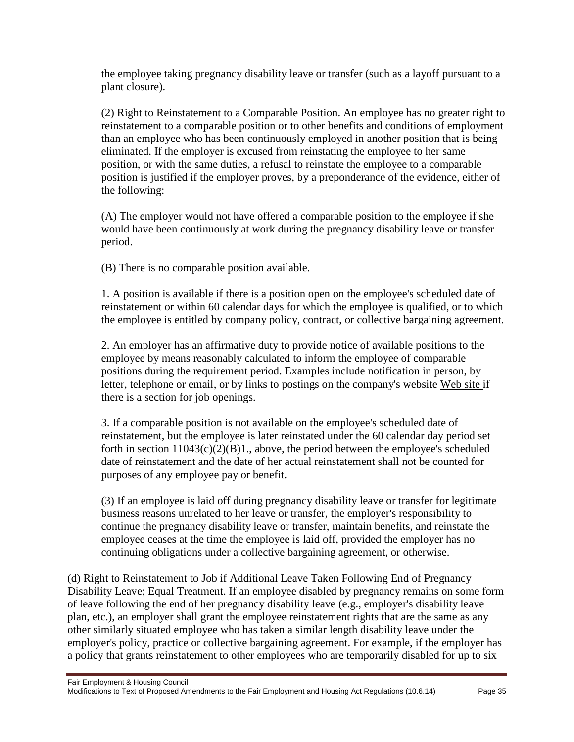the employee taking pregnancy disability leave or transfer (such as a layoff pursuant to a plant closure).

(2) Right to Reinstatement to a Comparable Position. An employee has no greater right to reinstatement to a comparable position or to other benefits and conditions of employment than an employee who has been continuously employed in another position that is being eliminated. If the employer is excused from reinstating the employee to her same position, or with the same duties, a refusal to reinstate the employee to a comparable position is justified if the employer proves, by a preponderance of the evidence, either of the following:

(A) The employer would not have offered a comparable position to the employee if she would have been continuously at work during the pregnancy disability leave or transfer period.

(B) There is no comparable position available.

1. A position is available if there is a position open on the employee's scheduled date of reinstatement or within 60 calendar days for which the employee is qualified, or to which the employee is entitled by company policy, contract, or collective bargaining agreement.

2. An employer has an affirmative duty to provide notice of available positions to the employee by means reasonably calculated to inform the employee of comparable positions during the requirement period. Examples include notification in person, by letter, telephone or email, or by links to postings on the company's ~~website~~ Web site if there is a section for job openings.

3. If a comparable position is not available on the employee's scheduled date of reinstatement, but the employee is later reinstated under the 60 calendar day period set forth in section 11043(c)(2)(B)1~~., above~~, the period between the employee's scheduled date of reinstatement and the date of her actual reinstatement shall not be counted for purposes of any employee pay or benefit.

(3) If an employee is laid off during pregnancy disability leave or transfer for legitimate business reasons unrelated to her leave or transfer, the employer's responsibility to continue the pregnancy disability leave or transfer, maintain benefits, and reinstate the employee ceases at the time the employee is laid off, provided the employer has no continuing obligations under a collective bargaining agreement, or otherwise.

(d) Right to Reinstatement to Job if Additional Leave Taken Following End of Pregnancy Disability Leave; Equal Treatment. If an employee disabled by pregnancy remains on some form of leave following the end of her pregnancy disability leave (e.g., employer's disability leave plan, etc.), an employer shall grant the employee reinstatement rights that are the same as any other similarly situated employee who has taken a similar length disability leave under the employer's policy, practice or collective bargaining agreement. For example, if the employer has a policy that grants reinstatement to other employees who are temporarily disabled for up to six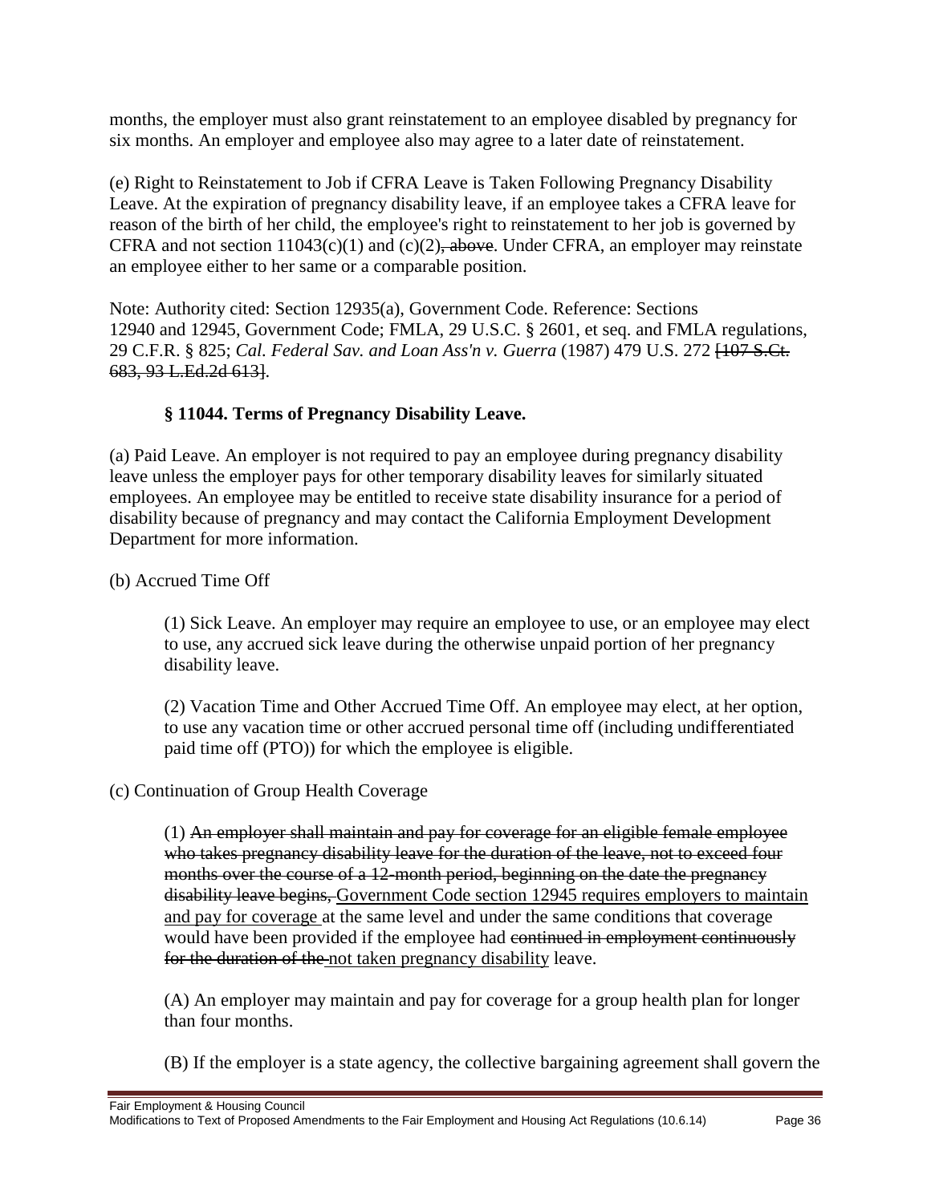months, the employer must also grant reinstatement to an employee disabled by pregnancy for six months. An employer and employee also may agree to a later date of reinstatement.

(e) Right to Reinstatement to Job if CFRA Leave is Taken Following Pregnancy Disability Leave. At the expiration of pregnancy disability leave, if an employee takes a CFRA leave for reason of the birth of her child, the employee's right to reinstatement to her job is governed by CFRA and not section 11043(c)(1) and (c)(2)~~, above~~. Under CFRA, an employer may reinstate an employee either to her same or a comparable position.

Note: Authority cited: Section 12935(a), Government Code. Reference: Sections 12940 and 12945, Government Code; FMLA, 29 U.S.C. § 2601, et seq. and FMLA regulations, 29 C.F.R. § 825; *Cal. Federal Sav. and Loan Ass'n v. Guerra* (1987) 479 U.S. 272 ~~[107 S.Ct. 683, 93 L.Ed.2d 613]~~.

### § 11044. Terms of Pregnancy Disability Leave.

(a) Paid Leave. An employer is not required to pay an employee during pregnancy disability leave unless the employer pays for other temporary disability leaves for similarly situated employees. An employee may be entitled to receive state disability insurance for a period of disability because of pregnancy and may contact the California Employment Development Department for more information.

(b) Accrued Time Off

(1) Sick Leave. An employer may require an employee to use, or an employee may elect to use, any accrued sick leave during the otherwise unpaid portion of her pregnancy disability leave.

(2) Vacation Time and Other Accrued Time Off. An employee may elect, at her option, to use any vacation time or other accrued personal time off (including undifferentiated paid time off (PTO)) for which the employee is eligible.

(c) Continuation of Group Health Coverage

(1) ~~An employer shall maintain and pay for coverage for an eligible female employee who takes pregnancy disability leave for the duration of the leave, not to exceed four months over the course of a 12-month period, beginning on the date the pregnancy disability leave begins,~~ <u>Government Code section 12945 requires employers to maintain and pay for coverage</u> at the same level and under the same conditions that coverage would have been provided if the employee had ~~continued in employment continuously for the duration of the~~ <u>not taken pregnancy disability</u> leave.

(A) An employer may maintain and pay for coverage for a group health plan for longer than four months.

(B) If the employer is a state agency, the collective bargaining agreement shall govern the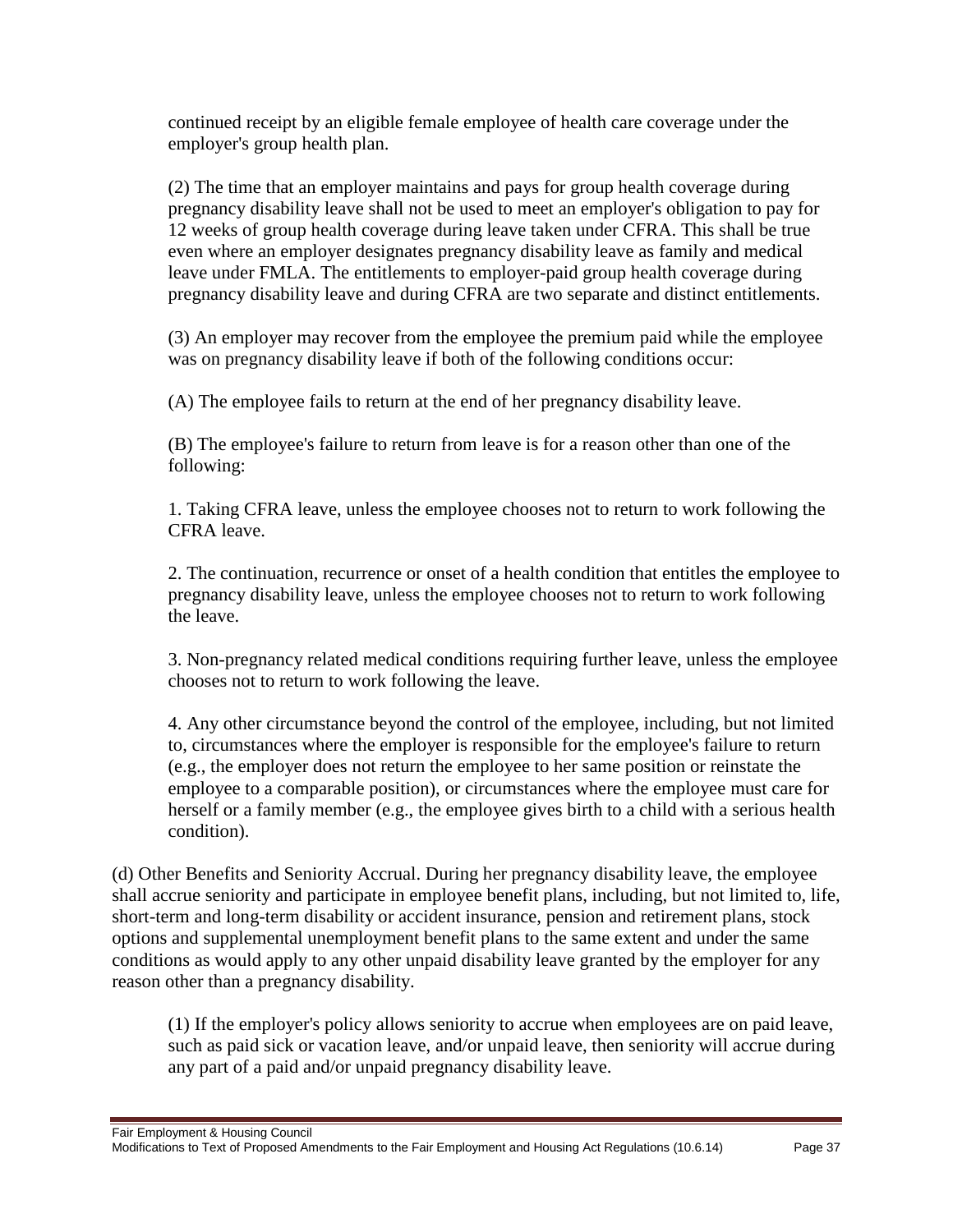continued receipt by an eligible female employee of health care coverage under the employer's group health plan.

(2) The time that an employer maintains and pays for group health coverage during pregnancy disability leave shall not be used to meet an employer's obligation to pay for 12 weeks of group health coverage during leave taken under CFRA. This shall be true even where an employer designates pregnancy disability leave as family and medical leave under FMLA. The entitlements to employer-paid group health coverage during pregnancy disability leave and during CFRA are two separate and distinct entitlements.

(3) An employer may recover from the employee the premium paid while the employee was on pregnancy disability leave if both of the following conditions occur:

(A) The employee fails to return at the end of her pregnancy disability leave.

(B) The employee's failure to return from leave is for a reason other than one of the following:

1. Taking CFRA leave, unless the employee chooses not to return to work following the CFRA leave.

2. The continuation, recurrence or onset of a health condition that entitles the employee to pregnancy disability leave, unless the employee chooses not to return to work following the leave.

3. Non-pregnancy related medical conditions requiring further leave, unless the employee chooses not to return to work following the leave.

4. Any other circumstance beyond the control of the employee, including, but not limited to, circumstances where the employer is responsible for the employee's failure to return (e.g., the employer does not return the employee to her same position or reinstate the employee to a comparable position), or circumstances where the employee must care for herself or a family member (e.g., the employee gives birth to a child with a serious health condition).

(d) Other Benefits and Seniority Accrual. During her pregnancy disability leave, the employee shall accrue seniority and participate in employee benefit plans, including, but not limited to, life, short-term and long-term disability or accident insurance, pension and retirement plans, stock options and supplemental unemployment benefit plans to the same extent and under the same conditions as would apply to any other unpaid disability leave granted by the employer for any reason other than a pregnancy disability.

(1) If the employer's policy allows seniority to accrue when employees are on paid leave, such as paid sick or vacation leave, and/or unpaid leave, then seniority will accrue during any part of a paid and/or unpaid pregnancy disability leave.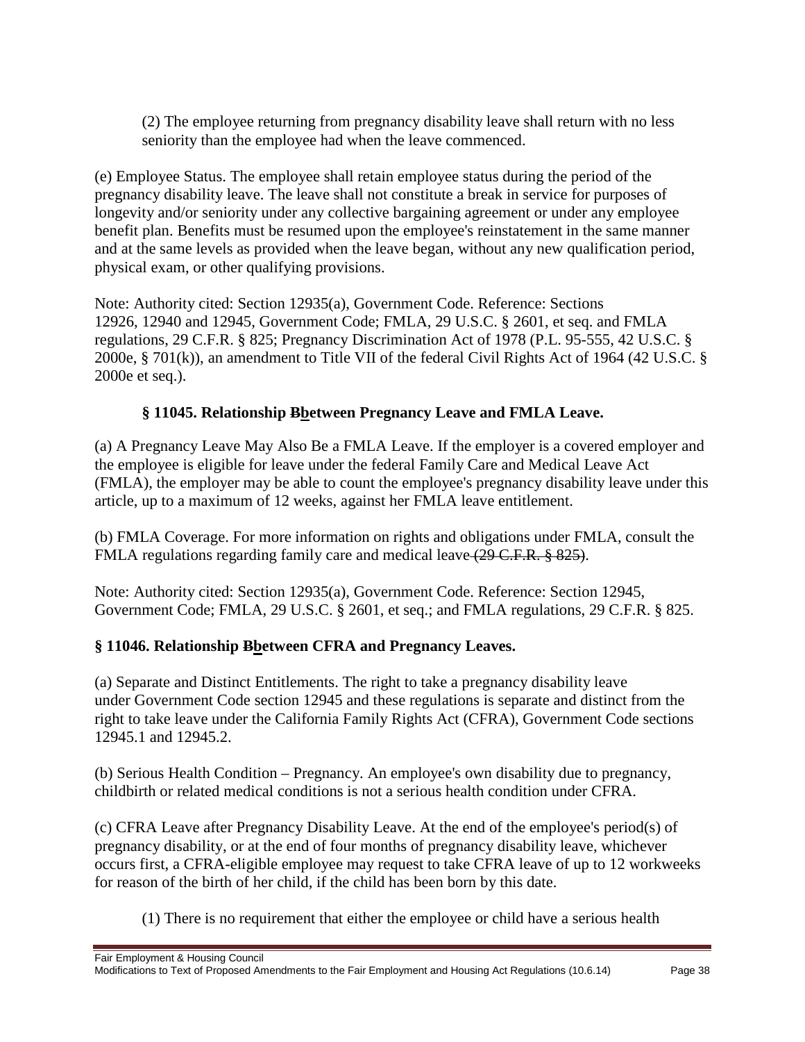(2) The employee returning from pregnancy disability leave shall return with no less seniority than the employee had when the leave commenced.

(e) Employee Status. The employee shall retain employee status during the period of the pregnancy disability leave. The leave shall not constitute a break in service for purposes of longevity and/or seniority under any collective bargaining agreement or under any employee benefit plan. Benefits must be resumed upon the employee's reinstatement in the same manner and at the same levels as provided when the leave began, without any new qualification period, physical exam, or other qualifying provisions.

Note: Authority cited: Section 12935(a), Government Code. Reference: Sections 12926, 12940 and 12945, Government Code; FMLA, 29 U.S.C. § 2601, et seq. and FMLA regulations, 29 C.F.R. § 825; Pregnancy Discrimination Act of 1978 (P.L. 95-555, 42 U.S.C. § 2000e, § 701(k)), an amendment to Title VII of the federal Civil Rights Act of 1964 (42 U.S.C. § 2000e et seq.).

### § 11045. Relationship ~~B~~<u>b</u>etween Pregnancy Leave and FMLA Leave.

(a) A Pregnancy Leave May Also Be a FMLA Leave. If the employer is a covered employer and the employee is eligible for leave under the federal Family Care and Medical Leave Act (FMLA), the employer may be able to count the employee's pregnancy disability leave under this article, up to a maximum of 12 weeks, against her FMLA leave entitlement.

(b) FMLA Coverage. For more information on rights and obligations under FMLA, consult the FMLA regulations regarding family care and medical leave ~~(29 C.F.R. § 825)~~.

Note: Authority cited: Section 12935(a), Government Code. Reference: Section 12945, Government Code; FMLA, 29 U.S.C. § 2601, et seq.; and FMLA regulations, 29 C.F.R. § 825.

### § 11046. Relationship ~~B~~<u>b</u>etween CFRA and Pregnancy Leaves.

(a) Separate and Distinct Entitlements. The right to take a pregnancy disability leave under Government Code section 12945 and these regulations is separate and distinct from the right to take leave under the California Family Rights Act (CFRA), Government Code sections 12945.1 and 12945.2.

(b) Serious Health Condition – Pregnancy. An employee's own disability due to pregnancy, childbirth or related medical conditions is not a serious health condition under CFRA.

(c) CFRA Leave after Pregnancy Disability Leave. At the end of the employee's period(s) of pregnancy disability, or at the end of four months of pregnancy disability leave, whichever occurs first, a CFRA-eligible employee may request to take CFRA leave of up to 12 workweeks for reason of the birth of her child, if the child has been born by this date.

(1) There is no requirement that either the employee or child have a serious health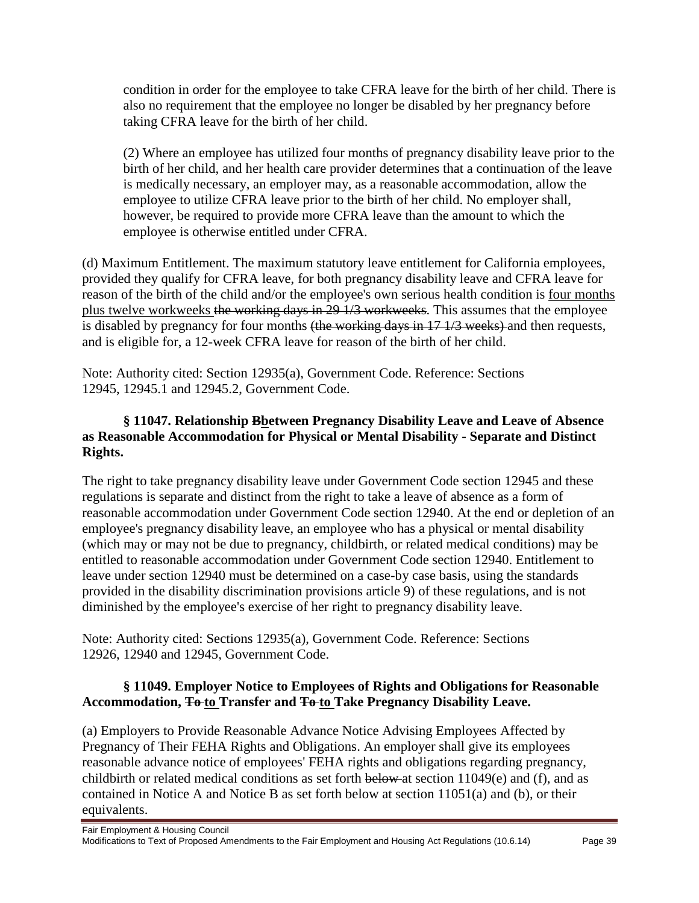condition in order for the employee to take CFRA leave for the birth of her child. There is also no requirement that the employee no longer be disabled by her pregnancy before taking CFRA leave for the birth of her child.

(2) Where an employee has utilized four months of pregnancy disability leave prior to the birth of her child, and her health care provider determines that a continuation of the leave is medically necessary, an employer may, as a reasonable accommodation, allow the employee to utilize CFRA leave prior to the birth of her child. No employer shall, however, be required to provide more CFRA leave than the amount to which the employee is otherwise entitled under CFRA.

(d) Maximum Entitlement. The maximum statutory leave entitlement for California employees, provided they qualify for CFRA leave, for both pregnancy disability leave and CFRA leave for reason of the birth of the child and/or the employee's own serious health condition is <u>four months plus twelve workweeks</u> ~~the working days in 29 1/3 workweeks~~. This assumes that the employee is disabled by pregnancy for four months ~~(the working days in 17 1/3 weeks)~~ and then requests, and is eligible for, a 12-week CFRA leave for reason of the birth of her child.

Note: Authority cited: Section 12935(a), Government Code. Reference: Sections 12945, 12945.1 and 12945.2, Government Code.

### § 11047. Relationship ~~B~~<u>b</u>etween Pregnancy Disability Leave and Leave of Absence as Reasonable Accommodation for Physical or Mental Disability - Separate and Distinct Rights.

The right to take pregnancy disability leave under Government Code section 12945 and these regulations is separate and distinct from the right to take a leave of absence as a form of reasonable accommodation under Government Code section 12940. At the end or depletion of an employee's pregnancy disability leave, an employee who has a physical or mental disability (which may or may not be due to pregnancy, childbirth, or related medical conditions) may be entitled to reasonable accommodation under Government Code section 12940. Entitlement to leave under section 12940 must be determined on a case-by case basis, using the standards provided in the disability discrimination provisions article 9) of these regulations, and is not diminished by the employee's exercise of her right to pregnancy disability leave.

Note: Authority cited: Sections 12935(a), Government Code. Reference: Sections 12926, 12940 and 12945, Government Code.

### § 11049. Employer Notice to Employees of Rights and Obligations for Reasonable Accommodation, ~~To~~ <u>to</u> Transfer and ~~To~~ <u>to</u> Take Pregnancy Disability Leave.

(a) Employers to Provide Reasonable Advance Notice Advising Employees Affected by Pregnancy of Their FEHA Rights and Obligations. An employer shall give its employees reasonable advance notice of employees' FEHA rights and obligations regarding pregnancy, childbirth or related medical conditions as set forth ~~below~~ at section 11049(e) and (f), and as contained in Notice A and Notice B as set forth below at section 11051(a) and (b), or their equivalents.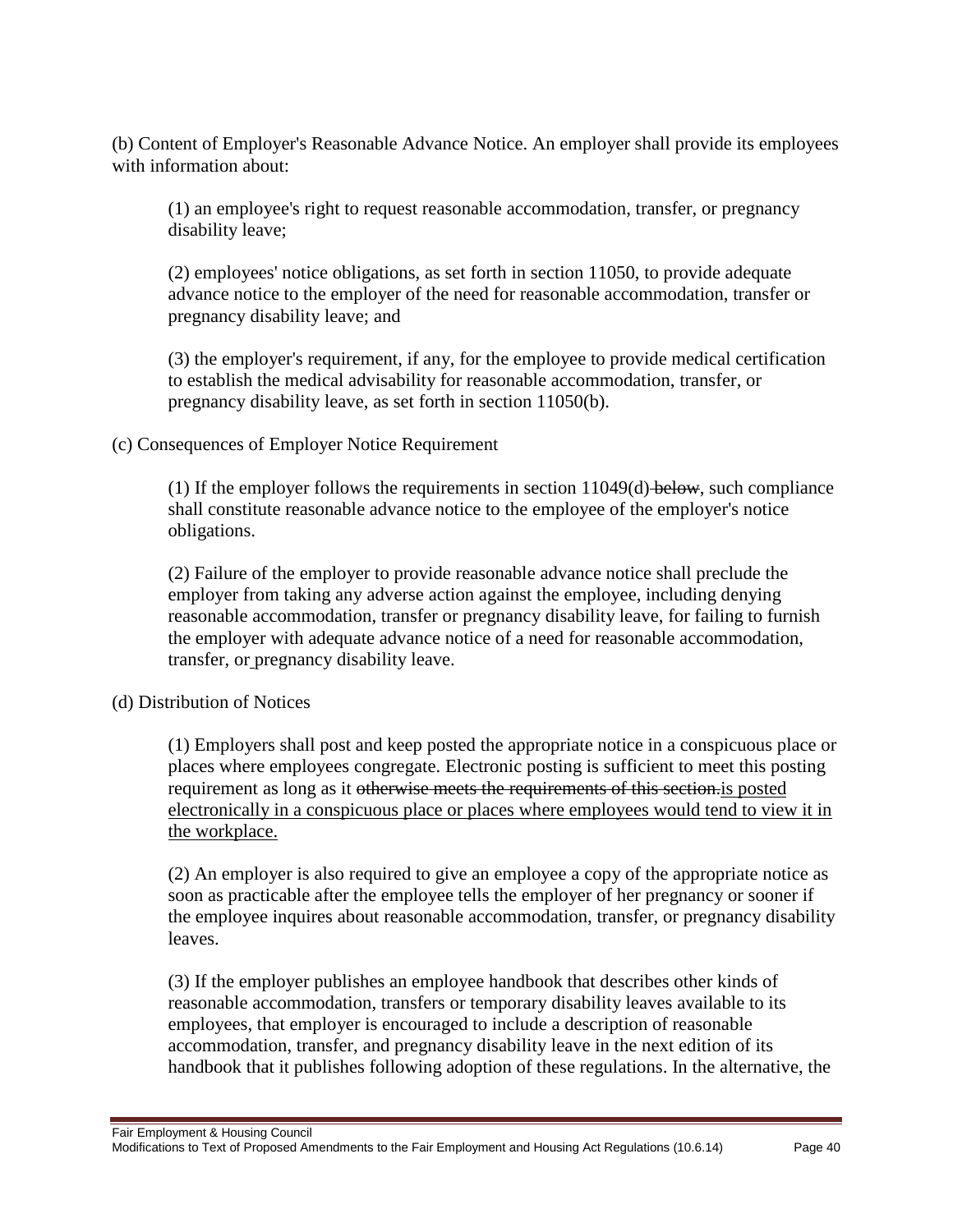(b) Content of Employer's Reasonable Advance Notice. An employer shall provide its employees with information about:

(1) an employee's right to request reasonable accommodation, transfer, or pregnancy disability leave;

(2) employees' notice obligations, as set forth in section 11050, to provide adequate advance notice to the employer of the need for reasonable accommodation, transfer or pregnancy disability leave; and

(3) the employer's requirement, if any, for the employee to provide medical certification to establish the medical advisability for reasonable accommodation, transfer, or pregnancy disability leave, as set forth in section 11050(b).

(c) Consequences of Employer Notice Requirement

(1) If the employer follows the requirements in section 11049(d) ~~below~~, such compliance shall constitute reasonable advance notice to the employee of the employer's notice obligations.

(2) Failure of the employer to provide reasonable advance notice shall preclude the employer from taking any adverse action against the employee, including denying reasonable accommodation, transfer or pregnancy disability leave, for failing to furnish the employer with adequate advance notice of a need for reasonable accommodation, transfer, or pregnancy disability leave.

(d) Distribution of Notices

(1) Employers shall post and keep posted the appropriate notice in a conspicuous place or places where employees congregate. Electronic posting is sufficient to meet this posting requirement as long as it ~~otherwise meets the requirements of this section.~~<u>is posted electronically in a conspicuous place or places where employees would tend to view it in the workplace.</u>

(2) An employer is also required to give an employee a copy of the appropriate notice as soon as practicable after the employee tells the employer of her pregnancy or sooner if the employee inquires about reasonable accommodation, transfer, or pregnancy disability leaves.

(3) If the employer publishes an employee handbook that describes other kinds of reasonable accommodation, transfers or temporary disability leaves available to its employees, that employer is encouraged to include a description of reasonable accommodation, transfer, and pregnancy disability leave in the next edition of its handbook that it publishes following adoption of these regulations. In the alternative, the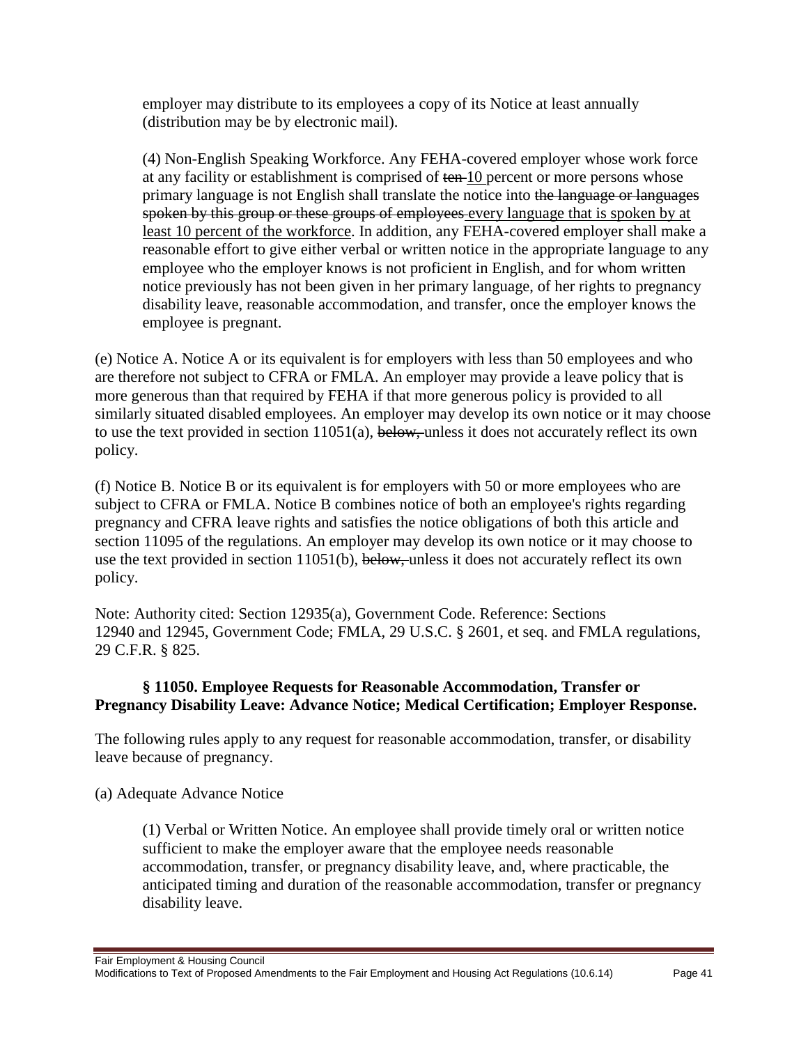employer may distribute to its employees a copy of its Notice at least annually (distribution may be by electronic mail).

(4) Non-English Speaking Workforce. Any FEHA-covered employer whose work force at any facility or establishment is comprised of ~~ten~~ 10 percent or more persons whose primary language is not English shall translate the notice into ~~the language or languages spoken by this group or these groups of employees~~ every language that is spoken by at least 10 percent of the workforce. In addition, any FEHA-covered employer shall make a reasonable effort to give either verbal or written notice in the appropriate language to any employee who the employer knows is not proficient in English, and for whom written notice previously has not been given in her primary language, of her rights to pregnancy disability leave, reasonable accommodation, and transfer, once the employer knows the employee is pregnant.

(e) Notice A. Notice A or its equivalent is for employers with less than 50 employees and who are therefore not subject to CFRA or FMLA. An employer may provide a leave policy that is more generous than that required by FEHA if that more generous policy is provided to all similarly situated disabled employees. An employer may develop its own notice or it may choose to use the text provided in section 11051(a), ~~below,~~ unless it does not accurately reflect its own policy.

(f) Notice B. Notice B or its equivalent is for employers with 50 or more employees who are subject to CFRA or FMLA. Notice B combines notice of both an employee's rights regarding pregnancy and CFRA leave rights and satisfies the notice obligations of both this article and section 11095 of the regulations. An employer may develop its own notice or it may choose to use the text provided in section 11051(b), ~~below,~~ unless it does not accurately reflect its own policy.

Note: Authority cited: Section 12935(a), Government Code. Reference: Sections 12940 and 12945, Government Code; FMLA, 29 U.S.C. § 2601, et seq. and FMLA regulations, 29 C.F.R. § 825.

**§ 11050. Employee Requests for Reasonable Accommodation, Transfer or Pregnancy Disability Leave: Advance Notice; Medical Certification; Employer Response.**

The following rules apply to any request for reasonable accommodation, transfer, or disability leave because of pregnancy.

(a) Adequate Advance Notice

(1) Verbal or Written Notice. An employee shall provide timely oral or written notice sufficient to make the employer aware that the employee needs reasonable accommodation, transfer, or pregnancy disability leave, and, where practicable, the anticipated timing and duration of the reasonable accommodation, transfer or pregnancy disability leave.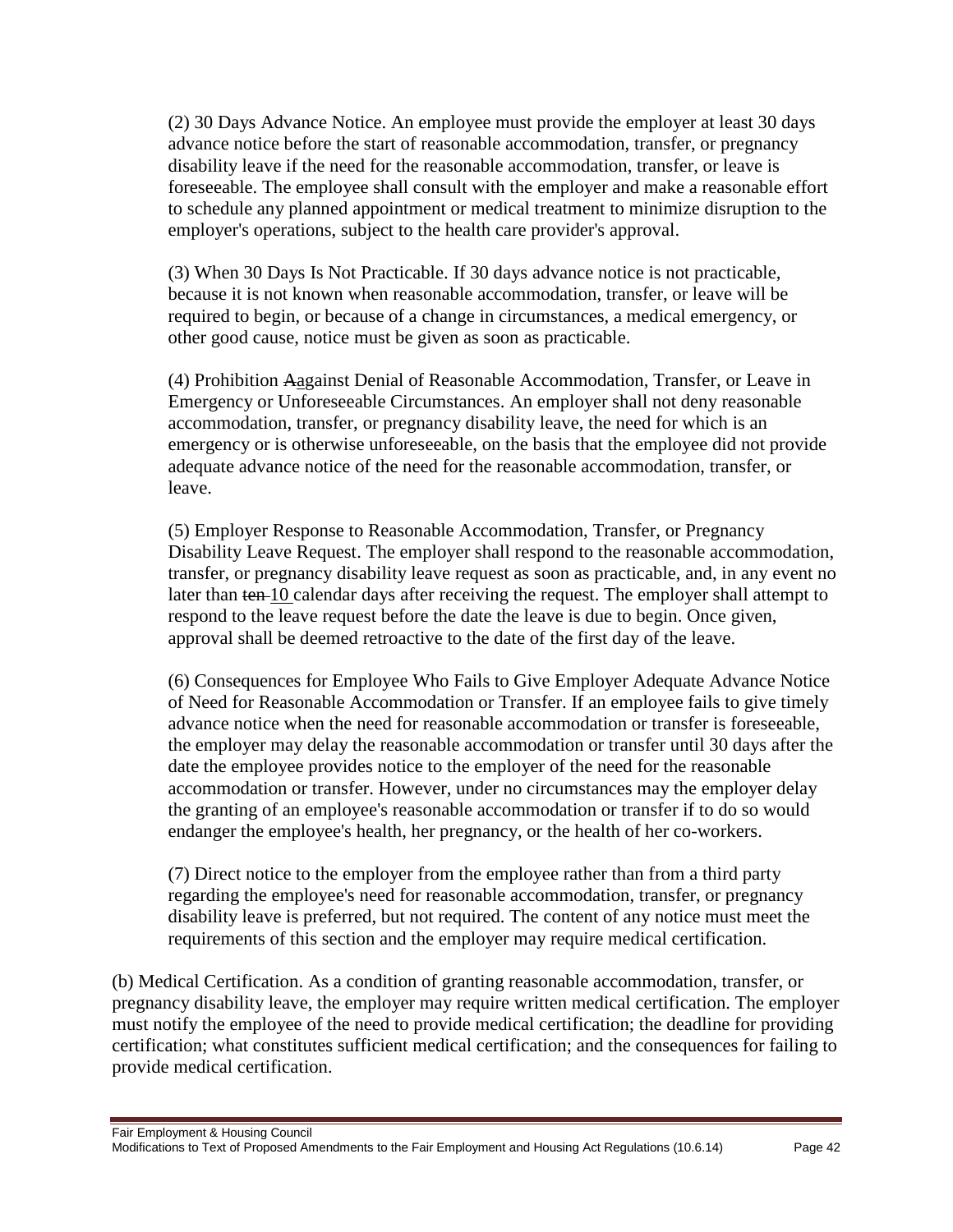(2) 30 Days Advance Notice. An employee must provide the employer at least 30 days advance notice before the start of reasonable accommodation, transfer, or pregnancy disability leave if the need for the reasonable accommodation, transfer, or leave is foreseeable. The employee shall consult with the employer and make a reasonable effort to schedule any planned appointment or medical treatment to minimize disruption to the employer's operations, subject to the health care provider's approval.

(3) When 30 Days Is Not Practicable. If 30 days advance notice is not practicable, because it is not known when reasonable accommodation, transfer, or leave will be required to begin, or because of a change in circumstances, a medical emergency, or other good cause, notice must be given as soon as practicable.

(4) Prohibition ~~A~~against Denial of Reasonable Accommodation, Transfer, or Leave in Emergency or Unforeseeable Circumstances. An employer shall not deny reasonable accommodation, transfer, or pregnancy disability leave, the need for which is an emergency or is otherwise unforeseeable, on the basis that the employee did not provide adequate advance notice of the need for the reasonable accommodation, transfer, or leave.

(5) Employer Response to Reasonable Accommodation, Transfer, or Pregnancy Disability Leave Request. The employer shall respond to the reasonable accommodation, transfer, or pregnancy disability leave request as soon as practicable, and, in any event no later than ~~ten~~ 10 calendar days after receiving the request. The employer shall attempt to respond to the leave request before the date the leave is due to begin. Once given, approval shall be deemed retroactive to the date of the first day of the leave.

(6) Consequences for Employee Who Fails to Give Employer Adequate Advance Notice of Need for Reasonable Accommodation or Transfer. If an employee fails to give timely advance notice when the need for reasonable accommodation or transfer is foreseeable, the employer may delay the reasonable accommodation or transfer until 30 days after the date the employee provides notice to the employer of the need for the reasonable accommodation or transfer. However, under no circumstances may the employer delay the granting of an employee's reasonable accommodation or transfer if to do so would endanger the employee's health, her pregnancy, or the health of her co-workers.

(7) Direct notice to the employer from the employee rather than from a third party regarding the employee's need for reasonable accommodation, transfer, or pregnancy disability leave is preferred, but not required. The content of any notice must meet the requirements of this section and the employer may require medical certification.

(b) Medical Certification. As a condition of granting reasonable accommodation, transfer, or pregnancy disability leave, the employer may require written medical certification. The employer must notify the employee of the need to provide medical certification; the deadline for providing certification; what constitutes sufficient medical certification; and the consequences for failing to provide medical certification.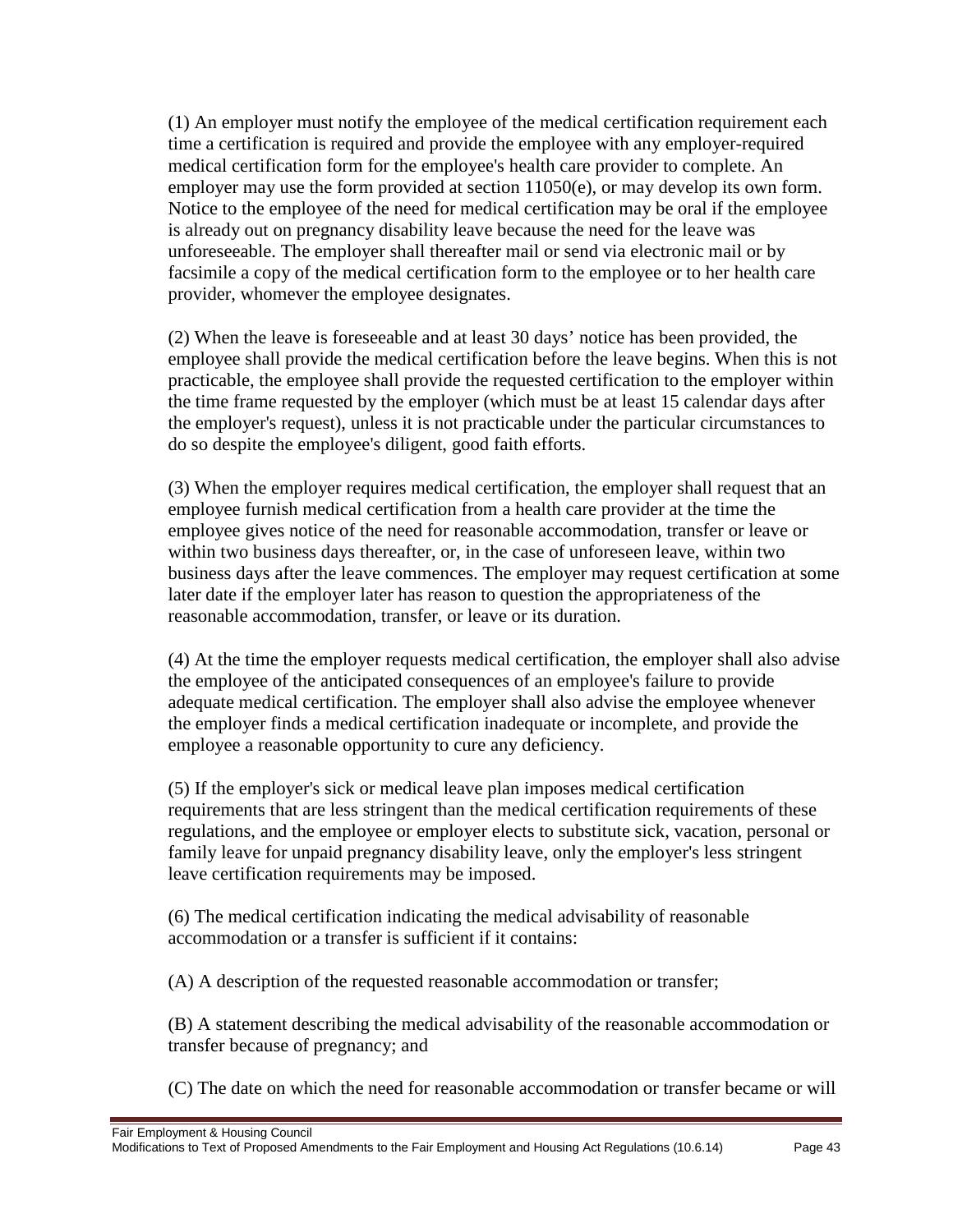(1) An employer must notify the employee of the medical certification requirement each time a certification is required and provide the employee with any employer-required medical certification form for the employee's health care provider to complete. An employer may use the form provided at section 11050(e), or may develop its own form. Notice to the employee of the need for medical certification may be oral if the employee is already out on pregnancy disability leave because the need for the leave was unforeseeable. The employer shall thereafter mail or send via electronic mail or by facsimile a copy of the medical certification form to the employee or to her health care provider, whomever the employee designates.

(2) When the leave is foreseeable and at least 30 days' notice has been provided, the employee shall provide the medical certification before the leave begins. When this is not practicable, the employee shall provide the requested certification to the employer within the time frame requested by the employer (which must be at least 15 calendar days after the employer's request), unless it is not practicable under the particular circumstances to do so despite the employee's diligent, good faith efforts.

(3) When the employer requires medical certification, the employer shall request that an employee furnish medical certification from a health care provider at the time the employee gives notice of the need for reasonable accommodation, transfer or leave or within two business days thereafter, or, in the case of unforeseen leave, within two business days after the leave commences. The employer may request certification at some later date if the employer later has reason to question the appropriateness of the reasonable accommodation, transfer, or leave or its duration.

(4) At the time the employer requests medical certification, the employer shall also advise the employee of the anticipated consequences of an employee's failure to provide adequate medical certification. The employer shall also advise the employee whenever the employer finds a medical certification inadequate or incomplete, and provide the employee a reasonable opportunity to cure any deficiency.

(5) If the employer's sick or medical leave plan imposes medical certification requirements that are less stringent than the medical certification requirements of these regulations, and the employee or employer elects to substitute sick, vacation, personal or family leave for unpaid pregnancy disability leave, only the employer's less stringent leave certification requirements may be imposed.

(6) The medical certification indicating the medical advisability of reasonable accommodation or a transfer is sufficient if it contains:

(A) A description of the requested reasonable accommodation or transfer;

(B) A statement describing the medical advisability of the reasonable accommodation or transfer because of pregnancy; and

(C) The date on which the need for reasonable accommodation or transfer became or will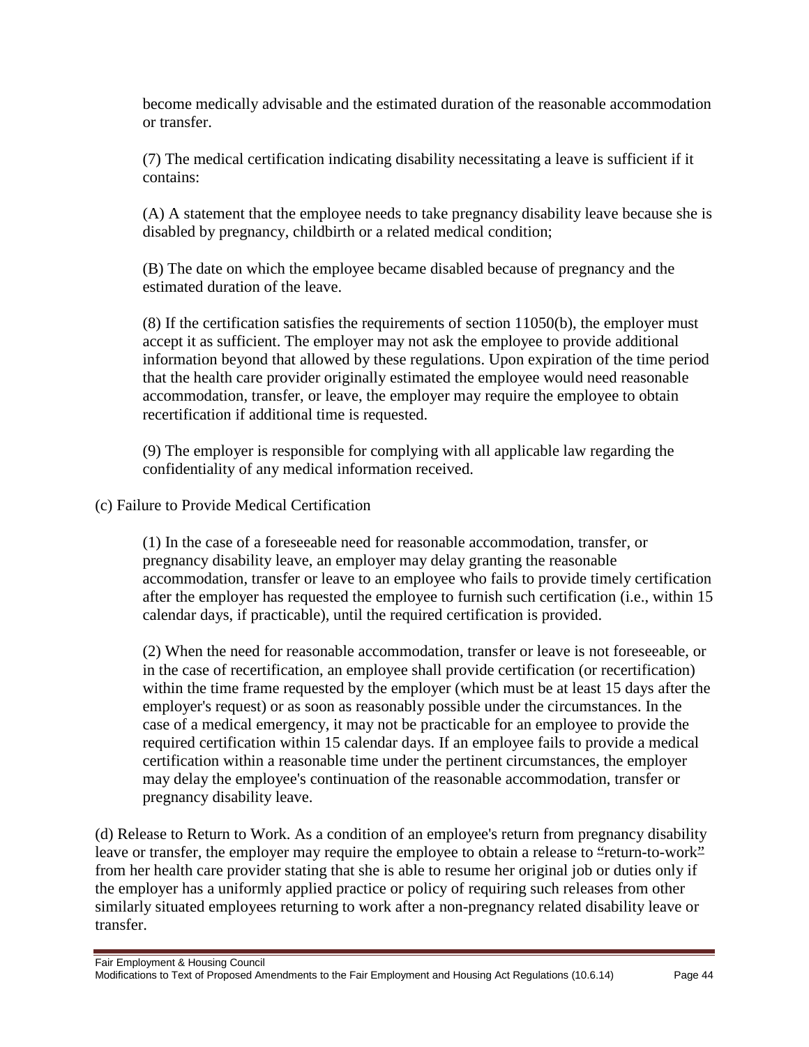become medically advisable and the estimated duration of the reasonable accommodation or transfer.

(7) The medical certification indicating disability necessitating a leave is sufficient if it contains:

(A) A statement that the employee needs to take pregnancy disability leave because she is disabled by pregnancy, childbirth or a related medical condition;

(B) The date on which the employee became disabled because of pregnancy and the estimated duration of the leave.

(8) If the certification satisfies the requirements of section 11050(b), the employer must accept it as sufficient. The employer may not ask the employee to provide additional information beyond that allowed by these regulations. Upon expiration of the time period that the health care provider originally estimated the employee would need reasonable accommodation, transfer, or leave, the employer may require the employee to obtain recertification if additional time is requested.

(9) The employer is responsible for complying with all applicable law regarding the confidentiality of any medical information received.

(c) Failure to Provide Medical Certification

(1) In the case of a foreseeable need for reasonable accommodation, transfer, or pregnancy disability leave, an employer may delay granting the reasonable accommodation, transfer or leave to an employee who fails to provide timely certification after the employer has requested the employee to furnish such certification (i.e., within 15 calendar days, if practicable), until the required certification is provided.

(2) When the need for reasonable accommodation, transfer or leave is not foreseeable, or in the case of recertification, an employee shall provide certification (or recertification) within the time frame requested by the employer (which must be at least 15 days after the employer's request) or as soon as reasonably possible under the circumstances. In the case of a medical emergency, it may not be practicable for an employee to provide the required certification within 15 calendar days. If an employee fails to provide a medical certification within a reasonable time under the pertinent circumstances, the employer may delay the employee's continuation of the reasonable accommodation, transfer or pregnancy disability leave.

(d) Release to Return to Work. As a condition of an employee's return from pregnancy disability leave or transfer, the employer may require the employee to obtain a release to "return-to-work" from her health care provider stating that she is able to resume her original job or duties only if the employer has a uniformly applied practice or policy of requiring such releases from other similarly situated employees returning to work after a non-pregnancy related disability leave or transfer.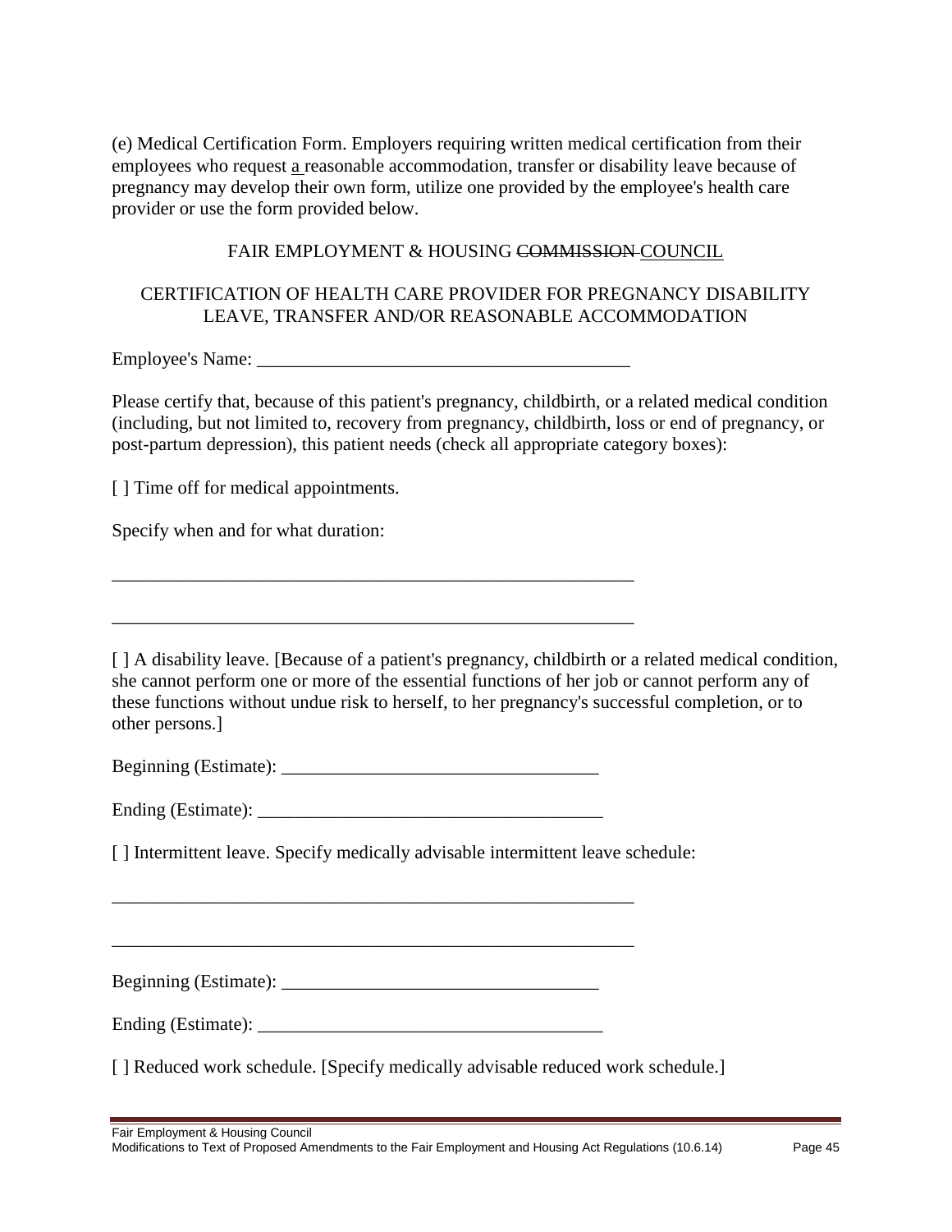(e) Medical Certification Form. Employers requiring written medical certification from their employees who request a reasonable accommodation, transfer or disability leave because of pregnancy may develop their own form, utilize one provided by the employee's health care provider or use the form provided below.

FAIR EMPLOYMENT & HOUSING ~~COMMISSION~~ COUNCIL

CERTIFICATION OF HEALTH CARE PROVIDER FOR PREGNANCY DISABILITY LEAVE, TRANSFER AND/OR REASONABLE ACCOMMODATION

Employee's Name: ________________________________________

Please certify that, because of this patient's pregnancy, childbirth, or a related medical condition (including, but not limited to, recovery from pregnancy, childbirth, loss or end of pregnancy, or post-partum depression), this patient needs (check all appropriate category boxes):

[ ] Time off for medical appointments.

Specify when and for what duration:

__________________________________________________________

__________________________________________________________

[ ] A disability leave. [Because of a patient's pregnancy, childbirth or a related medical condition, she cannot perform one or more of the essential functions of her job or cannot perform any of these functions without undue risk to herself, to her pregnancy's successful completion, or to other persons.]

Beginning (Estimate): __________________________________

Ending (Estimate): _____________________________________

[ ] Intermittent leave. Specify medically advisable intermittent leave schedule:

__________________________________________________________

__________________________________________________________

Beginning (Estimate): __________________________________

Ending (Estimate): _____________________________________

[ ] Reduced work schedule. [Specify medically advisable reduced work schedule.]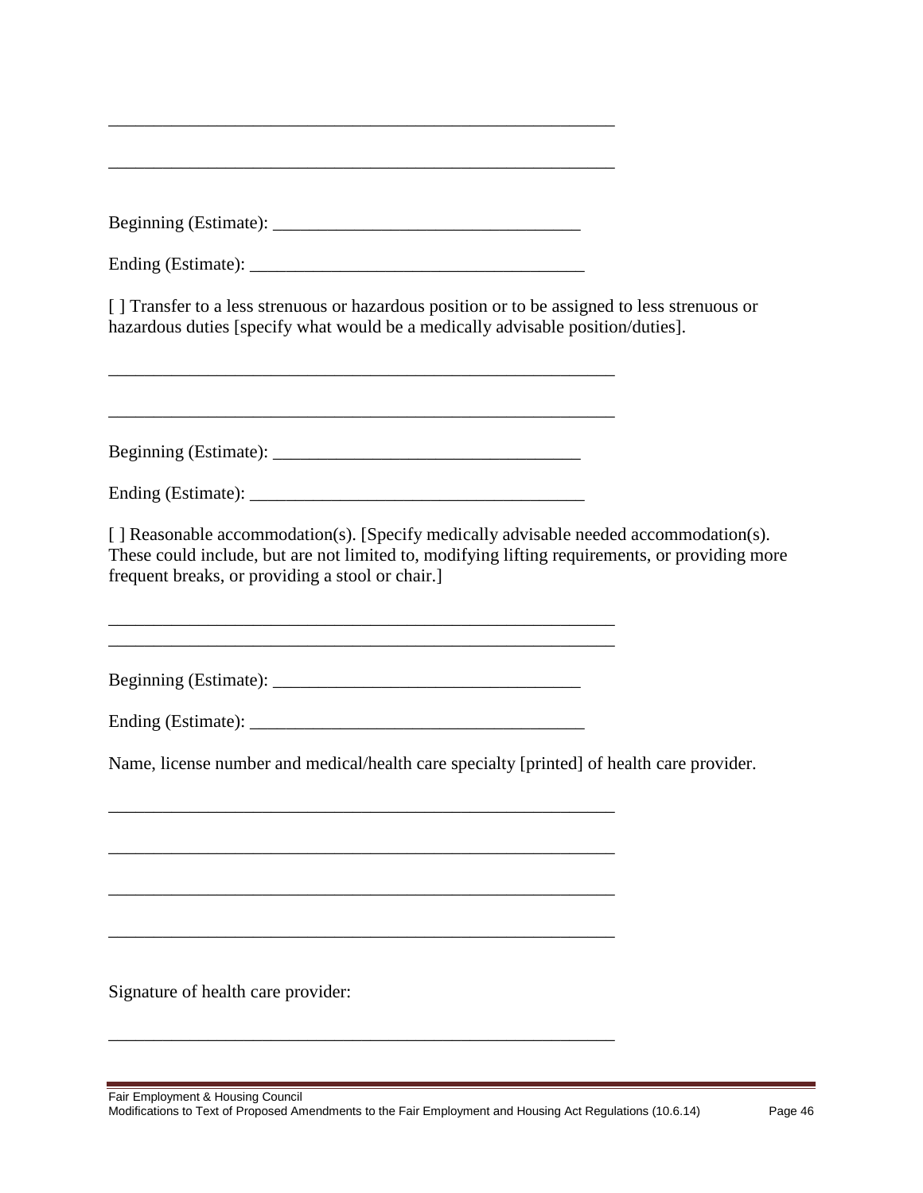\_\_\_\_\_\_\_\_\_\_\_\_\_\_\_\_\_\_\_\_\_\_\_\_\_\_\_\_\_\_\_\_\_\_\_\_\_\_\_\_\_\_\_\_\_\_\_\_\_\_\_\_\_\_\_\_

\_\_\_\_\_\_\_\_\_\_\_\_\_\_\_\_\_\_\_\_\_\_\_\_\_\_\_\_\_\_\_\_\_\_\_\_\_\_\_\_\_\_\_\_\_\_\_\_\_\_\_\_\_\_\_\_

Beginning (Estimate): \_\_\_\_\_\_\_\_\_\_\_\_\_\_\_\_\_\_\_\_\_\_\_\_\_\_\_\_\_\_\_\_\_\_

Ending (Estimate): \_\_\_\_\_\_\_\_\_\_\_\_\_\_\_\_\_\_\_\_\_\_\_\_\_\_\_\_\_\_\_\_\_\_\_\_\_

[ ] Transfer to a less strenuous or hazardous position or to be assigned to less strenuous or hazardous duties [specify what would be a medically advisable position/duties].

\_\_\_\_\_\_\_\_\_\_\_\_\_\_\_\_\_\_\_\_\_\_\_\_\_\_\_\_\_\_\_\_\_\_\_\_\_\_\_\_\_\_\_\_\_\_\_\_\_\_\_\_\_\_\_\_

\_\_\_\_\_\_\_\_\_\_\_\_\_\_\_\_\_\_\_\_\_\_\_\_\_\_\_\_\_\_\_\_\_\_\_\_\_\_\_\_\_\_\_\_\_\_\_\_\_\_\_\_\_\_\_\_

Beginning (Estimate): \_\_\_\_\_\_\_\_\_\_\_\_\_\_\_\_\_\_\_\_\_\_\_\_\_\_\_\_\_\_\_\_\_\_

Ending (Estimate): \_\_\_\_\_\_\_\_\_\_\_\_\_\_\_\_\_\_\_\_\_\_\_\_\_\_\_\_\_\_\_\_\_\_\_\_\_

[ ] Reasonable accommodation(s). [Specify medically advisable needed accommodation(s). These could include, but are not limited to, modifying lifting requirements, or providing more frequent breaks, or providing a stool or chair.]

\_\_\_\_\_\_\_\_\_\_\_\_\_\_\_\_\_\_\_\_\_\_\_\_\_\_\_\_\_\_\_\_\_\_\_\_\_\_\_\_\_\_\_\_\_\_\_\_\_\_\_\_\_\_\_\_

\_\_\_\_\_\_\_\_\_\_\_\_\_\_\_\_\_\_\_\_\_\_\_\_\_\_\_\_\_\_\_\_\_\_\_\_\_\_\_\_\_\_\_\_\_\_\_\_\_\_\_\_\_\_\_\_

Beginning (Estimate): \_\_\_\_\_\_\_\_\_\_\_\_\_\_\_\_\_\_\_\_\_\_\_\_\_\_\_\_\_\_\_\_\_\_

Ending (Estimate): \_\_\_\_\_\_\_\_\_\_\_\_\_\_\_\_\_\_\_\_\_\_\_\_\_\_\_\_\_\_\_\_\_\_\_\_\_

Name, license number and medical/health care specialty [printed] of health care provider.

\_\_\_\_\_\_\_\_\_\_\_\_\_\_\_\_\_\_\_\_\_\_\_\_\_\_\_\_\_\_\_\_\_\_\_\_\_\_\_\_\_\_\_\_\_\_\_\_\_\_\_\_\_\_\_\_

\_\_\_\_\_\_\_\_\_\_\_\_\_\_\_\_\_\_\_\_\_\_\_\_\_\_\_\_\_\_\_\_\_\_\_\_\_\_\_\_\_\_\_\_\_\_\_\_\_\_\_\_\_\_\_\_

\_\_\_\_\_\_\_\_\_\_\_\_\_\_\_\_\_\_\_\_\_\_\_\_\_\_\_\_\_\_\_\_\_\_\_\_\_\_\_\_\_\_\_\_\_\_\_\_\_\_\_\_\_\_\_\_

\_\_\_\_\_\_\_\_\_\_\_\_\_\_\_\_\_\_\_\_\_\_\_\_\_\_\_\_\_\_\_\_\_\_\_\_\_\_\_\_\_\_\_\_\_\_\_\_\_\_\_\_\_\_\_\_

Signature of health care provider:

\_\_\_\_\_\_\_\_\_\_\_\_\_\_\_\_\_\_\_\_\_\_\_\_\_\_\_\_\_\_\_\_\_\_\_\_\_\_\_\_\_\_\_\_\_\_\_\_\_\_\_\_\_\_\_\_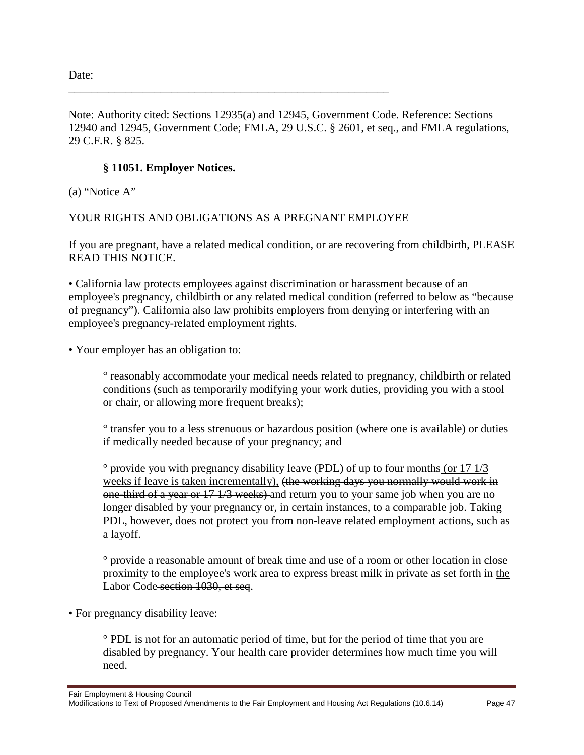Date:

___________________________________________________________

Note: Authority cited: Sections 12935(a) and 12945, Government Code. Reference: Sections 12940 and 12945, Government Code; FMLA, 29 U.S.C. § 2601, et seq., and FMLA regulations, 29 C.F.R. § 825.

### § 11051. Employer Notices.

(a) <u>"</u>Notice A<u>"</u>

YOUR RIGHTS AND OBLIGATIONS AS A PREGNANT EMPLOYEE

If you are pregnant, have a related medical condition, or are recovering from childbirth, PLEASE READ THIS NOTICE.

• California law protects employees against discrimination or harassment because of an employee's pregnancy, childbirth or any related medical condition (referred to below as "because of pregnancy"). California also law prohibits employers from denying or interfering with an employee's pregnancy-related employment rights.

• Your employer has an obligation to:

° reasonably accommodate your medical needs related to pregnancy, childbirth or related conditions (such as temporarily modifying your work duties, providing you with a stool or chair, or allowing more frequent breaks);

° transfer you to a less strenuous or hazardous position (where one is available) or duties if medically needed because of your pregnancy; and

° provide you with pregnancy disability leave (PDL) of up to four months<u> (or 17 1/3 weeks if leave is taken incrementally),</u> ~~(the working days you normally would work in one-third of a year or 17 1/3 weeks)~~ and return you to your same job when you are no longer disabled by your pregnancy or, in certain instances, to a comparable job. Taking PDL, however, does not protect you from non-leave related employment actions, such as a layoff.

° provide a reasonable amount of break time and use of a room or other location in close proximity to the employee's work area to express breast milk in private as set forth in <u>the</u> Labor Code~~ section 1030, et seq~~.

• For pregnancy disability leave:

° PDL is not for an automatic period of time, but for the period of time that you are disabled by pregnancy. Your health care provider determines how much time you will need.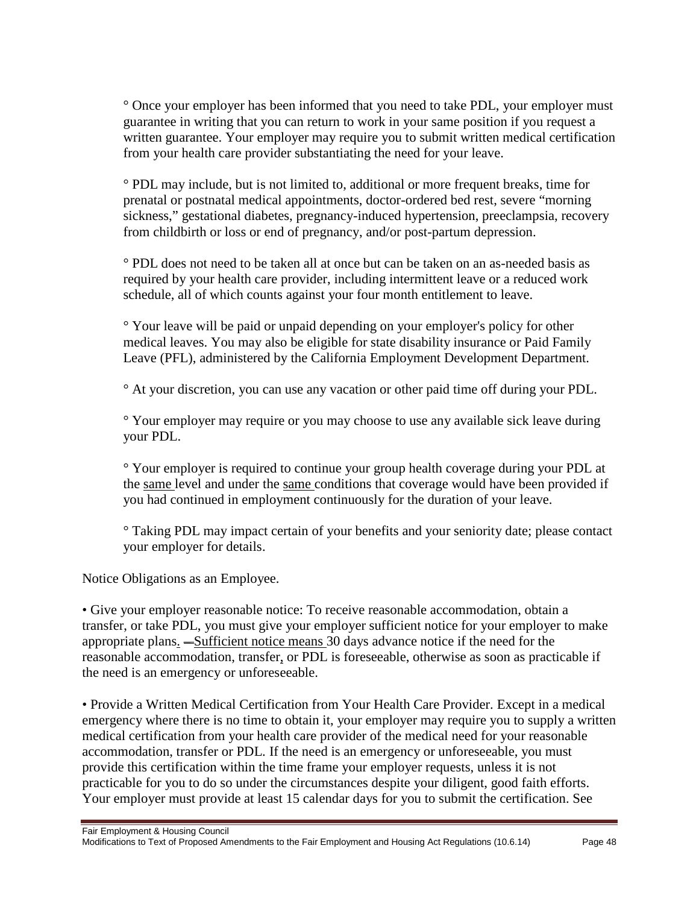° Once your employer has been informed that you need to take PDL, your employer must guarantee in writing that you can return to work in your same position if you request a written guarantee. Your employer may require you to submit written medical certification from your health care provider substantiating the need for your leave.

° PDL may include, but is not limited to, additional or more frequent breaks, time for prenatal or postnatal medical appointments, doctor-ordered bed rest, severe "morning sickness," gestational diabetes, pregnancy-induced hypertension, preeclampsia, recovery from childbirth or loss or end of pregnancy, and/or post-partum depression.

° PDL does not need to be taken all at once but can be taken on an as-needed basis as required by your health care provider, including intermittent leave or a reduced work schedule, all of which counts against your four month entitlement to leave.

° Your leave will be paid or unpaid depending on your employer's policy for other medical leaves. You may also be eligible for state disability insurance or Paid Family Leave (PFL), administered by the California Employment Development Department.

° At your discretion, you can use any vacation or other paid time off during your PDL.

° Your employer may require or you may choose to use any available sick leave during your PDL.

° Your employer is required to continue your group health coverage during your PDL at the same level and under the same conditions that coverage would have been provided if you had continued in employment continuously for the duration of your leave.

° Taking PDL may impact certain of your benefits and your seniority date; please contact your employer for details.

Notice Obligations as an Employee.

• Give your employer reasonable notice: To receive reasonable accommodation, obtain a transfer, or take PDL, you must give your employer sufficient notice for your employer to make appropriate plans. ―Sufficient notice means 30 days advance notice if the need for the reasonable accommodation, transfer, or PDL is foreseeable, otherwise as soon as practicable if the need is an emergency or unforeseeable.

• Provide a Written Medical Certification from Your Health Care Provider. Except in a medical emergency where there is no time to obtain it, your employer may require you to supply a written medical certification from your health care provider of the medical need for your reasonable accommodation, transfer or PDL. If the need is an emergency or unforeseeable, you must provide this certification within the time frame your employer requests, unless it is not practicable for you to do so under the circumstances despite your diligent, good faith efforts. Your employer must provide at least 15 calendar days for you to submit the certification. See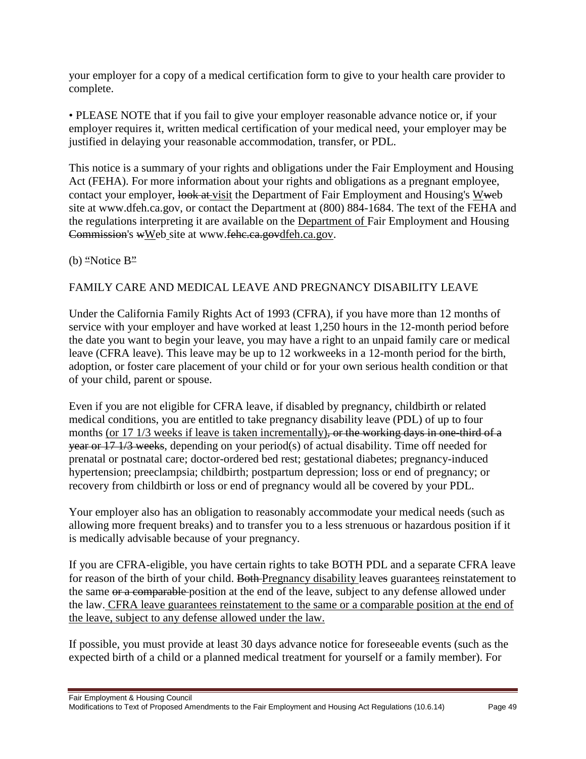your employer for a copy of a medical certification form to give to your health care provider to complete.

• PLEASE NOTE that if you fail to give your employer reasonable advance notice or, if your employer requires it, written medical certification of your medical need, your employer may be justified in delaying your reasonable accommodation, transfer, or PDL.

This notice is a summary of your rights and obligations under the Fair Employment and Housing Act (FEHA). For more information about your rights and obligations as a pregnant employee, contact your employer, ~~look at~~ <u>visit</u> the Department of Fair Employment and Housing's <u>W</u>~~w~~eb site at www.dfeh.ca.gov, or contact the Department at (800) 884-1684. The text of the FEHA and the regulations interpreting it are available on the <u>Department of</u> Fair Employment and Housing ~~Commission~~'s ~~w~~<u>W</u>eb site at www.~~fehc.ca.gov~~<u>dfeh.ca.gov</u>.

(b) <u>"</u>Notice B<u>"</u>

FAMILY CARE AND MEDICAL LEAVE AND PREGNANCY DISABILITY LEAVE

Under the California Family Rights Act of 1993 (CFRA), if you have more than 12 months of service with your employer and have worked at least 1,250 hours in the 12-month period before the date you want to begin your leave, you may have a right to an unpaid family care or medical leave (CFRA leave). This leave may be up to 12 workweeks in a 12-month period for the birth, adoption, or foster care placement of your child or for your own serious health condition or that of your child, parent or spouse.

Even if you are not eligible for CFRA leave, if disabled by pregnancy, childbirth or related medical conditions, you are entitled to take pregnancy disability leave (PDL) of up to four months <u>(or 17 1/3 weeks if leave is taken incrementally)</u>~~, or the working days in one-third of a year or 17 1/3 weeks~~, depending on your period(s) of actual disability. Time off needed for prenatal or postnatal care; doctor-ordered bed rest; gestational diabetes; pregnancy-induced hypertension; preeclampsia; childbirth; postpartum depression; loss or end of pregnancy; or recovery from childbirth or loss or end of pregnancy would all be covered by your PDL.

Your employer also has an obligation to reasonably accommodate your medical needs (such as allowing more frequent breaks) and to transfer you to a less strenuous or hazardous position if it is medically advisable because of your pregnancy.

If you are CFRA-eligible, you have certain rights to take BOTH PDL and a separate CFRA leave for reason of the birth of your child. ~~Both~~ <u>Pregnancy disability</u> leave~~s~~ guarantee<u>s</u> reinstatement to the same ~~or a comparable~~ position at the end of the leave, subject to any defense allowed under the law. <u>CFRA leave guarantees reinstatement to the same or a comparable position at the end of the leave, subject to any defense allowed under the law.</u>

If possible, you must provide at least 30 days advance notice for foreseeable events (such as the expected birth of a child or a planned medical treatment for yourself or a family member). For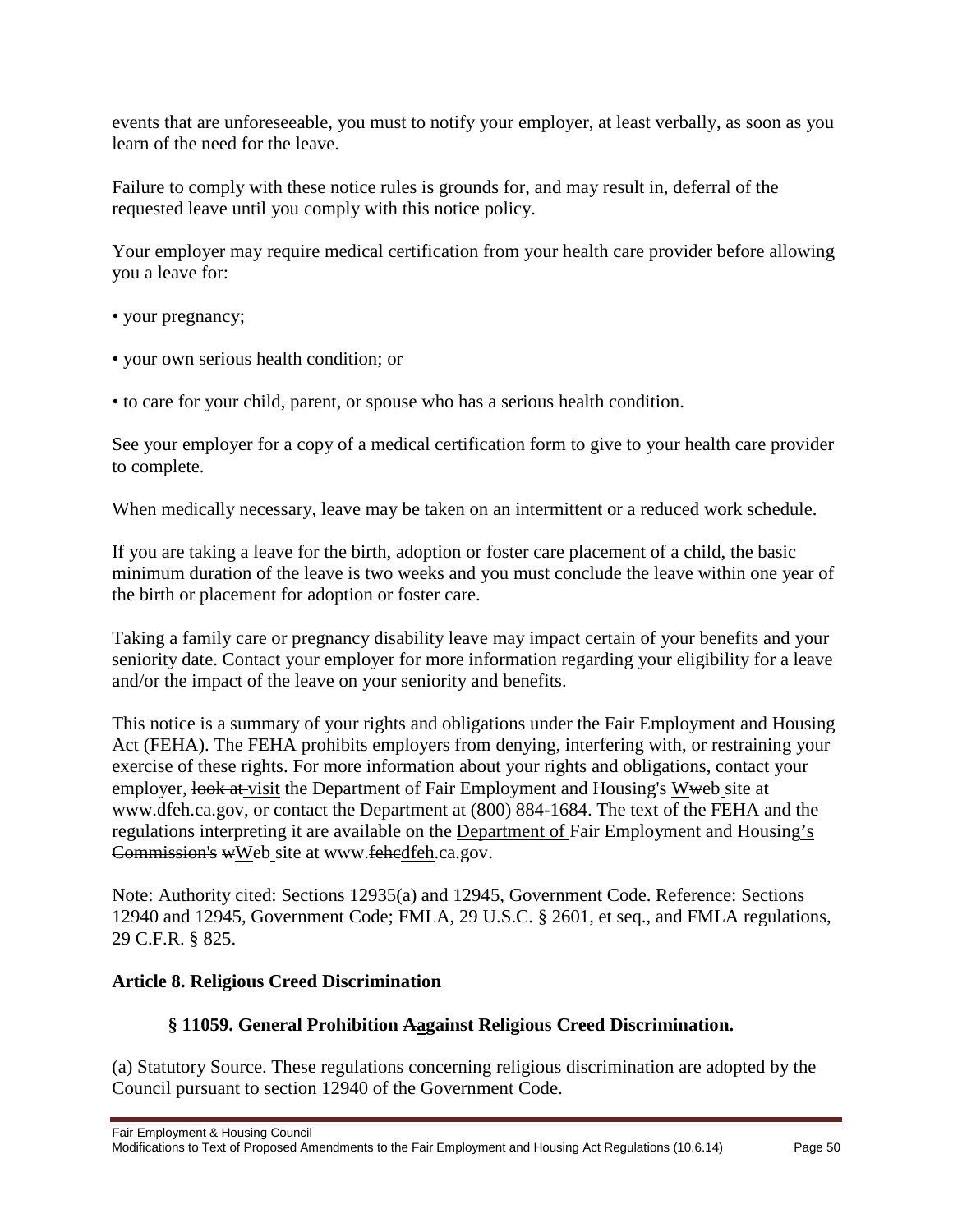events that are unforeseeable, you must to notify your employer, at least verbally, as soon as you learn of the need for the leave.

Failure to comply with these notice rules is grounds for, and may result in, deferral of the requested leave until you comply with this notice policy.

Your employer may require medical certification from your health care provider before allowing you a leave for:

• your pregnancy;

• your own serious health condition; or

• to care for your child, parent, or spouse who has a serious health condition.

See your employer for a copy of a medical certification form to give to your health care provider to complete.

When medically necessary, leave may be taken on an intermittent or a reduced work schedule.

If you are taking a leave for the birth, adoption or foster care placement of a child, the basic minimum duration of the leave is two weeks and you must conclude the leave within one year of the birth or placement for adoption or foster care.

Taking a family care or pregnancy disability leave may impact certain of your benefits and your seniority date. Contact your employer for more information regarding your eligibility for a leave and/or the impact of the leave on your seniority and benefits.

This notice is a summary of your rights and obligations under the Fair Employment and Housing Act (FEHA). The FEHA prohibits employers from denying, interfering with, or restraining your exercise of these rights. For more information about your rights and obligations, contact your employer, ~~look at~~ visit the Department of Fair Employment and Housing's Web site at www.dfeh.ca.gov, or contact the Department at (800) 884-1684. The text of the FEHA and the regulations interpreting it are available on the Department of Fair Employment and Housing's ~~Commission's~~ Web site at www.~~feh~~dfeh.ca.gov.

Note: Authority cited: Sections 12935(a) and 12945, Government Code. Reference: Sections 12940 and 12945, Government Code; FMLA, 29 U.S.C. § 2601, et seq., and FMLA regulations, 29 C.F.R. § 825.

**Article 8. Religious Creed Discrimination**

**§ 11059. General Prohibition against Religious Creed Discrimination.**

(a) Statutory Source. These regulations concerning religious discrimination are adopted by the Council pursuant to section 12940 of the Government Code.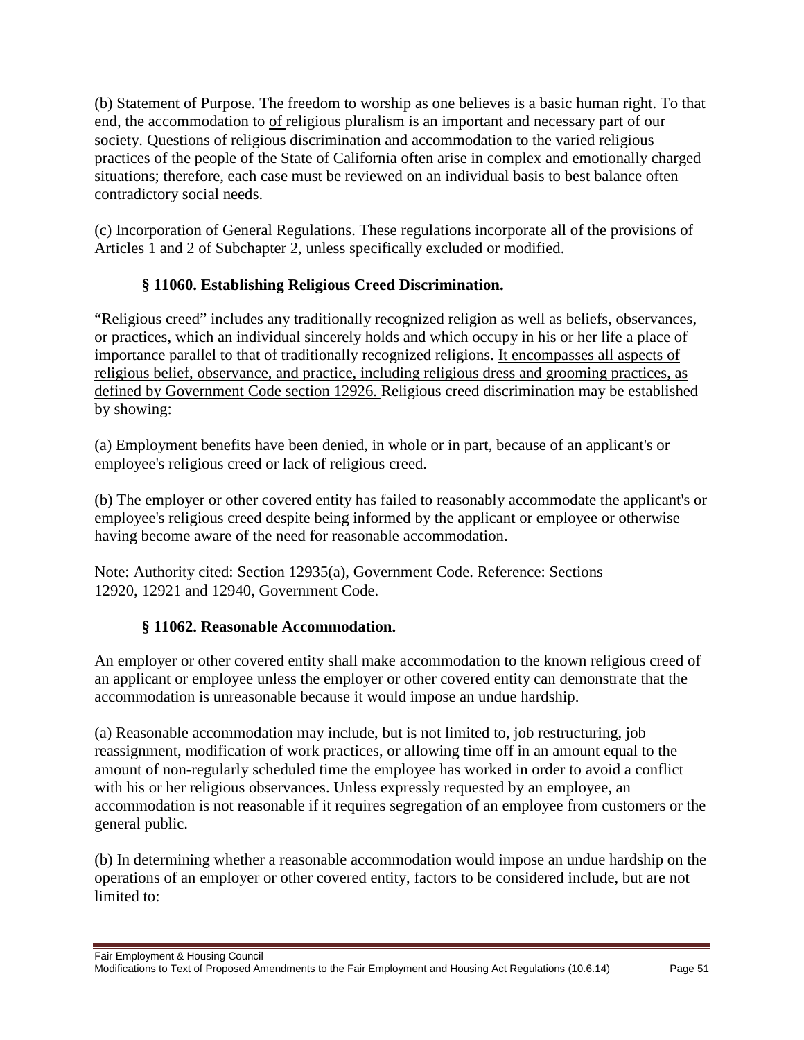(b) Statement of Purpose. The freedom to worship as one believes is a basic human right. To that end, the accommodation ~~to~~ <u>of</u> religious pluralism is an important and necessary part of our society. Questions of religious discrimination and accommodation to the varied religious practices of the people of the State of California often arise in complex and emotionally charged situations; therefore, each case must be reviewed on an individual basis to best balance often contradictory social needs.

(c) Incorporation of General Regulations. These regulations incorporate all of the provisions of Articles 1 and 2 of Subchapter 2, unless specifically excluded or modified.

### § 11060. Establishing Religious Creed Discrimination.

"Religious creed" includes any traditionally recognized religion as well as beliefs, observances, or practices, which an individual sincerely holds and which occupy in his or her life a place of importance parallel to that of traditionally recognized religions. <u>It encompasses all aspects of religious belief, observance, and practice, including religious dress and grooming practices, as defined by Government Code section 12926.</u> Religious creed discrimination may be established by showing:

(a) Employment benefits have been denied, in whole or in part, because of an applicant's or employee's religious creed or lack of religious creed.

(b) The employer or other covered entity has failed to reasonably accommodate the applicant's or employee's religious creed despite being informed by the applicant or employee or otherwise having become aware of the need for reasonable accommodation.

Note: Authority cited: Section 12935(a), Government Code. Reference: Sections 12920, 12921 and 12940, Government Code.

### § 11062. Reasonable Accommodation.

An employer or other covered entity shall make accommodation to the known religious creed of an applicant or employee unless the employer or other covered entity can demonstrate that the accommodation is unreasonable because it would impose an undue hardship.

(a) Reasonable accommodation may include, but is not limited to, job restructuring, job reassignment, modification of work practices, or allowing time off in an amount equal to the amount of non-regularly scheduled time the employee has worked in order to avoid a conflict with his or her religious observances. <u>Unless expressly requested by an employee, an accommodation is not reasonable if it requires segregation of an employee from customers or the general public.</u>

(b) In determining whether a reasonable accommodation would impose an undue hardship on the operations of an employer or other covered entity, factors to be considered include, but are not limited to: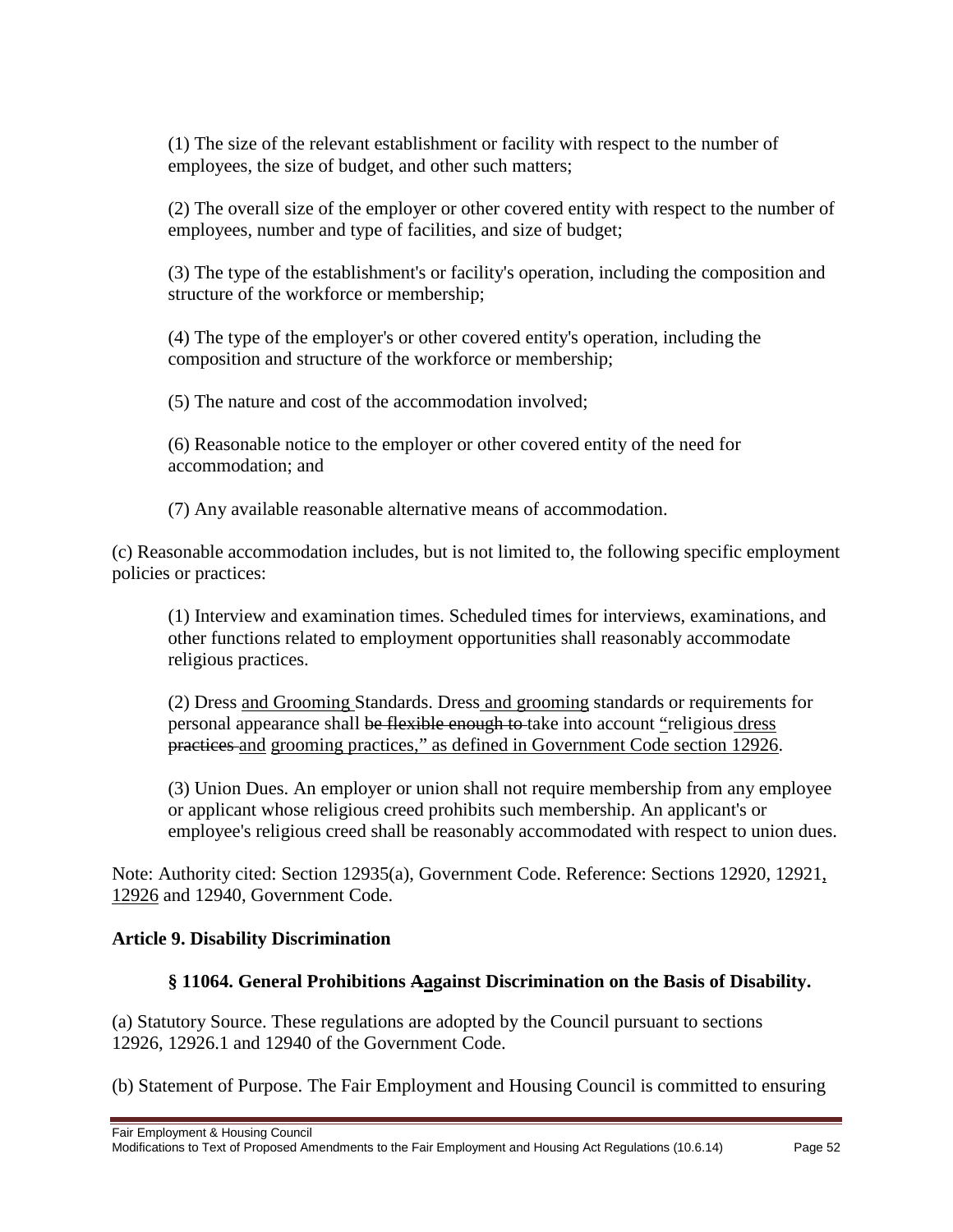(1) The size of the relevant establishment or facility with respect to the number of employees, the size of budget, and other such matters;

(2) The overall size of the employer or other covered entity with respect to the number of employees, number and type of facilities, and size of budget;

(3) The type of the establishment's or facility's operation, including the composition and structure of the workforce or membership;

(4) The type of the employer's or other covered entity's operation, including the composition and structure of the workforce or membership;

(5) The nature and cost of the accommodation involved;

(6) Reasonable notice to the employer or other covered entity of the need for accommodation; and

(7) Any available reasonable alternative means of accommodation.

(c) Reasonable accommodation includes, but is not limited to, the following specific employment policies or practices:

(1) Interview and examination times. Scheduled times for interviews, examinations, and other functions related to employment opportunities shall reasonably accommodate religious practices.

(2) Dress and Grooming Standards. Dress and grooming standards or requirements for personal appearance shall ~~be flexible enough to~~ take into account "religious dress ~~practices~~ and grooming practices," as defined in Government Code section 12926.

(3) Union Dues. An employer or union shall not require membership from any employee or applicant whose religious creed prohibits such membership. An applicant's or employee's religious creed shall be reasonably accommodated with respect to union dues.

Note: Authority cited: Section 12935(a), Government Code. Reference: Sections 12920, 12921, 12926 and 12940, Government Code.

**Article 9. Disability Discrimination**

### § 11064. General Prohibitions ~~A~~against Discrimination on the Basis of Disability.

(a) Statutory Source. These regulations are adopted by the Council pursuant to sections 12926, 12926.1 and 12940 of the Government Code.

(b) Statement of Purpose. The Fair Employment and Housing Council is committed to ensuring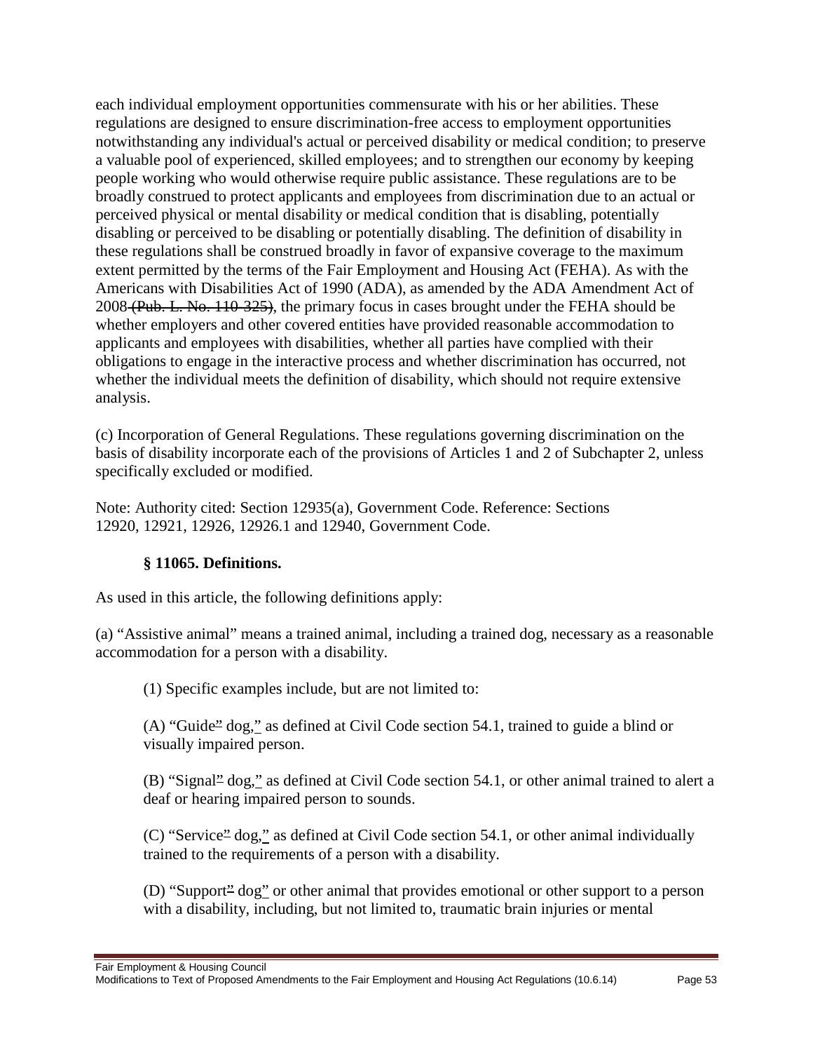each individual employment opportunities commensurate with his or her abilities. These regulations are designed to ensure discrimination-free access to employment opportunities notwithstanding any individual's actual or perceived disability or medical condition; to preserve a valuable pool of experienced, skilled employees; and to strengthen our economy by keeping people working who would otherwise require public assistance. These regulations are to be broadly construed to protect applicants and employees from discrimination due to an actual or perceived physical or mental disability or medical condition that is disabling, potentially disabling or perceived to be disabling or potentially disabling. The definition of disability in these regulations shall be construed broadly in favor of expansive coverage to the maximum extent permitted by the terms of the Fair Employment and Housing Act (FEHA). As with the Americans with Disabilities Act of 1990 (ADA), as amended by the ADA Amendment Act of 2008 ~~(Pub. L. No. 110-325)~~, the primary focus in cases brought under the FEHA should be whether employers and other covered entities have provided reasonable accommodation to applicants and employees with disabilities, whether all parties have complied with their obligations to engage in the interactive process and whether discrimination has occurred, not whether the individual meets the definition of disability, which should not require extensive analysis.

(c) Incorporation of General Regulations. These regulations governing discrimination on the basis of disability incorporate each of the provisions of Articles 1 and 2 of Subchapter 2, unless specifically excluded or modified.

Note: Authority cited: Section 12935(a), Government Code. Reference: Sections 12920, 12921, 12926, 12926.1 and 12940, Government Code.

**§ 11065. Definitions.**

As used in this article, the following definitions apply:

(a) "Assistive animal" means a trained animal, including a trained dog, necessary as a reasonable accommodation for a person with a disability.

(1) Specific examples include, but are not limited to:

(A) "Guide~~"~~ dog," as defined at Civil Code section 54.1, trained to guide a blind or visually impaired person.

(B) "Signal~~"~~ dog," as defined at Civil Code section 54.1, or other animal trained to alert a deaf or hearing impaired person to sounds.

(C) "Service~~"~~ dog," as defined at Civil Code section 54.1, or other animal individually trained to the requirements of a person with a disability.

(D) "Support~~"~~ dog" or other animal that provides emotional or other support to a person with a disability, including, but not limited to, traumatic brain injuries or mental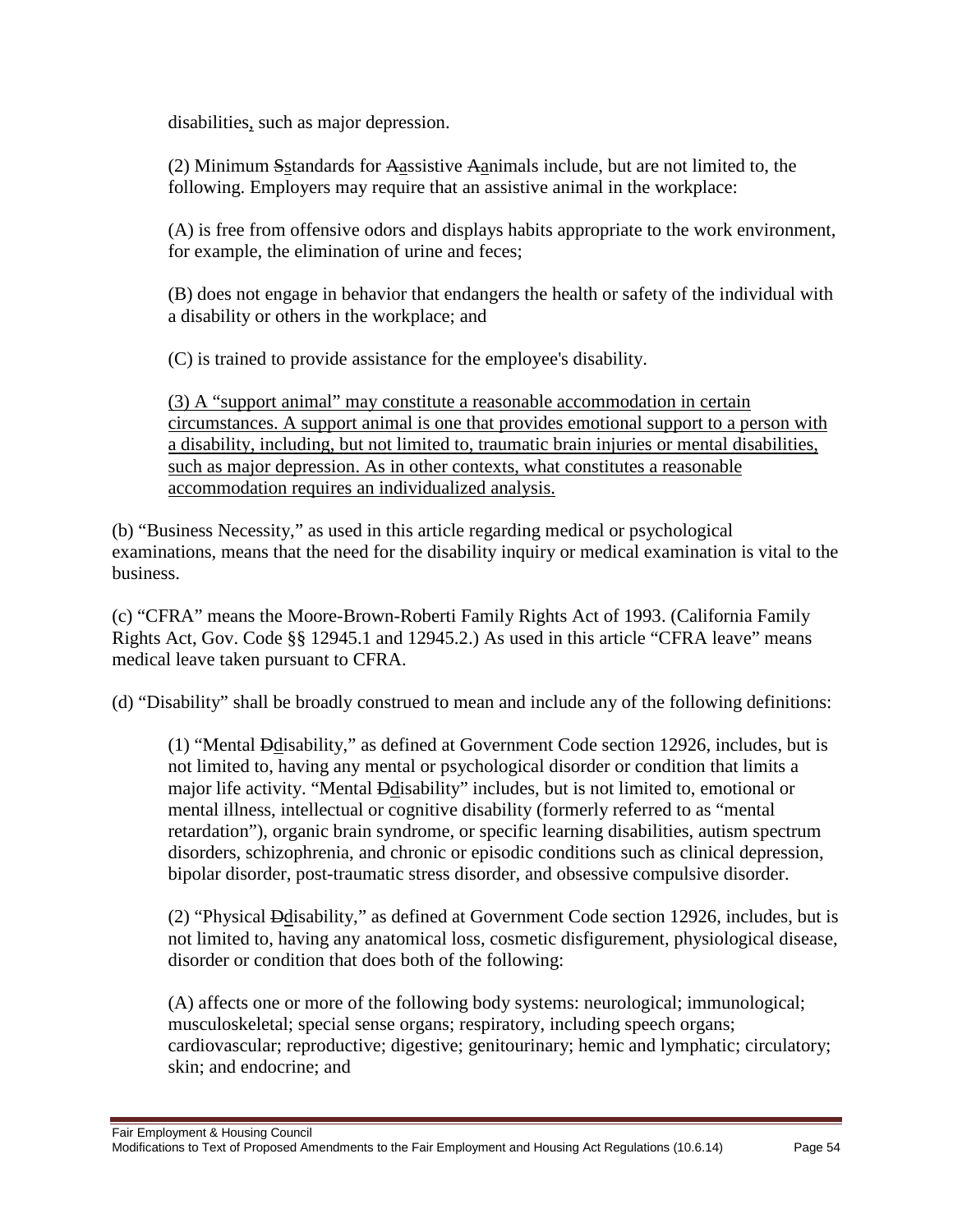disabilities, such as major depression.

(2) Minimum ~~S~~standards for ~~A~~assistive ~~A~~animals include, but are not limited to, the following. Employers may require that an assistive animal in the workplace:

(A) is free from offensive odors and displays habits appropriate to the work environment, for example, the elimination of urine and feces;

(B) does not engage in behavior that endangers the health or safety of the individual with a disability or others in the workplace; and

(C) is trained to provide assistance for the employee's disability.

(3) A "support animal" may constitute a reasonable accommodation in certain circumstances. A support animal is one that provides emotional support to a person with a disability, including, but not limited to, traumatic brain injuries or mental disabilities, such as major depression. As in other contexts, what constitutes a reasonable accommodation requires an individualized analysis.

(b) "Business Necessity," as used in this article regarding medical or psychological examinations, means that the need for the disability inquiry or medical examination is vital to the business.

(c) "CFRA" means the Moore-Brown-Roberti Family Rights Act of 1993. (California Family Rights Act, Gov. Code §§ 12945.1 and 12945.2.) As used in this article "CFRA leave" means medical leave taken pursuant to CFRA.

(d) "Disability" shall be broadly construed to mean and include any of the following definitions:

(1) "Mental ~~D~~disability," as defined at Government Code section 12926, includes, but is not limited to, having any mental or psychological disorder or condition that limits a major life activity. "Mental ~~D~~disability" includes, but is not limited to, emotional or mental illness, intellectual or cognitive disability (formerly referred to as "mental retardation"), organic brain syndrome, or specific learning disabilities, autism spectrum disorders, schizophrenia, and chronic or episodic conditions such as clinical depression, bipolar disorder, post-traumatic stress disorder, and obsessive compulsive disorder.

(2) "Physical ~~D~~disability," as defined at Government Code section 12926, includes, but is not limited to, having any anatomical loss, cosmetic disfigurement, physiological disease, disorder or condition that does both of the following:

(A) affects one or more of the following body systems: neurological; immunological; musculoskeletal; special sense organs; respiratory, including speech organs; cardiovascular; reproductive; digestive; genitourinary; hemic and lymphatic; circulatory; skin; and endocrine; and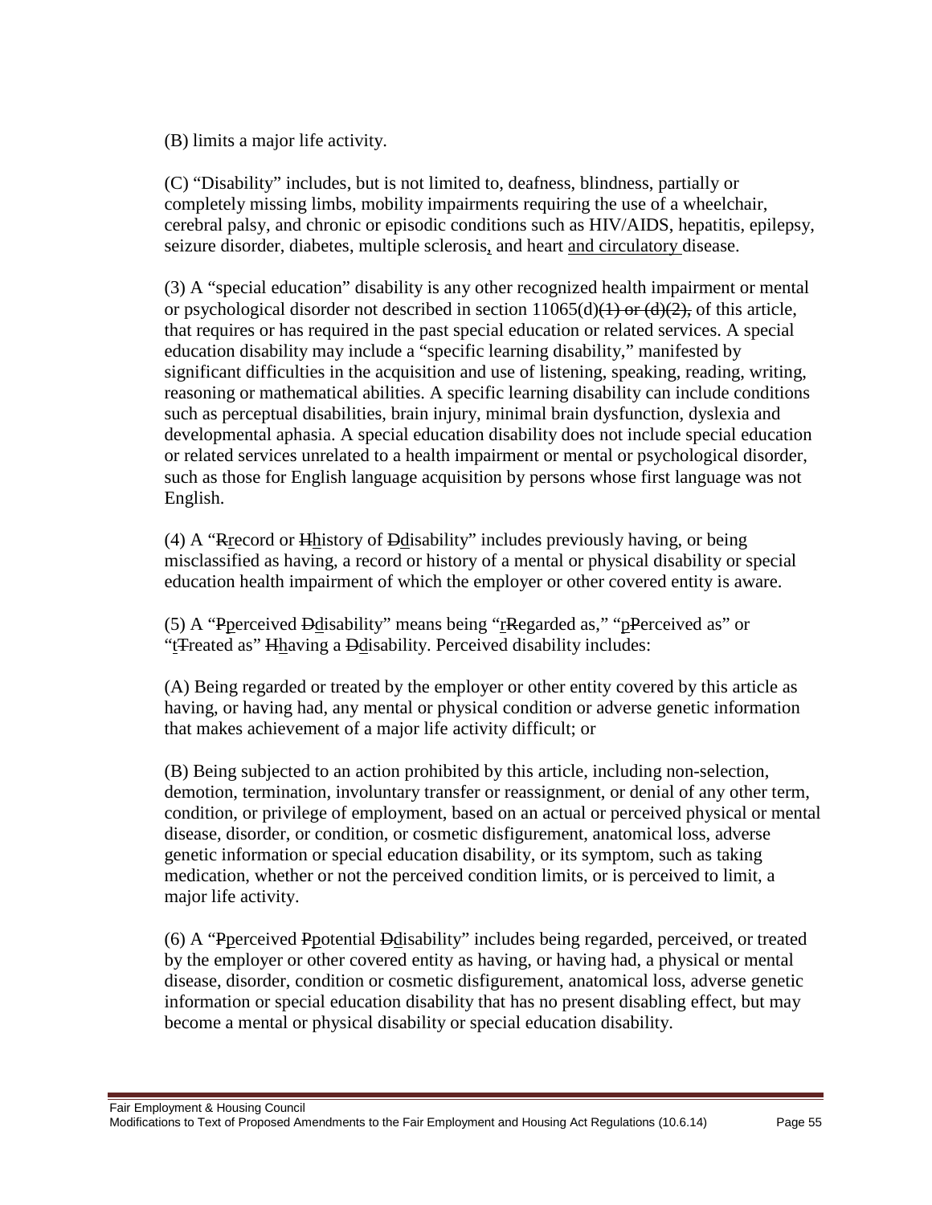(B) limits a major life activity.

(C) “Disability” includes, but is not limited to, deafness, blindness, partially or completely missing limbs, mobility impairments requiring the use of a wheelchair, cerebral palsy, and chronic or episodic conditions such as HIV/AIDS, hepatitis, epilepsy, seizure disorder, diabetes, multiple sclerosis<u>,</u> and heart <u>and circulatory</u> disease.

(3) A “special education” disability is any other recognized health impairment or mental or psychological disorder not described in section 11065(d)~~(1) or (d)(2),~~ of this article, that requires or has required in the past special education or related services. A special education disability may include a “specific learning disability,” manifested by significant difficulties in the acquisition and use of listening, speaking, reading, writing, reasoning or mathematical abilities. A specific learning disability can include conditions such as perceptual disabilities, brain injury, minimal brain dysfunction, dyslexia and developmental aphasia. A special education disability does not include special education or related services unrelated to a health impairment or mental or psychological disorder, such as those for English language acquisition by persons whose first language was not English.

(4) A “~~R~~<u>r</u>ecord or ~~H~~<u>h</u>istory of ~~D~~<u>d</u>isability” includes previously having, or being misclassified as having, a record or history of a mental or physical disability or special education health impairment of which the employer or other covered entity is aware.

(5) A “~~P~~<u>p</u>erceived ~~D~~<u>d</u>isability” means being “<u>r</u>~~R~~egarded as,” “<u>p</u>~~P~~erceived as” or “<u>t</u>~~T~~reated as” ~~H~~<u>h</u>aving a ~~D~~<u>d</u>isability. Perceived disability includes:

(A) Being regarded or treated by the employer or other entity covered by this article as having, or having had, any mental or physical condition or adverse genetic information that makes achievement of a major life activity difficult; or

(B) Being subjected to an action prohibited by this article, including non-selection, demotion, termination, involuntary transfer or reassignment, or denial of any other term, condition, or privilege of employment, based on an actual or perceived physical or mental disease, disorder, or condition, or cosmetic disfigurement, anatomical loss, adverse genetic information or special education disability, or its symptom, such as taking medication, whether or not the perceived condition limits, or is perceived to limit, a major life activity.

(6) A “~~P~~<u>p</u>erceived ~~P~~<u>p</u>otential ~~D~~<u>d</u>isability” includes being regarded, perceived, or treated by the employer or other covered entity as having, or having had, a physical or mental disease, disorder, condition or cosmetic disfigurement, anatomical loss, adverse genetic information or special education disability that has no present disabling effect, but may become a mental or physical disability or special education disability.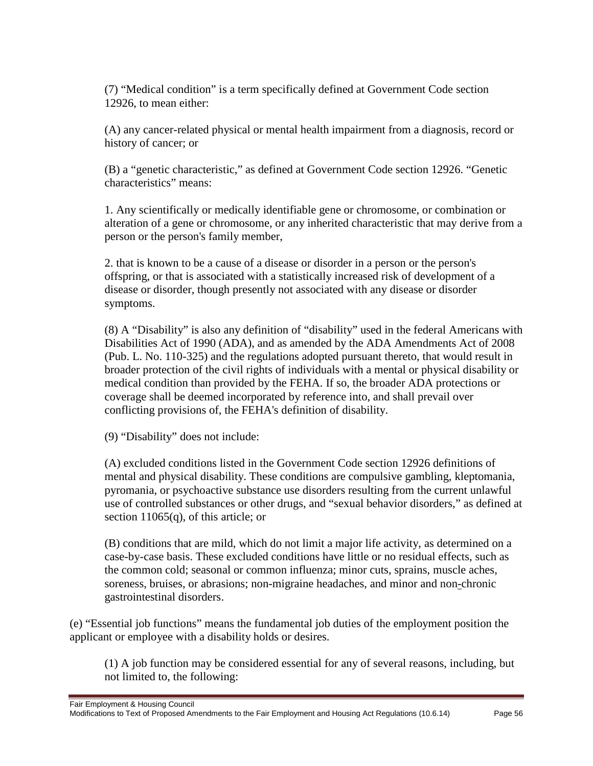(7) "Medical condition" is a term specifically defined at Government Code section 12926, to mean either:

(A) any cancer-related physical or mental health impairment from a diagnosis, record or history of cancer; or

(B) a "genetic characteristic," as defined at Government Code section 12926. "Genetic characteristics" means:

1. Any scientifically or medically identifiable gene or chromosome, or combination or alteration of a gene or chromosome, or any inherited characteristic that may derive from a person or the person's family member,

2. that is known to be a cause of a disease or disorder in a person or the person's offspring, or that is associated with a statistically increased risk of development of a disease or disorder, though presently not associated with any disease or disorder symptoms.

(8) A "Disability" is also any definition of "disability" used in the federal Americans with Disabilities Act of 1990 (ADA), and as amended by the ADA Amendments Act of 2008 (Pub. L. No. 110-325) and the regulations adopted pursuant thereto, that would result in broader protection of the civil rights of individuals with a mental or physical disability or medical condition than provided by the FEHA. If so, the broader ADA protections or coverage shall be deemed incorporated by reference into, and shall prevail over conflicting provisions of, the FEHA's definition of disability.

(9) "Disability" does not include:

(A) excluded conditions listed in the Government Code section 12926 definitions of mental and physical disability. These conditions are compulsive gambling, kleptomania, pyromania, or psychoactive substance use disorders resulting from the current unlawful use of controlled substances or other drugs, and "sexual behavior disorders," as defined at section 11065(q), of this article; or

(B) conditions that are mild, which do not limit a major life activity, as determined on a case-by-case basis. These excluded conditions have little or no residual effects, such as the common cold; seasonal or common influenza; minor cuts, sprains, muscle aches, soreness, bruises, or abrasions; non-migraine headaches, and minor and non-chronic gastrointestinal disorders.

(e) "Essential job functions" means the fundamental job duties of the employment position the applicant or employee with a disability holds or desires.

(1) A job function may be considered essential for any of several reasons, including, but not limited to, the following: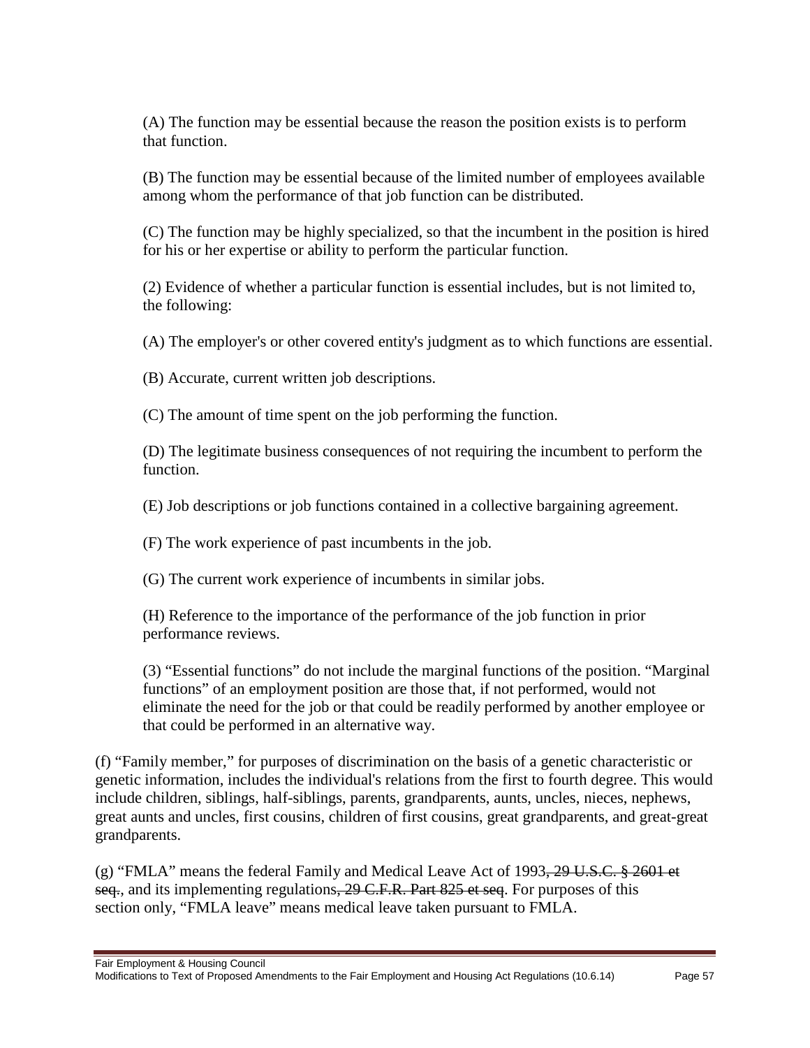(A) The function may be essential because the reason the position exists is to perform that function.

(B) The function may be essential because of the limited number of employees available among whom the performance of that job function can be distributed.

(C) The function may be highly specialized, so that the incumbent in the position is hired for his or her expertise or ability to perform the particular function.

(2) Evidence of whether a particular function is essential includes, but is not limited to, the following:

(A) The employer's or other covered entity's judgment as to which functions are essential.

(B) Accurate, current written job descriptions.

(C) The amount of time spent on the job performing the function.

(D) The legitimate business consequences of not requiring the incumbent to perform the function.

(E) Job descriptions or job functions contained in a collective bargaining agreement.

(F) The work experience of past incumbents in the job.

(G) The current work experience of incumbents in similar jobs.

(H) Reference to the importance of the performance of the job function in prior performance reviews.

(3) "Essential functions" do not include the marginal functions of the position. "Marginal functions" of an employment position are those that, if not performed, would not eliminate the need for the job or that could be readily performed by another employee or that could be performed in an alternative way.

(f) "Family member," for purposes of discrimination on the basis of a genetic characteristic or genetic information, includes the individual's relations from the first to fourth degree. This would include children, siblings, half-siblings, parents, grandparents, aunts, uncles, nieces, nephews, great aunts and uncles, first cousins, children of first cousins, great grandparents, and great-great grandparents.

(g) "FMLA" means the federal Family and Medical Leave Act of 1993~~, 29 U.S.C. § 2601 et seq.~~, and its implementing regulations~~, 29 C.F.R. Part 825 et seq~~. For purposes of this section only, "FMLA leave" means medical leave taken pursuant to FMLA.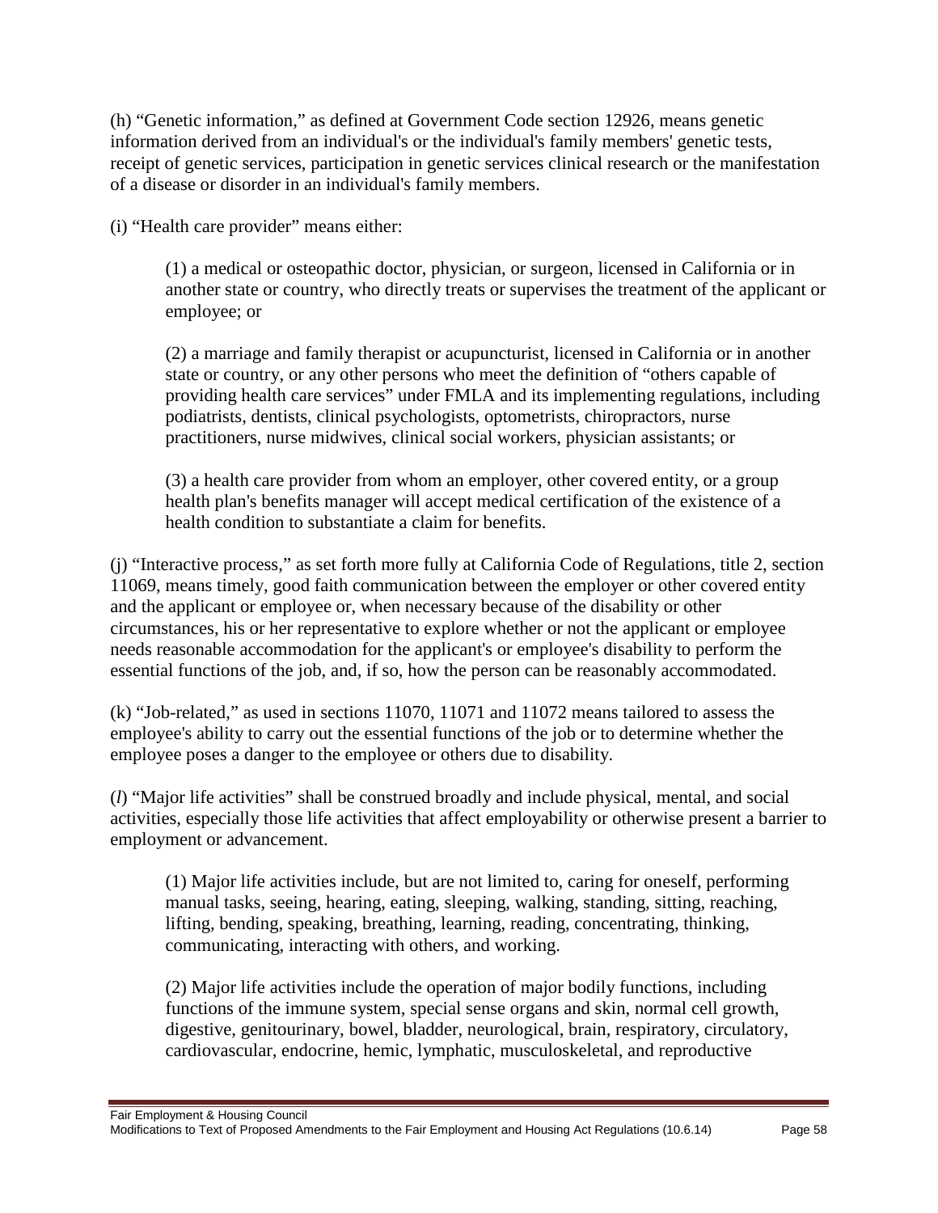(h) "Genetic information," as defined at Government Code section 12926, means genetic information derived from an individual's or the individual's family members' genetic tests, receipt of genetic services, participation in genetic services clinical research or the manifestation of a disease or disorder in an individual's family members.

(i) "Health care provider" means either:

> (1) a medical or osteopathic doctor, physician, or surgeon, licensed in California or in another state or country, who directly treats or supervises the treatment of the applicant or employee; or
>
> (2) a marriage and family therapist or acupuncturist, licensed in California or in another state or country, or any other persons who meet the definition of "others capable of providing health care services" under FMLA and its implementing regulations, including podiatrists, dentists, clinical psychologists, optometrists, chiropractors, nurse practitioners, nurse midwives, clinical social workers, physician assistants; or
>
> (3) a health care provider from whom an employer, other covered entity, or a group health plan's benefits manager will accept medical certification of the existence of a health condition to substantiate a claim for benefits.

(j) "Interactive process," as set forth more fully at California Code of Regulations, title 2, section 11069, means timely, good faith communication between the employer or other covered entity and the applicant or employee or, when necessary because of the disability or other circumstances, his or her representative to explore whether or not the applicant or employee needs reasonable accommodation for the applicant's or employee's disability to perform the essential functions of the job, and, if so, how the person can be reasonably accommodated.

(k) "Job-related," as used in sections 11070, 11071 and 11072 means tailored to assess the employee's ability to carry out the essential functions of the job or to determine whether the employee poses a danger to the employee or others due to disability.

(*l*) "Major life activities" shall be construed broadly and include physical, mental, and social activities, especially those life activities that affect employability or otherwise present a barrier to employment or advancement.

> (1) Major life activities include, but are not limited to, caring for oneself, performing manual tasks, seeing, hearing, eating, sleeping, walking, standing, sitting, reaching, lifting, bending, speaking, breathing, learning, reading, concentrating, thinking, communicating, interacting with others, and working.
>
> (2) Major life activities include the operation of major bodily functions, including functions of the immune system, special sense organs and skin, normal cell growth, digestive, genitourinary, bowel, bladder, neurological, brain, respiratory, circulatory, cardiovascular, endocrine, hemic, lymphatic, musculoskeletal, and reproductive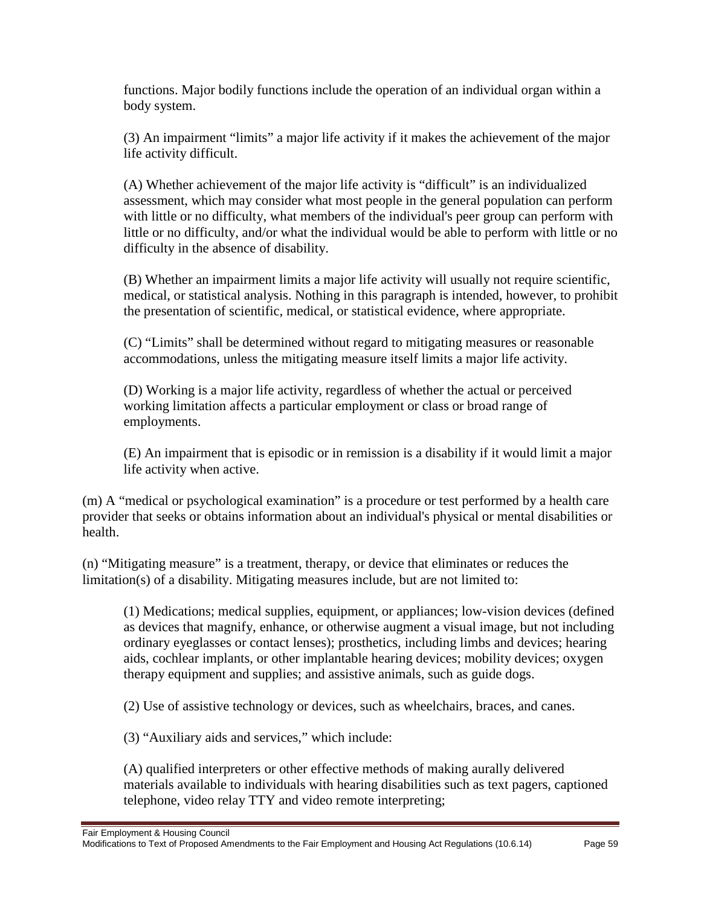functions. Major bodily functions include the operation of an individual organ within a body system.

(3) An impairment "limits" a major life activity if it makes the achievement of the major life activity difficult.

(A) Whether achievement of the major life activity is "difficult" is an individualized assessment, which may consider what most people in the general population can perform with little or no difficulty, what members of the individual's peer group can perform with little or no difficulty, and/or what the individual would be able to perform with little or no difficulty in the absence of disability.

(B) Whether an impairment limits a major life activity will usually not require scientific, medical, or statistical analysis. Nothing in this paragraph is intended, however, to prohibit the presentation of scientific, medical, or statistical evidence, where appropriate.

(C) "Limits" shall be determined without regard to mitigating measures or reasonable accommodations, unless the mitigating measure itself limits a major life activity.

(D) Working is a major life activity, regardless of whether the actual or perceived working limitation affects a particular employment or class or broad range of employments.

(E) An impairment that is episodic or in remission is a disability if it would limit a major life activity when active.

(m) A "medical or psychological examination" is a procedure or test performed by a health care provider that seeks or obtains information about an individual's physical or mental disabilities or health.

(n) "Mitigating measure" is a treatment, therapy, or device that eliminates or reduces the limitation(s) of a disability. Mitigating measures include, but are not limited to:

(1) Medications; medical supplies, equipment, or appliances; low-vision devices (defined as devices that magnify, enhance, or otherwise augment a visual image, but not including ordinary eyeglasses or contact lenses); prosthetics, including limbs and devices; hearing aids, cochlear implants, or other implantable hearing devices; mobility devices; oxygen therapy equipment and supplies; and assistive animals, such as guide dogs.

(2) Use of assistive technology or devices, such as wheelchairs, braces, and canes.

(3) "Auxiliary aids and services," which include:

(A) qualified interpreters or other effective methods of making aurally delivered materials available to individuals with hearing disabilities such as text pagers, captioned telephone, video relay TTY and video remote interpreting;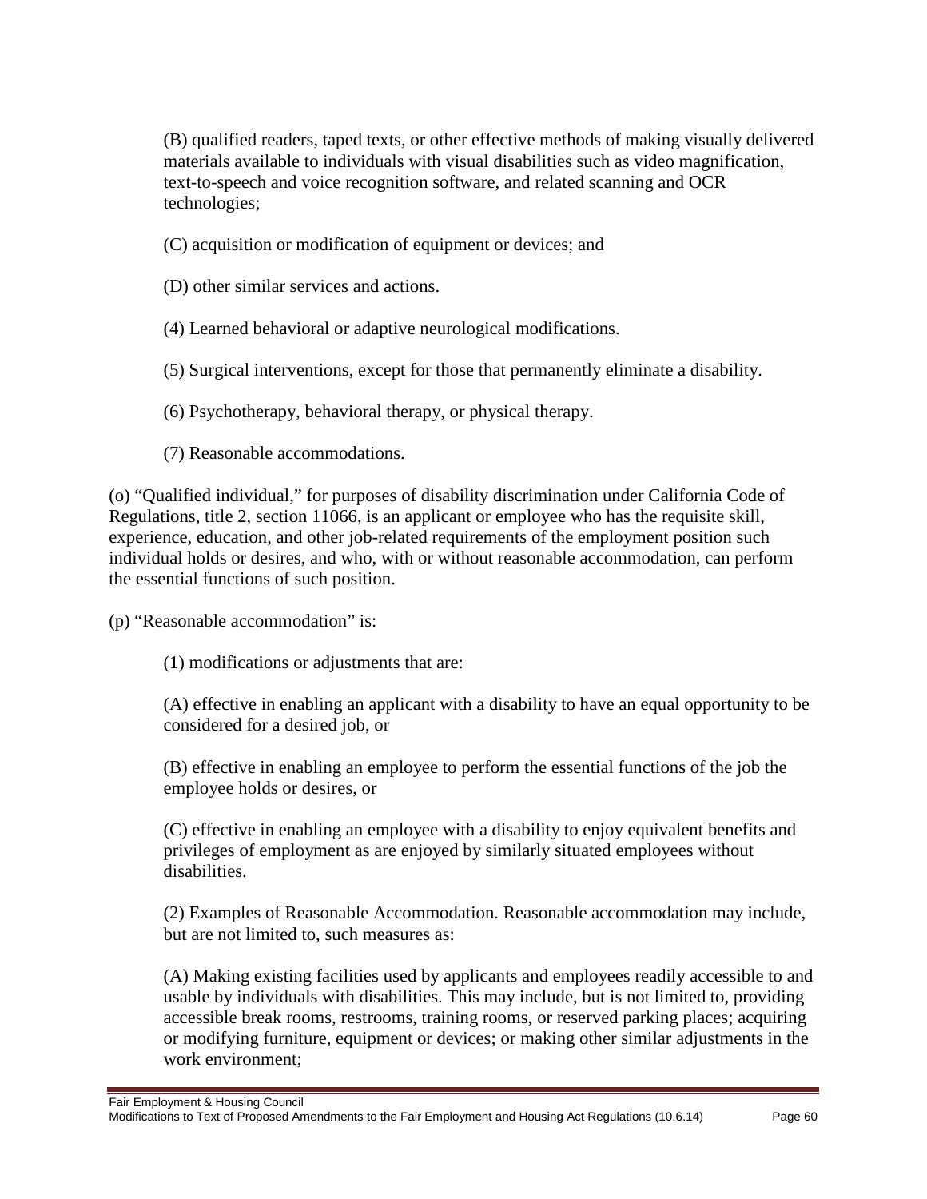(B) qualified readers, taped texts, or other effective methods of making visually delivered materials available to individuals with visual disabilities such as video magnification, text-to-speech and voice recognition software, and related scanning and OCR technologies;

(C) acquisition or modification of equipment or devices; and

(D) other similar services and actions.

(4) Learned behavioral or adaptive neurological modifications.

(5) Surgical interventions, except for those that permanently eliminate a disability.

(6) Psychotherapy, behavioral therapy, or physical therapy.

(7) Reasonable accommodations.

(o) "Qualified individual," for purposes of disability discrimination under California Code of Regulations, title 2, section 11066, is an applicant or employee who has the requisite skill, experience, education, and other job-related requirements of the employment position such individual holds or desires, and who, with or without reasonable accommodation, can perform the essential functions of such position.

(p) "Reasonable accommodation" is:

(1) modifications or adjustments that are:

(A) effective in enabling an applicant with a disability to have an equal opportunity to be considered for a desired job, or

(B) effective in enabling an employee to perform the essential functions of the job the employee holds or desires, or

(C) effective in enabling an employee with a disability to enjoy equivalent benefits and privileges of employment as are enjoyed by similarly situated employees without disabilities.

(2) Examples of Reasonable Accommodation. Reasonable accommodation may include, but are not limited to, such measures as:

(A) Making existing facilities used by applicants and employees readily accessible to and usable by individuals with disabilities. This may include, but is not limited to, providing accessible break rooms, restrooms, training rooms, or reserved parking places; acquiring or modifying furniture, equipment or devices; or making other similar adjustments in the work environment;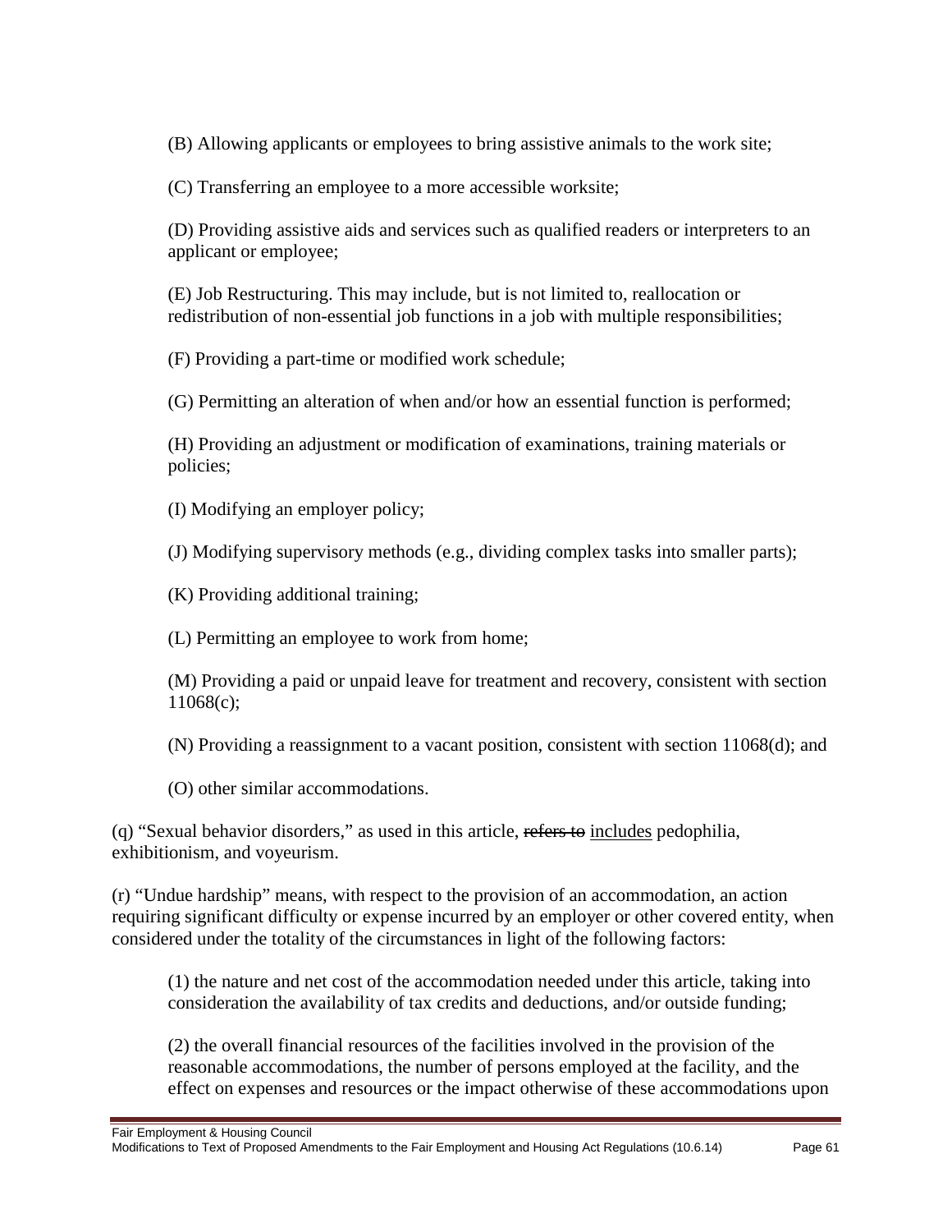(B) Allowing applicants or employees to bring assistive animals to the work site;

(C) Transferring an employee to a more accessible worksite;

(D) Providing assistive aids and services such as qualified readers or interpreters to an applicant or employee;

(E) Job Restructuring. This may include, but is not limited to, reallocation or redistribution of non-essential job functions in a job with multiple responsibilities;

(F) Providing a part-time or modified work schedule;

(G) Permitting an alteration of when and/or how an essential function is performed;

(H) Providing an adjustment or modification of examinations, training materials or policies;

(I) Modifying an employer policy;

(J) Modifying supervisory methods (e.g., dividing complex tasks into smaller parts);

(K) Providing additional training;

(L) Permitting an employee to work from home;

(M) Providing a paid or unpaid leave for treatment and recovery, consistent with section 11068(c);

(N) Providing a reassignment to a vacant position, consistent with section 11068(d); and

(O) other similar accommodations.

(q) "Sexual behavior disorders," as used in this article, ~~refers to~~ <u>includes</u> pedophilia, exhibitionism, and voyeurism.

(r) "Undue hardship" means, with respect to the provision of an accommodation, an action requiring significant difficulty or expense incurred by an employer or other covered entity, when considered under the totality of the circumstances in light of the following factors:

(1) the nature and net cost of the accommodation needed under this article, taking into consideration the availability of tax credits and deductions, and/or outside funding;

(2) the overall financial resources of the facilities involved in the provision of the reasonable accommodations, the number of persons employed at the facility, and the effect on expenses and resources or the impact otherwise of these accommodations upon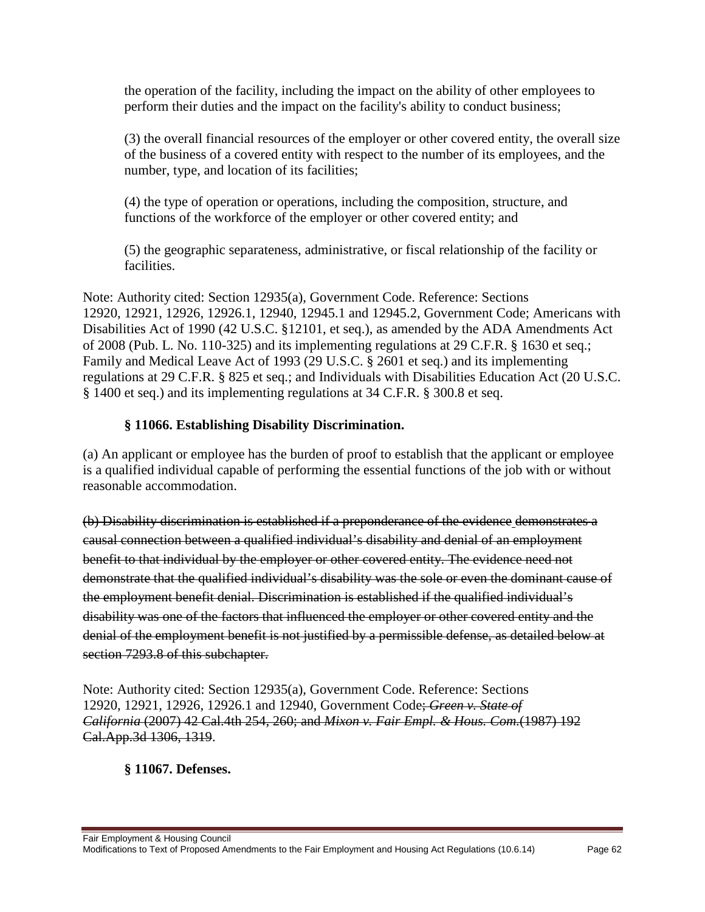the operation of the facility, including the impact on the ability of other employees to perform their duties and the impact on the facility's ability to conduct business;

(3) the overall financial resources of the employer or other covered entity, the overall size of the business of a covered entity with respect to the number of its employees, and the number, type, and location of its facilities;

(4) the type of operation or operations, including the composition, structure, and functions of the workforce of the employer or other covered entity; and

(5) the geographic separateness, administrative, or fiscal relationship of the facility or facilities.

Note: Authority cited: Section 12935(a), Government Code. Reference: Sections 12920, 12921, 12926, 12926.1, 12940, 12945.1 and 12945.2, Government Code; Americans with Disabilities Act of 1990 (42 U.S.C. §12101, et seq.), as amended by the ADA Amendments Act of 2008 (Pub. L. No. 110-325) and its implementing regulations at 29 C.F.R. § 1630 et seq.; Family and Medical Leave Act of 1993 (29 U.S.C. § 2601 et seq.) and its implementing regulations at 29 C.F.R. § 825 et seq.; and Individuals with Disabilities Education Act (20 U.S.C. § 1400 et seq.) and its implementing regulations at 34 C.F.R. § 300.8 et seq.

### § 11066. Establishing Disability Discrimination.

(a) An applicant or employee has the burden of proof to establish that the applicant or employee is a qualified individual capable of performing the essential functions of the job with or without reasonable accommodation.

~~(b) Disability discrimination is established if a preponderance of the evidence demonstrates a causal connection between a qualified individual's disability and denial of an employment benefit to that individual by the employer or other covered entity. The evidence need not demonstrate that the qualified individual's disability was the sole or even the dominant cause of the employment benefit denial. Discrimination is established if the qualified individual's disability was one of the factors that influenced the employer or other covered entity and the denial of the employment benefit is not justified by a permissible defense, as detailed below at section 7293.8 of this subchapter.~~

Note: Authority cited: Section 12935(a), Government Code. Reference: Sections 12920, 12921, 12926, 12926.1 and 12940, Government Code~~; *Green v. State of California* (2007) 42 Cal.4th 254, 260; and *Mixon v. Fair Empl. & Hous. Com.*(1987) 192 Cal.App.3d 1306, 1319~~.

### § 11067. Defenses.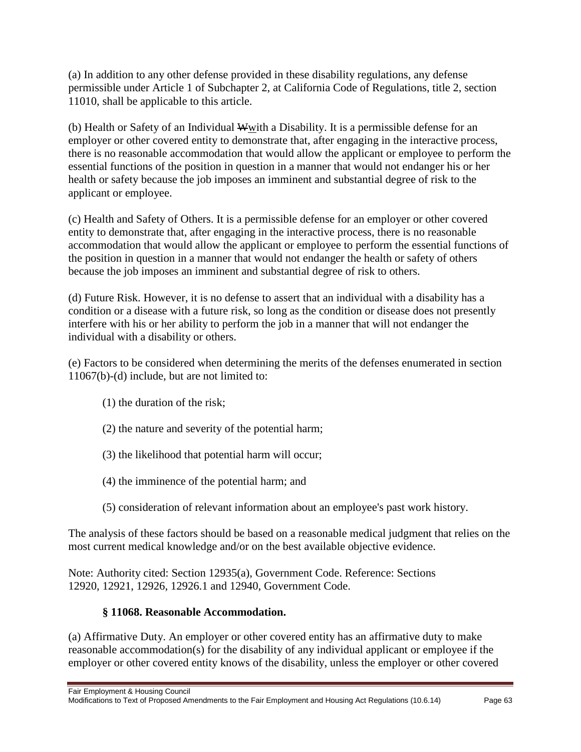(a) In addition to any other defense provided in these disability regulations, any defense permissible under Article 1 of Subchapter 2, at California Code of Regulations, title 2, section 11010, shall be applicable to this article.

(b) Health or Safety of an Individual ~~W~~with a Disability. It is a permissible defense for an employer or other covered entity to demonstrate that, after engaging in the interactive process, there is no reasonable accommodation that would allow the applicant or employee to perform the essential functions of the position in question in a manner that would not endanger his or her health or safety because the job imposes an imminent and substantial degree of risk to the applicant or employee.

(c) Health and Safety of Others. It is a permissible defense for an employer or other covered entity to demonstrate that, after engaging in the interactive process, there is no reasonable accommodation that would allow the applicant or employee to perform the essential functions of the position in question in a manner that would not endanger the health or safety of others because the job imposes an imminent and substantial degree of risk to others.

(d) Future Risk. However, it is no defense to assert that an individual with a disability has a condition or a disease with a future risk, so long as the condition or disease does not presently interfere with his or her ability to perform the job in a manner that will not endanger the individual with a disability or others.

(e) Factors to be considered when determining the merits of the defenses enumerated in section 11067(b)-(d) include, but are not limited to:

(1) the duration of the risk;

(2) the nature and severity of the potential harm;

(3) the likelihood that potential harm will occur;

(4) the imminence of the potential harm; and

(5) consideration of relevant information about an employee's past work history.

The analysis of these factors should be based on a reasonable medical judgment that relies on the most current medical knowledge and/or on the best available objective evidence.

Note: Authority cited: Section 12935(a), Government Code. Reference: Sections 12920, 12921, 12926, 12926.1 and 12940, Government Code.

### § 11068. Reasonable Accommodation.

(a) Affirmative Duty. An employer or other covered entity has an affirmative duty to make reasonable accommodation(s) for the disability of any individual applicant or employee if the employer or other covered entity knows of the disability, unless the employer or other covered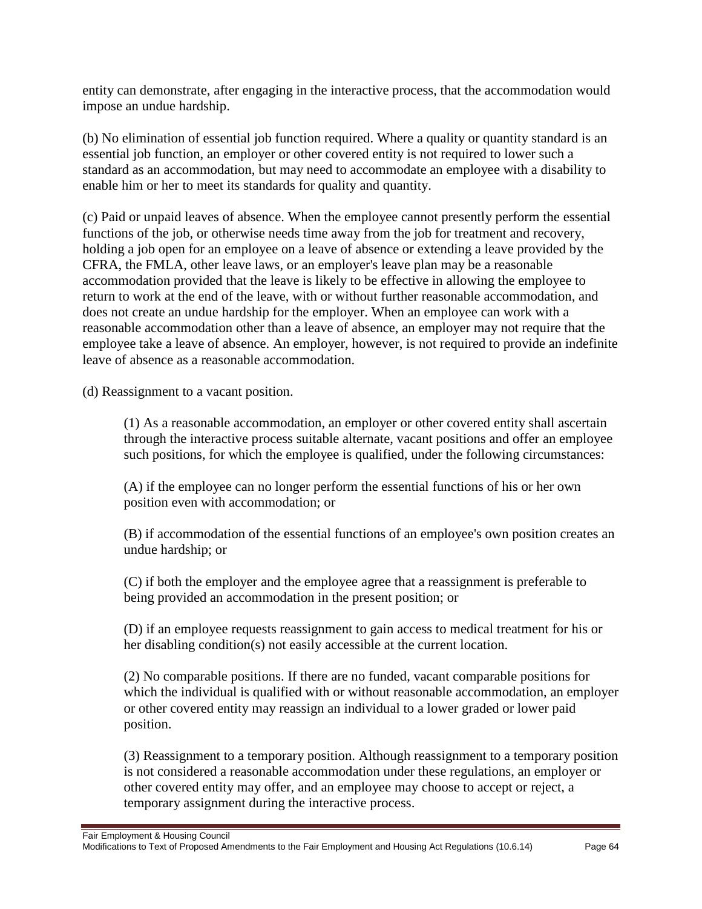entity can demonstrate, after engaging in the interactive process, that the accommodation would impose an undue hardship.

(b) No elimination of essential job function required. Where a quality or quantity standard is an essential job function, an employer or other covered entity is not required to lower such a standard as an accommodation, but may need to accommodate an employee with a disability to enable him or her to meet its standards for quality and quantity.

(c) Paid or unpaid leaves of absence. When the employee cannot presently perform the essential functions of the job, or otherwise needs time away from the job for treatment and recovery, holding a job open for an employee on a leave of absence or extending a leave provided by the CFRA, the FMLA, other leave laws, or an employer's leave plan may be a reasonable accommodation provided that the leave is likely to be effective in allowing the employee to return to work at the end of the leave, with or without further reasonable accommodation, and does not create an undue hardship for the employer. When an employee can work with a reasonable accommodation other than a leave of absence, an employer may not require that the employee take a leave of absence. An employer, however, is not required to provide an indefinite leave of absence as a reasonable accommodation.

(d) Reassignment to a vacant position.

> (1) As a reasonable accommodation, an employer or other covered entity shall ascertain through the interactive process suitable alternate, vacant positions and offer an employee such positions, for which the employee is qualified, under the following circumstances:
>
> (A) if the employee can no longer perform the essential functions of his or her own position even with accommodation; or
>
> (B) if accommodation of the essential functions of an employee's own position creates an undue hardship; or
>
> (C) if both the employer and the employee agree that a reassignment is preferable to being provided an accommodation in the present position; or
>
> (D) if an employee requests reassignment to gain access to medical treatment for his or her disabling condition(s) not easily accessible at the current location.
>
> (2) No comparable positions. If there are no funded, vacant comparable positions for which the individual is qualified with or without reasonable accommodation, an employer or other covered entity may reassign an individual to a lower graded or lower paid position.
>
> (3) Reassignment to a temporary position. Although reassignment to a temporary position is not considered a reasonable accommodation under these regulations, an employer or other covered entity may offer, and an employee may choose to accept or reject, a temporary assignment during the interactive process.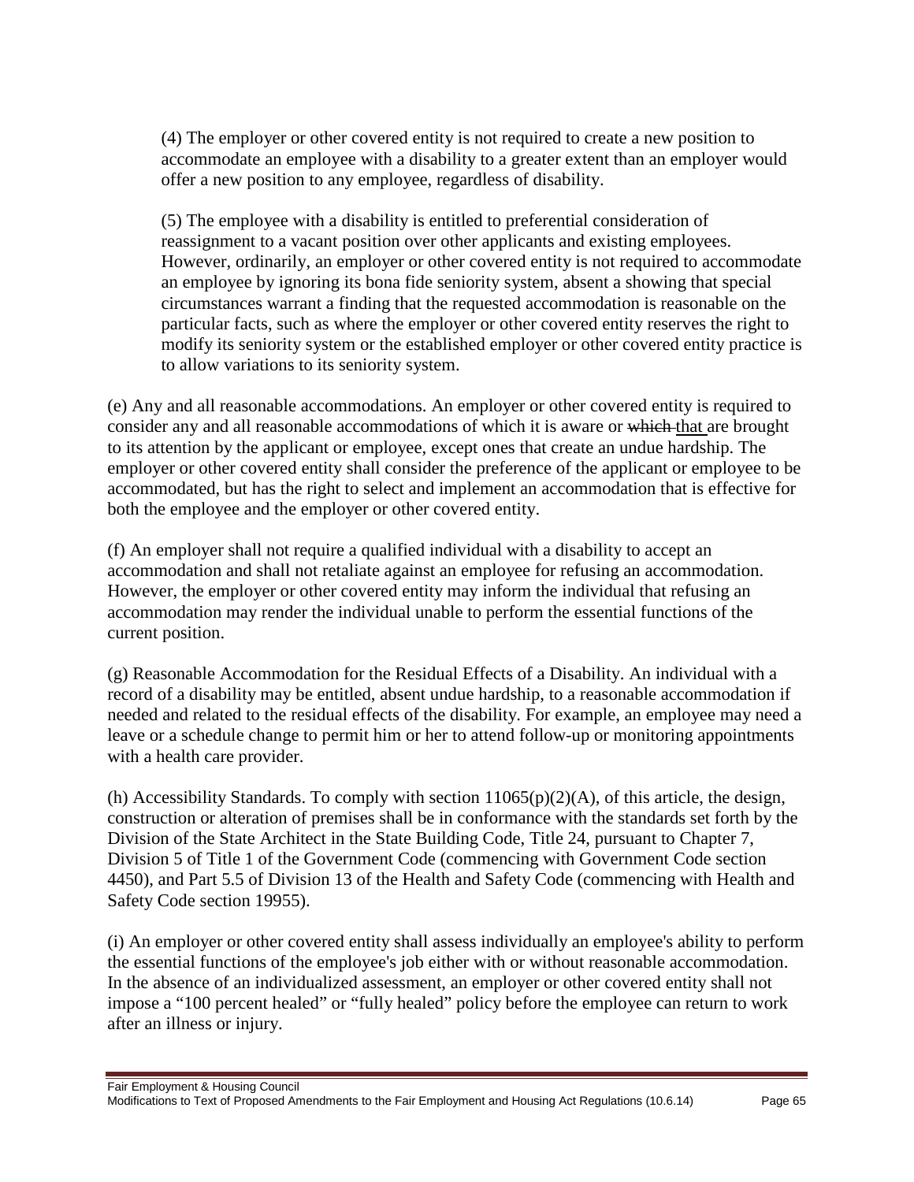(4) The employer or other covered entity is not required to create a new position to accommodate an employee with a disability to a greater extent than an employer would offer a new position to any employee, regardless of disability.

(5) The employee with a disability is entitled to preferential consideration of reassignment to a vacant position over other applicants and existing employees. However, ordinarily, an employer or other covered entity is not required to accommodate an employee by ignoring its bona fide seniority system, absent a showing that special circumstances warrant a finding that the requested accommodation is reasonable on the particular facts, such as where the employer or other covered entity reserves the right to modify its seniority system or the established employer or other covered entity practice is to allow variations to its seniority system.

(e) Any and all reasonable accommodations. An employer or other covered entity is required to consider any and all reasonable accommodations of which it is aware or ~~which~~ <u>that</u> are brought to its attention by the applicant or employee, except ones that create an undue hardship. The employer or other covered entity shall consider the preference of the applicant or employee to be accommodated, but has the right to select and implement an accommodation that is effective for both the employee and the employer or other covered entity.

(f) An employer shall not require a qualified individual with a disability to accept an accommodation and shall not retaliate against an employee for refusing an accommodation. However, the employer or other covered entity may inform the individual that refusing an accommodation may render the individual unable to perform the essential functions of the current position.

(g) Reasonable Accommodation for the Residual Effects of a Disability. An individual with a record of a disability may be entitled, absent undue hardship, to a reasonable accommodation if needed and related to the residual effects of the disability. For example, an employee may need a leave or a schedule change to permit him or her to attend follow-up or monitoring appointments with a health care provider.

(h) Accessibility Standards. To comply with section 11065(p)(2)(A), of this article, the design, construction or alteration of premises shall be in conformance with the standards set forth by the Division of the State Architect in the State Building Code, Title 24, pursuant to Chapter 7, Division 5 of Title 1 of the Government Code (commencing with Government Code section 4450), and Part 5.5 of Division 13 of the Health and Safety Code (commencing with Health and Safety Code section 19955).

(i) An employer or other covered entity shall assess individually an employee's ability to perform the essential functions of the employee's job either with or without reasonable accommodation. In the absence of an individualized assessment, an employer or other covered entity shall not impose a "100 percent healed" or "fully healed" policy before the employee can return to work after an illness or injury.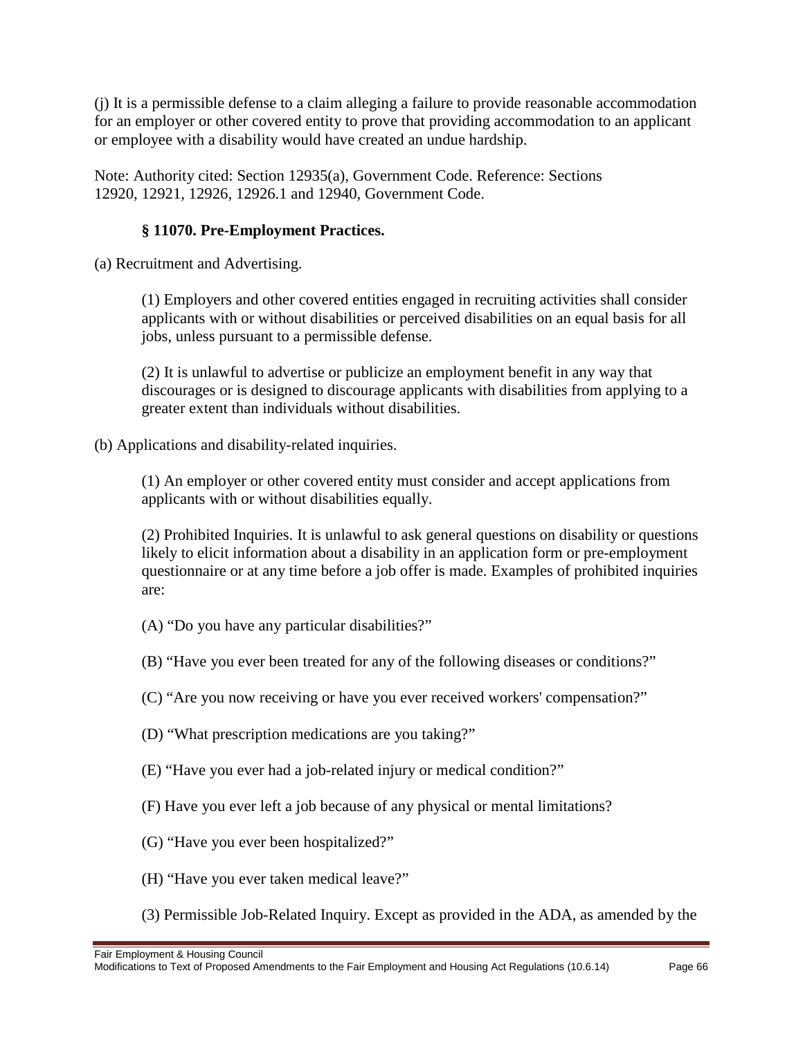(j) It is a permissible defense to a claim alleging a failure to provide reasonable accommodation for an employer or other covered entity to prove that providing accommodation to an applicant or employee with a disability would have created an undue hardship.

Note: Authority cited: Section 12935(a), Government Code. Reference: Sections 12920, 12921, 12926, 12926.1 and 12940, Government Code.

### § 11070. Pre-Employment Practices.

(a) Recruitment and Advertising.

(1) Employers and other covered entities engaged in recruiting activities shall consider applicants with or without disabilities or perceived disabilities on an equal basis for all jobs, unless pursuant to a permissible defense.

(2) It is unlawful to advertise or publicize an employment benefit in any way that discourages or is designed to discourage applicants with disabilities from applying to a greater extent than individuals without disabilities.

(b) Applications and disability-related inquiries.

(1) An employer or other covered entity must consider and accept applications from applicants with or without disabilities equally.

(2) Prohibited Inquiries. It is unlawful to ask general questions on disability or questions likely to elicit information about a disability in an application form or pre-employment questionnaire or at any time before a job offer is made. Examples of prohibited inquiries are:

(A) "Do you have any particular disabilities?"

(B) "Have you ever been treated for any of the following diseases or conditions?"

(C) "Are you now receiving or have you ever received workers' compensation?"

(D) "What prescription medications are you taking?"

(E) "Have you ever had a job-related injury or medical condition?"

(F) Have you ever left a job because of any physical or mental limitations?

(G) "Have you ever been hospitalized?"

(H) "Have you ever taken medical leave?"

(3) Permissible Job-Related Inquiry. Except as provided in the ADA, as amended by the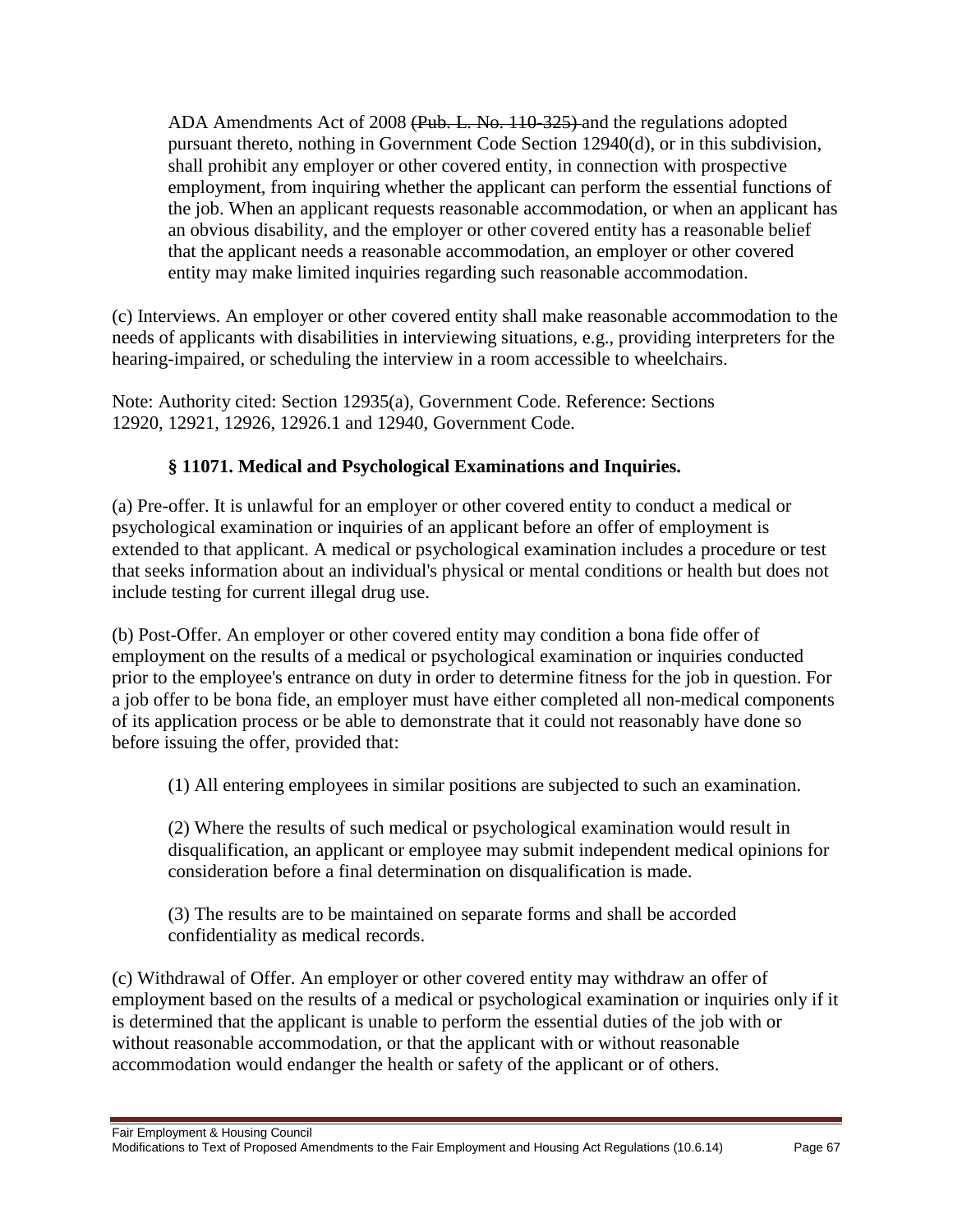ADA Amendments Act of 2008 ~~(Pub. L. No. 110-325)~~ and the regulations adopted pursuant thereto, nothing in Government Code Section 12940(d), or in this subdivision, shall prohibit any employer or other covered entity, in connection with prospective employment, from inquiring whether the applicant can perform the essential functions of the job. When an applicant requests reasonable accommodation, or when an applicant has an obvious disability, and the employer or other covered entity has a reasonable belief that the applicant needs a reasonable accommodation, an employer or other covered entity may make limited inquiries regarding such reasonable accommodation.

(c) Interviews. An employer or other covered entity shall make reasonable accommodation to the needs of applicants with disabilities in interviewing situations, e.g., providing interpreters for the hearing-impaired, or scheduling the interview in a room accessible to wheelchairs.

Note: Authority cited: Section 12935(a), Government Code. Reference: Sections 12920, 12921, 12926, 12926.1 and 12940, Government Code.

### § 11071. Medical and Psychological Examinations and Inquiries.

(a) Pre-offer. It is unlawful for an employer or other covered entity to conduct a medical or psychological examination or inquiries of an applicant before an offer of employment is extended to that applicant. A medical or psychological examination includes a procedure or test that seeks information about an individual's physical or mental conditions or health but does not include testing for current illegal drug use.

(b) Post-Offer. An employer or other covered entity may condition a bona fide offer of employment on the results of a medical or psychological examination or inquiries conducted prior to the employee's entrance on duty in order to determine fitness for the job in question. For a job offer to be bona fide, an employer must have either completed all non-medical components of its application process or be able to demonstrate that it could not reasonably have done so before issuing the offer, provided that:

(1) All entering employees in similar positions are subjected to such an examination.

(2) Where the results of such medical or psychological examination would result in disqualification, an applicant or employee may submit independent medical opinions for consideration before a final determination on disqualification is made.

(3) The results are to be maintained on separate forms and shall be accorded confidentiality as medical records.

(c) Withdrawal of Offer. An employer or other covered entity may withdraw an offer of employment based on the results of a medical or psychological examination or inquiries only if it is determined that the applicant is unable to perform the essential duties of the job with or without reasonable accommodation, or that the applicant with or without reasonable accommodation would endanger the health or safety of the applicant or of others.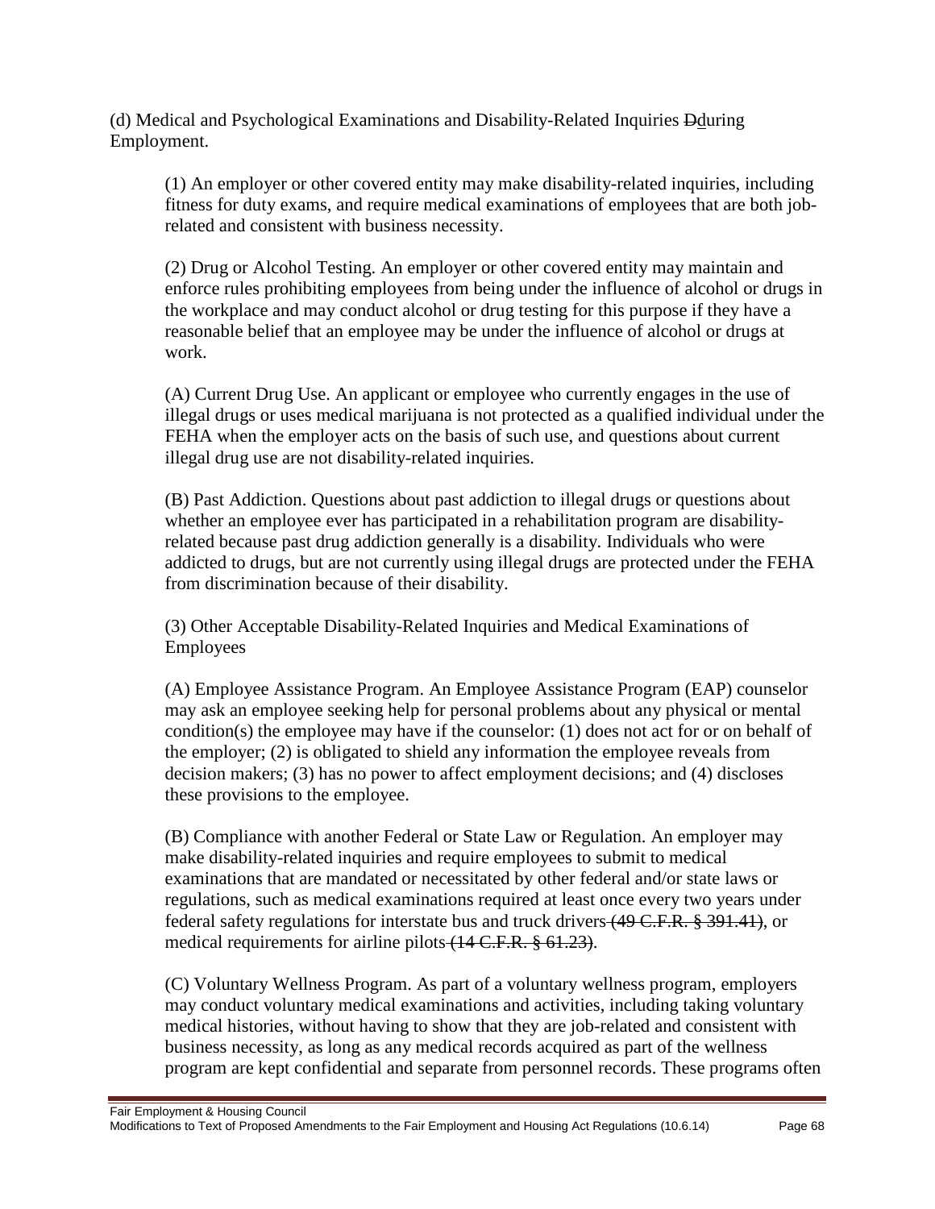(d) Medical and Psychological Examinations and Disability-Related Inquiries ~~D~~during Employment.

(1) An employer or other covered entity may make disability-related inquiries, including fitness for duty exams, and require medical examinations of employees that are both job-related and consistent with business necessity.

(2) Drug or Alcohol Testing. An employer or other covered entity may maintain and enforce rules prohibiting employees from being under the influence of alcohol or drugs in the workplace and may conduct alcohol or drug testing for this purpose if they have a reasonable belief that an employee may be under the influence of alcohol or drugs at work.

(A) Current Drug Use. An applicant or employee who currently engages in the use of illegal drugs or uses medical marijuana is not protected as a qualified individual under the FEHA when the employer acts on the basis of such use, and questions about current illegal drug use are not disability-related inquiries.

(B) Past Addiction. Questions about past addiction to illegal drugs or questions about whether an employee ever has participated in a rehabilitation program are disability-related because past drug addiction generally is a disability. Individuals who were addicted to drugs, but are not currently using illegal drugs are protected under the FEHA from discrimination because of their disability.

(3) Other Acceptable Disability-Related Inquiries and Medical Examinations of Employees

(A) Employee Assistance Program. An Employee Assistance Program (EAP) counselor may ask an employee seeking help for personal problems about any physical or mental condition(s) the employee may have if the counselor: (1) does not act for or on behalf of the employer; (2) is obligated to shield any information the employee reveals from decision makers; (3) has no power to affect employment decisions; and (4) discloses these provisions to the employee.

(B) Compliance with another Federal or State Law or Regulation. An employer may make disability-related inquiries and require employees to submit to medical examinations that are mandated or necessitated by other federal and/or state laws or regulations, such as medical examinations required at least once every two years under federal safety regulations for interstate bus and truck drivers~~ (49 C.F.R. § 391.41)~~, or medical requirements for airline pilots~~ (14 C.F.R. § 61.23)~~.

(C) Voluntary Wellness Program. As part of a voluntary wellness program, employers may conduct voluntary medical examinations and activities, including taking voluntary medical histories, without having to show that they are job-related and consistent with business necessity, as long as any medical records acquired as part of the wellness program are kept confidential and separate from personnel records. These programs often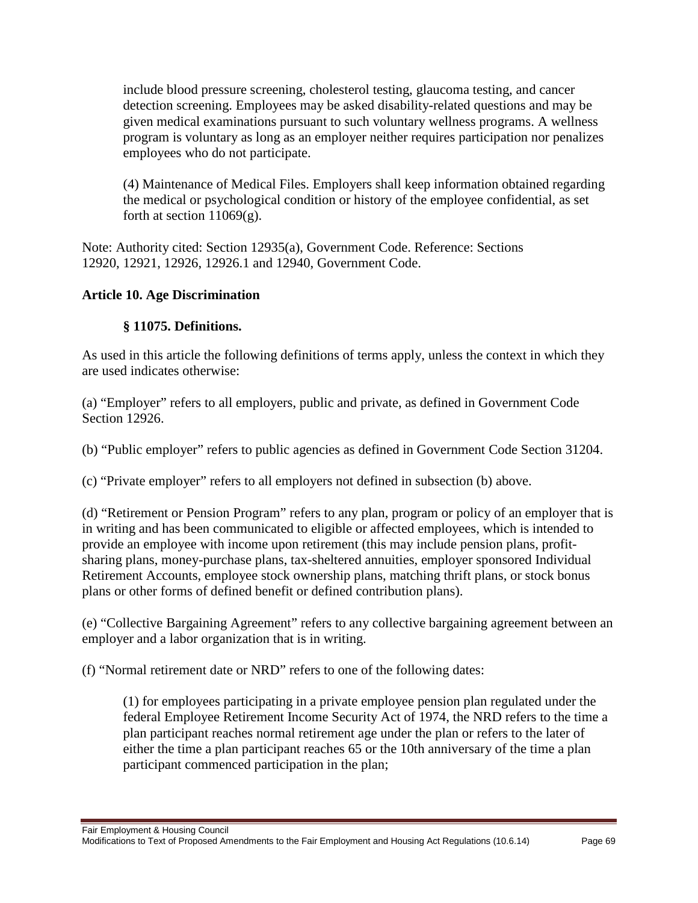include blood pressure screening, cholesterol testing, glaucoma testing, and cancer detection screening. Employees may be asked disability-related questions and may be given medical examinations pursuant to such voluntary wellness programs. A wellness program is voluntary as long as an employer neither requires participation nor penalizes employees who do not participate.

(4) Maintenance of Medical Files. Employers shall keep information obtained regarding the medical or psychological condition or history of the employee confidential, as set forth at section 11069(g).

Note: Authority cited: Section 12935(a), Government Code. Reference: Sections 12920, 12921, 12926, 12926.1 and 12940, Government Code.

**Article 10. Age Discrimination**

**§ 11075. Definitions.**

As used in this article the following definitions of terms apply, unless the context in which they are used indicates otherwise:

(a) “Employer” refers to all employers, public and private, as defined in Government Code Section 12926.

(b) “Public employer” refers to public agencies as defined in Government Code Section 31204.

(c) “Private employer” refers to all employers not defined in subsection (b) above.

(d) “Retirement or Pension Program” refers to any plan, program or policy of an employer that is in writing and has been communicated to eligible or affected employees, which is intended to provide an employee with income upon retirement (this may include pension plans, profit-sharing plans, money-purchase plans, tax-sheltered annuities, employer sponsored Individual Retirement Accounts, employee stock ownership plans, matching thrift plans, or stock bonus plans or other forms of defined benefit or defined contribution plans).

(e) “Collective Bargaining Agreement” refers to any collective bargaining agreement between an employer and a labor organization that is in writing.

(f) “Normal retirement date or NRD” refers to one of the following dates:

(1) for employees participating in a private employee pension plan regulated under the federal Employee Retirement Income Security Act of 1974, the NRD refers to the time a plan participant reaches normal retirement age under the plan or refers to the later of either the time a plan participant reaches 65 or the 10th anniversary of the time a plan participant commenced participation in the plan;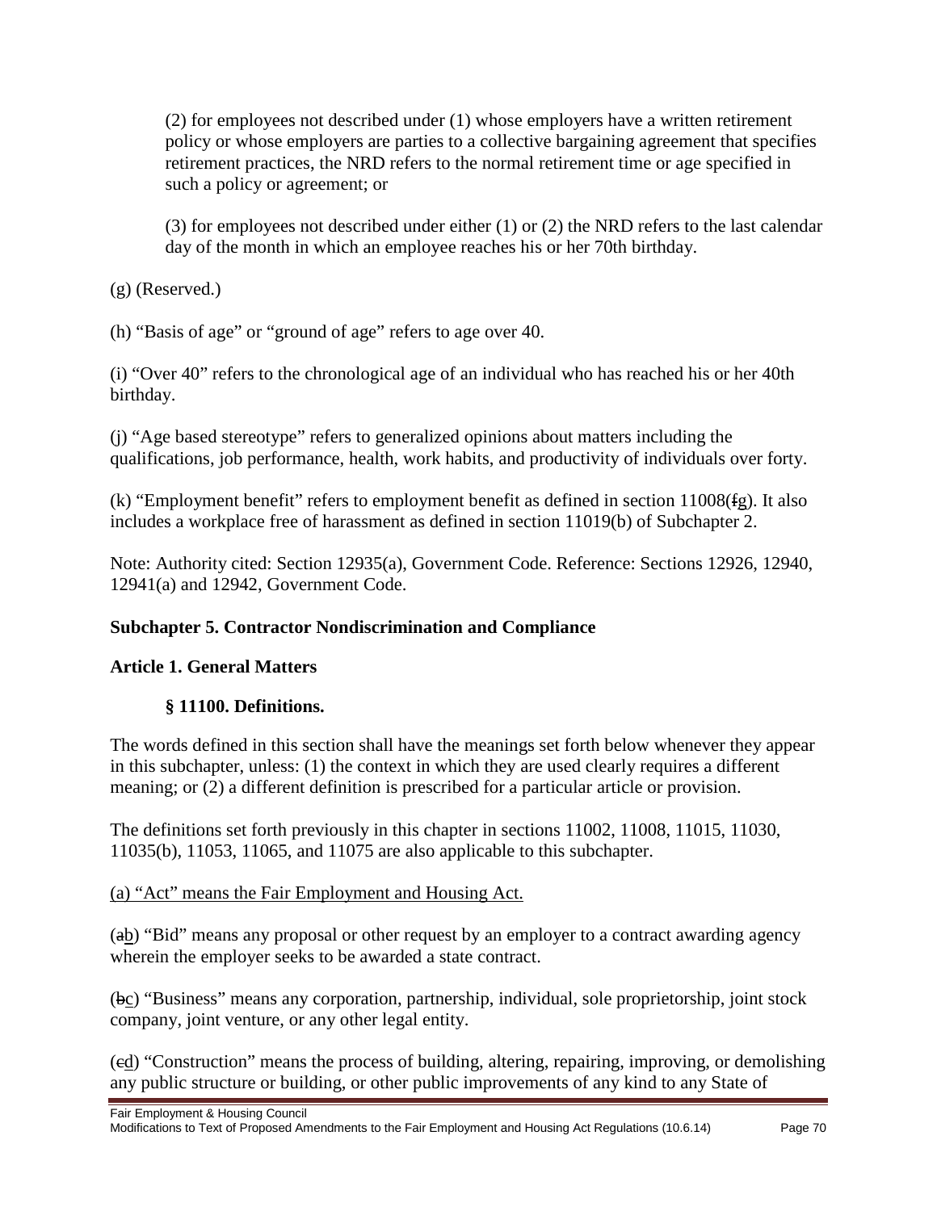(2) for employees not described under (1) whose employers have a written retirement policy or whose employers are parties to a collective bargaining agreement that specifies retirement practices, the NRD refers to the normal retirement time or age specified in such a policy or agreement; or

(3) for employees not described under either (1) or (2) the NRD refers to the last calendar day of the month in which an employee reaches his or her 70th birthday.

(g) (Reserved.)

(h) "Basis of age" or "ground of age" refers to age over 40.

(i) "Over 40" refers to the chronological age of an individual who has reached his or her 40th birthday.

(j) "Age based stereotype" refers to generalized opinions about matters including the qualifications, job performance, health, work habits, and productivity of individuals over forty.

(k) "Employment benefit" refers to employment benefit as defined in section 11008(~~f~~<u>g</u>). It also includes a workplace free of harassment as defined in section 11019(b) of Subchapter 2.

Note: Authority cited: Section 12935(a), Government Code. Reference: Sections 12926, 12940, 12941(a) and 12942, Government Code.

## Subchapter 5. Contractor Nondiscrimination and Compliance

### Article 1. General Matters

#### § 11100. Definitions.

The words defined in this section shall have the meanings set forth below whenever they appear in this subchapter, unless: (1) the context in which they are used clearly requires a different meaning; or (2) a different definition is prescribed for a particular article or provision.

The definitions set forth previously in this chapter in sections 11002, 11008, 11015, 11030, 11035(b), 11053, 11065, and 11075 are also applicable to this subchapter.

<u>(a) "Act" means the Fair Employment and Housing Act.</u>

(~~a~~<u>b</u>) "Bid" means any proposal or other request by an employer to a contract awarding agency wherein the employer seeks to be awarded a state contract.

(~~b~~<u>c</u>) "Business" means any corporation, partnership, individual, sole proprietorship, joint stock company, joint venture, or any other legal entity.

(~~c~~<u>d</u>) "Construction" means the process of building, altering, repairing, improving, or demolishing any public structure or building, or other public improvements of any kind to any State of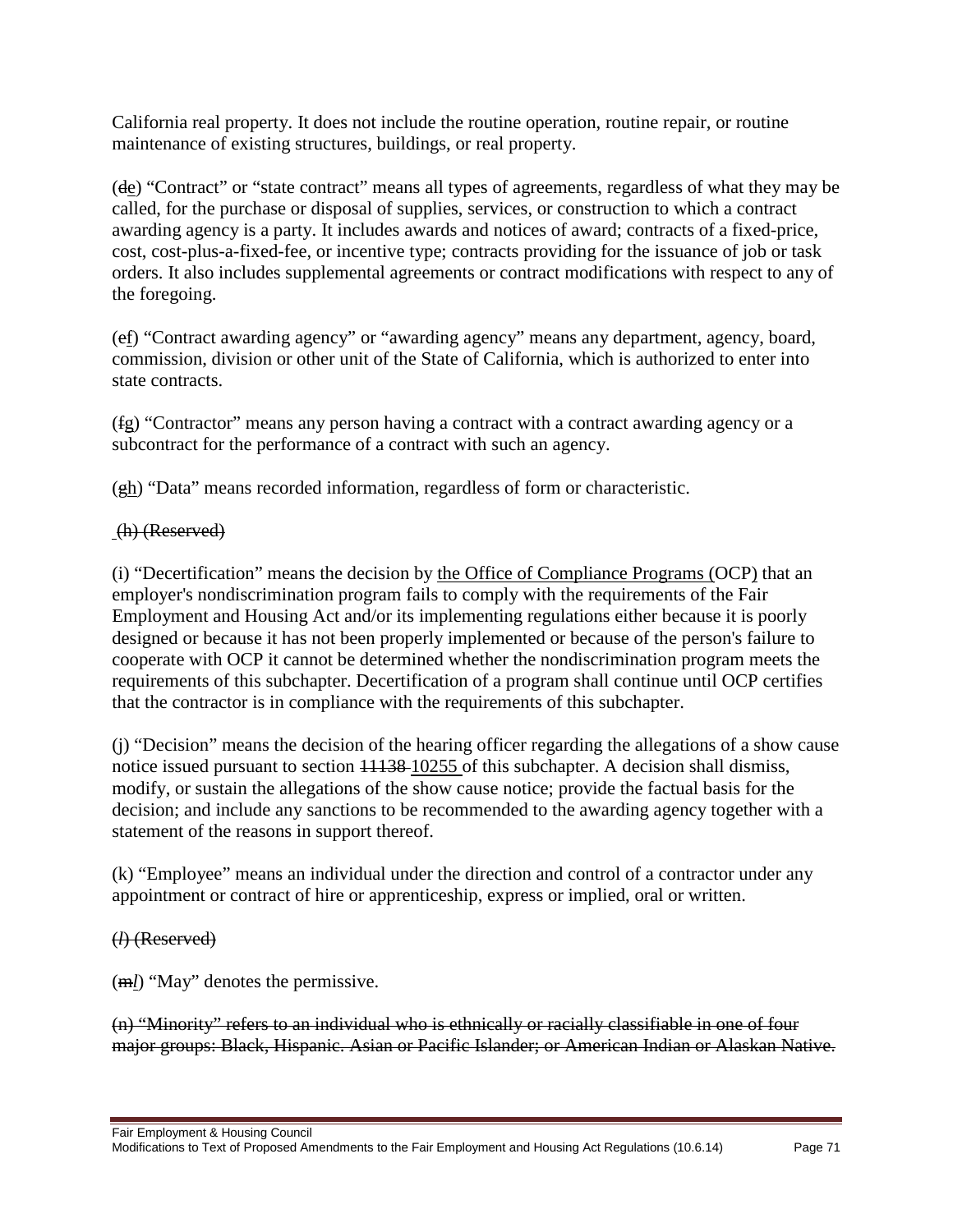California real property. It does not include the routine operation, routine repair, or routine maintenance of existing structures, buildings, or real property.

(~~d~~e) "Contract" or "state contract" means all types of agreements, regardless of what they may be called, for the purchase or disposal of supplies, services, or construction to which a contract awarding agency is a party. It includes awards and notices of award; contracts of a fixed-price, cost, cost-plus-a-fixed-fee, or incentive type; contracts providing for the issuance of job or task orders. It also includes supplemental agreements or contract modifications with respect to any of the foregoing.

(~~e~~f) "Contract awarding agency" or "awarding agency" means any department, agency, board, commission, division or other unit of the State of California, which is authorized to enter into state contracts.

(~~f~~g) "Contractor" means any person having a contract with a contract awarding agency or a subcontract for the performance of a contract with such an agency.

(~~g~~h) "Data" means recorded information, regardless of form or characteristic.

~~(h) (Reserved)~~

(i) "Decertification" means the decision by the Office of Compliance Programs (OCP) that an employer's nondiscrimination program fails to comply with the requirements of the Fair Employment and Housing Act and/or its implementing regulations either because it is poorly designed or because it has not been properly implemented or because of the person's failure to cooperate with OCP it cannot be determined whether the nondiscrimination program meets the requirements of this subchapter. Decertification of a program shall continue until OCP certifies that the contractor is in compliance with the requirements of this subchapter.

(j) "Decision" means the decision of the hearing officer regarding the allegations of a show cause notice issued pursuant to section ~~11138~~ 10255 of this subchapter. A decision shall dismiss, modify, or sustain the allegations of the show cause notice; provide the factual basis for the decision; and include any sanctions to be recommended to the awarding agency together with a statement of the reasons in support thereof.

(k) "Employee" means an individual under the direction and control of a contractor under any appointment or contract of hire or apprenticeship, express or implied, oral or written.

~~(*l*) (Reserved)~~

(~~m~~*l*) "May" denotes the permissive.

~~(n) "Minority" refers to an individual who is ethnically or racially classifiable in one of four major groups: Black, Hispanic. Asian or Pacific Islander; or American Indian or Alaskan Native.~~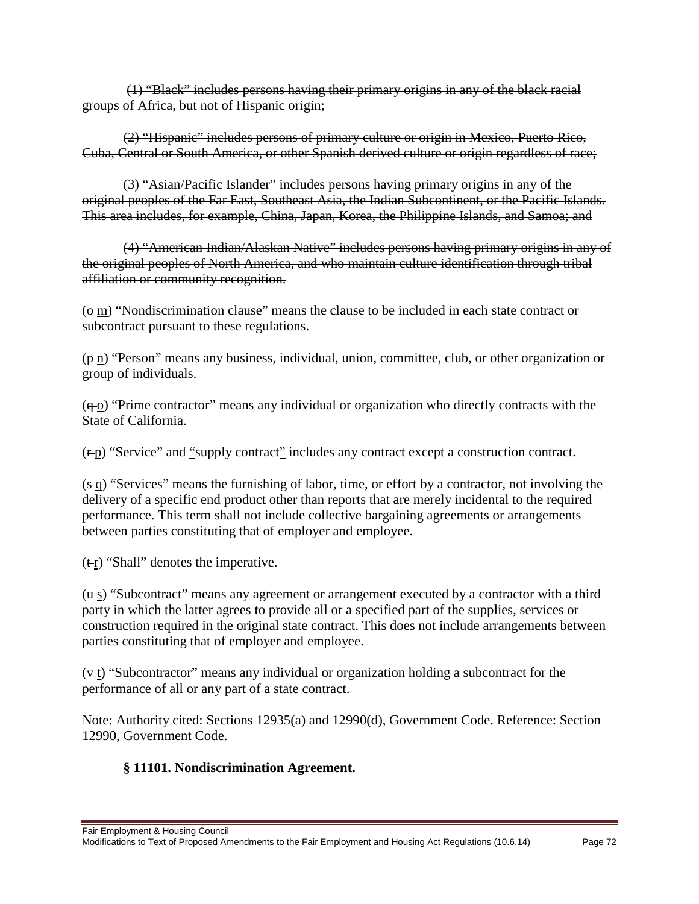~~(1) "Black" includes persons having their primary origins in any of the black racial groups of Africa, but not of Hispanic origin;~~

~~(2) "Hispanic" includes persons of primary culture or origin in Mexico, Puerto Rico, Cuba, Central or South America, or other Spanish derived culture or origin regardless of race;~~

~~(3) "Asian/Pacific Islander" includes persons having primary origins in any of the original peoples of the Far East, Southeast Asia, the Indian Subcontinent, or the Pacific Islands. This area includes, for example, China, Japan, Korea, the Philippine Islands, and Samoa; and~~

~~(4) "American Indian/Alaskan Native" includes persons having primary origins in any of the original peoples of North America, and who maintain culture identification through tribal affiliation or community recognition.~~

(~~o~~ m) "Nondiscrimination clause" means the clause to be included in each state contract or subcontract pursuant to these regulations.

(~~p~~ n) "Person" means any business, individual, union, committee, club, or other organization or group of individuals.

(~~q~~ o) "Prime contractor" means any individual or organization who directly contracts with the State of California.

(~~r~~ p) "Service" and "supply contract" includes any contract except a construction contract.

(~~s~~ q) "Services" means the furnishing of labor, time, or effort by a contractor, not involving the delivery of a specific end product other than reports that are merely incidental to the required performance. This term shall not include collective bargaining agreements or arrangements between parties constituting that of employer and employee.

(~~t~~ r) "Shall" denotes the imperative.

(~~u~~ s) "Subcontract" means any agreement or arrangement executed by a contractor with a third party in which the latter agrees to provide all or a specified part of the supplies, services or construction required in the original state contract. This does not include arrangements between parties constituting that of employer and employee.

(~~v~~ t) "Subcontractor" means any individual or organization holding a subcontract for the performance of all or any part of a state contract.

Note: Authority cited: Sections 12935(a) and 12990(d), Government Code. Reference: Section 12990, Government Code.

### § 11101. Nondiscrimination Agreement.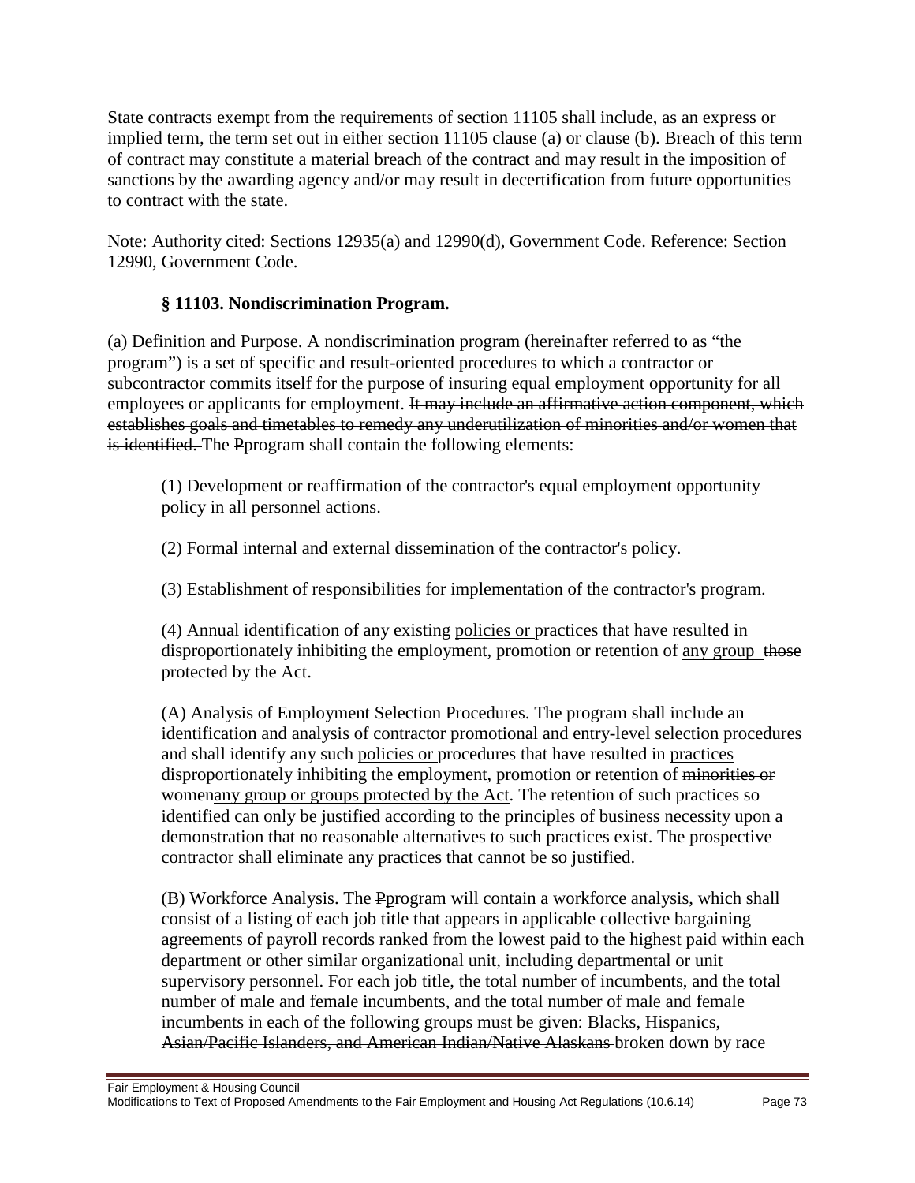State contracts exempt from the requirements of section 11105 shall include, as an express or implied term, the term set out in either section 11105 clause (a) or clause (b). Breach of this term of contract may constitute a material breach of the contract and may result in the imposition of sanctions by the awarding agency and<u>/or</u> ~~may result in~~ decertification from future opportunities to contract with the state.

Note: Authority cited: Sections 12935(a) and 12990(d), Government Code. Reference: Section 12990, Government Code.

### § 11103. Nondiscrimination Program.

(a) Definition and Purpose. A nondiscrimination program (hereinafter referred to as "the program") is a set of specific and result-oriented procedures to which a contractor or subcontractor commits itself for the purpose of insuring equal employment opportunity for all employees or applicants for employment. ~~It may include an affirmative action component, which establishes goals and timetables to remedy any underutilization of minorities and/or women that is identified.~~ The ~~P~~<u>p</u>rogram shall contain the following elements:

(1) Development or reaffirmation of the contractor's equal employment opportunity policy in all personnel actions.

(2) Formal internal and external dissemination of the contractor's policy.

(3) Establishment of responsibilities for implementation of the contractor's program.

(4) Annual identification of any existing <u>policies or</u> practices that have resulted in disproportionately inhibiting the employment, promotion or retention of <u>any group</u> ~~those~~ protected by the Act.

(A) Analysis of Employment Selection Procedures. The program shall include an identification and analysis of contractor promotional and entry-level selection procedures and shall identify any such <u>policies or</u> procedures that have resulted in <u>practices</u> disproportionately inhibiting the employment, promotion or retention of ~~minorities or women~~<u>any group or groups protected by the Act</u>. The retention of such practices so identified can only be justified according to the principles of business necessity upon a demonstration that no reasonable alternatives to such practices exist. The prospective contractor shall eliminate any practices that cannot be so justified.

(B) Workforce Analysis. The ~~P~~<u>p</u>rogram will contain a workforce analysis, which shall consist of a listing of each job title that appears in applicable collective bargaining agreements of payroll records ranked from the lowest paid to the highest paid within each department or other similar organizational unit, including departmental or unit supervisory personnel. For each job title, the total number of incumbents, and the total number of male and female incumbents, and the total number of male and female incumbents ~~in each of the following groups must be given: Blacks, Hispanics, Asian/Pacific Islanders, and American Indian/Native Alaskans~~ <u>broken down by race</u>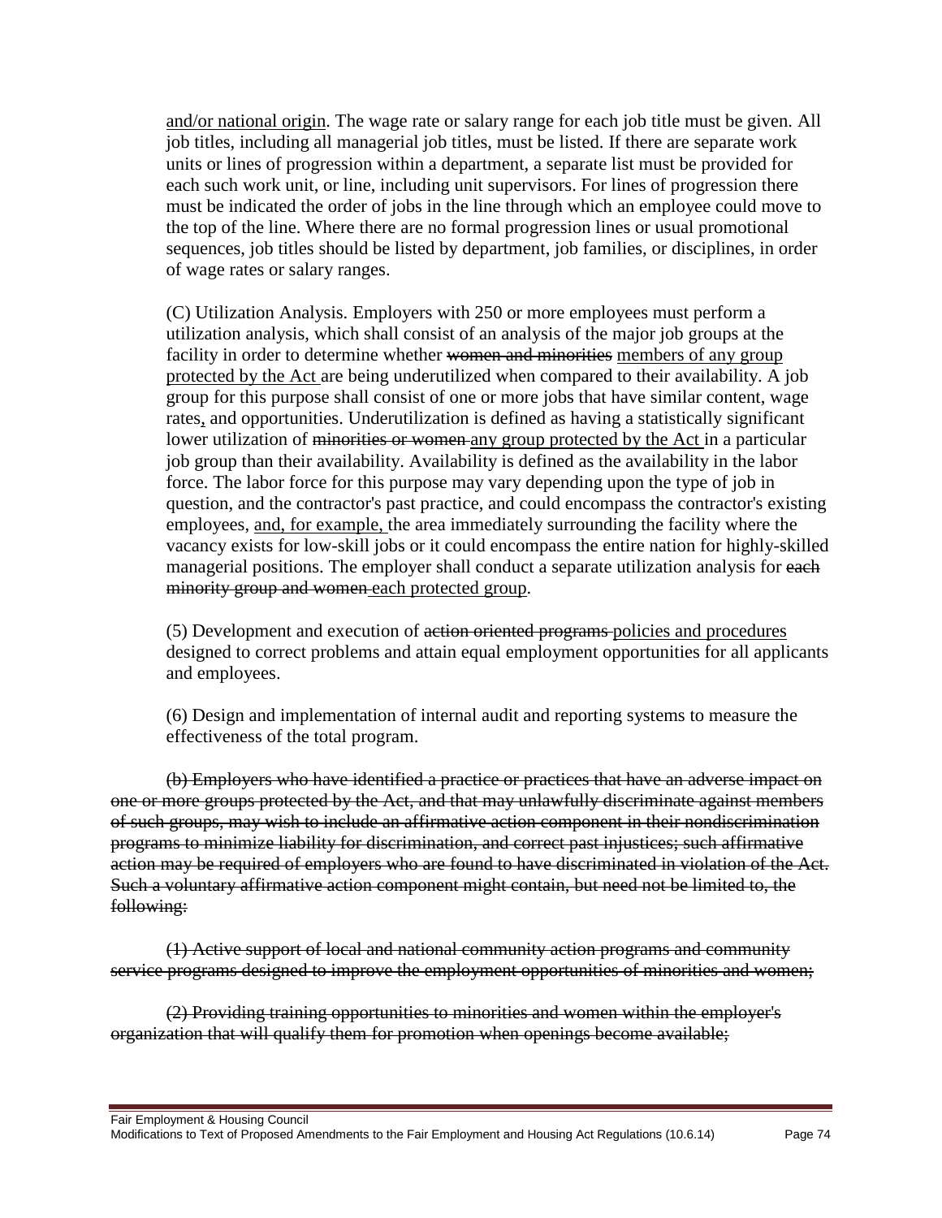<u>and/or national origin</u>. The wage rate or salary range for each job title must be given. All job titles, including all managerial job titles, must be listed. If there are separate work units or lines of progression within a department, a separate list must be provided for each such work unit, or line, including unit supervisors. For lines of progression there must be indicated the order of jobs in the line through which an employee could move to the top of the line. Where there are no formal progression lines or usual promotional sequences, job titles should be listed by department, job families, or disciplines, in order of wage rates or salary ranges.

(C) Utilization Analysis. Employers with 250 or more employees must perform a utilization analysis, which shall consist of an analysis of the major job groups at the facility in order to determine whether ~~women and minorities~~ <u>members of any group protected by the Act</u> are being underutilized when compared to their availability. A job group for this purpose shall consist of one or more jobs that have similar content, wage rates<u>,</u> and opportunities. Underutilization is defined as having a statistically significant lower utilization of ~~minorities or women~~ <u>any group protected by the Act</u> in a particular job group than their availability. Availability is defined as the availability in the labor force. The labor force for this purpose may vary depending upon the type of job in question, and the contractor's past practice, and could encompass the contractor's existing employees, <u>and, for example,</u> the area immediately surrounding the facility where the vacancy exists for low-skill jobs or it could encompass the entire nation for highly-skilled managerial positions. The employer shall conduct a separate utilization analysis for ~~each minority group and women~~ <u>each protected group</u>.

(5) Development and execution of ~~action oriented programs~~ <u>policies and procedures</u> designed to correct problems and attain equal employment opportunities for all applicants and employees.

(6) Design and implementation of internal audit and reporting systems to measure the effectiveness of the total program.

~~(b) Employers who have identified a practice or practices that have an adverse impact on one or more groups protected by the Act, and that may unlawfully discriminate against members of such groups, may wish to include an affirmative action component in their nondiscrimination programs to minimize liability for discrimination, and correct past injustices; such affirmative action may be required of employers who are found to have discriminated in violation of the Act. Such a voluntary affirmative action component might contain, but need not be limited to, the following:~~

~~(1) Active support of local and national community action programs and community service programs designed to improve the employment opportunities of minorities and women;~~

~~(2) Providing training opportunities to minorities and women within the employer's organization that will qualify them for promotion when openings become available;~~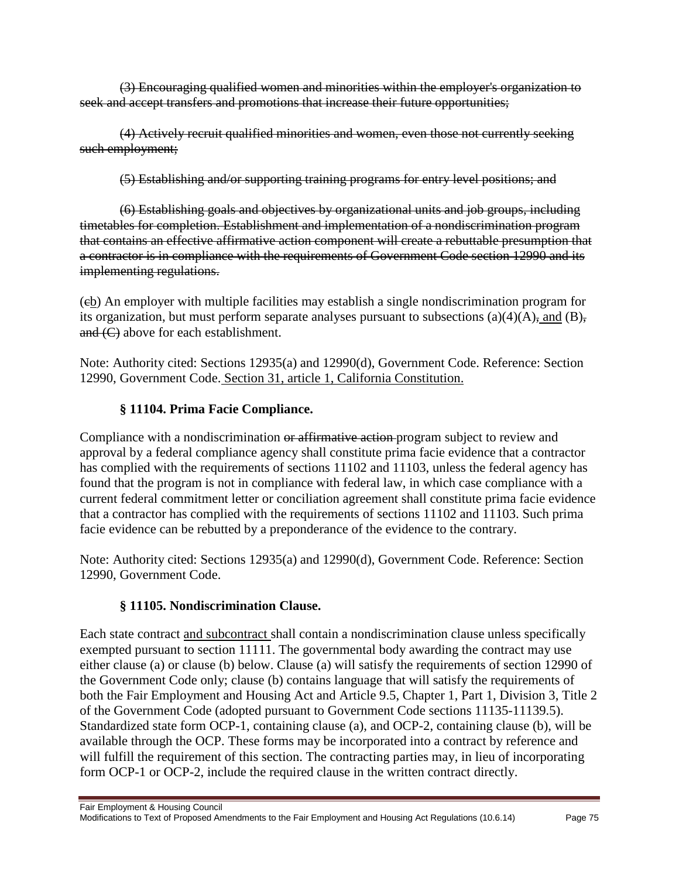~~(3) Encouraging qualified women and minorities within the employer's organization to seek and accept transfers and promotions that increase their future opportunities;~~

~~(4) Actively recruit qualified minorities and women, even those not currently seeking such employment;~~

~~(5) Establishing and/or supporting training programs for entry level positions; and~~

~~(6) Establishing goals and objectives by organizational units and job groups, including timetables for completion. Establishment and implementation of a nondiscrimination program that contains an effective affirmative action component will create a rebuttable presumption that a contractor is in compliance with the requirements of Government Code section 12990 and its implementing regulations.~~

(~~c~~<u>b</u>) An employer with multiple facilities may establish a single nondiscrimination program for its organization, but must perform separate analyses pursuant to subsections (a)(4)(A)~~,~~<u>, and</u> (B)~~, and (C)~~ above for each establishment.

Note: Authority cited: Sections 12935(a) and 12990(d), Government Code. Reference: Section 12990, Government Code.<u> Section 31, article 1, California Constitution.</u>

### § 11104. Prima Facie Compliance.

Compliance with a nondiscrimination ~~or affirmative action~~ program subject to review and approval by a federal compliance agency shall constitute prima facie evidence that a contractor has complied with the requirements of sections 11102 and 11103, unless the federal agency has found that the program is not in compliance with federal law, in which case compliance with a current federal commitment letter or conciliation agreement shall constitute prima facie evidence that a contractor has complied with the requirements of sections 11102 and 11103. Such prima facie evidence can be rebutted by a preponderance of the evidence to the contrary.

Note: Authority cited: Sections 12935(a) and 12990(d), Government Code. Reference: Section 12990, Government Code.

### § 11105. Nondiscrimination Clause.

Each state contract <u>and subcontract </u>shall contain a nondiscrimination clause unless specifically exempted pursuant to section 11111. The governmental body awarding the contract may use either clause (a) or clause (b) below. Clause (a) will satisfy the requirements of section 12990 of the Government Code only; clause (b) contains language that will satisfy the requirements of both the Fair Employment and Housing Act and Article 9.5, Chapter 1, Part 1, Division 3, Title 2 of the Government Code (adopted pursuant to Government Code sections 11135-11139.5). Standardized state form OCP-1, containing clause (a), and OCP-2, containing clause (b), will be available through the OCP. These forms may be incorporated into a contract by reference and will fulfill the requirement of this section. The contracting parties may, in lieu of incorporating form OCP-1 or OCP-2, include the required clause in the written contract directly.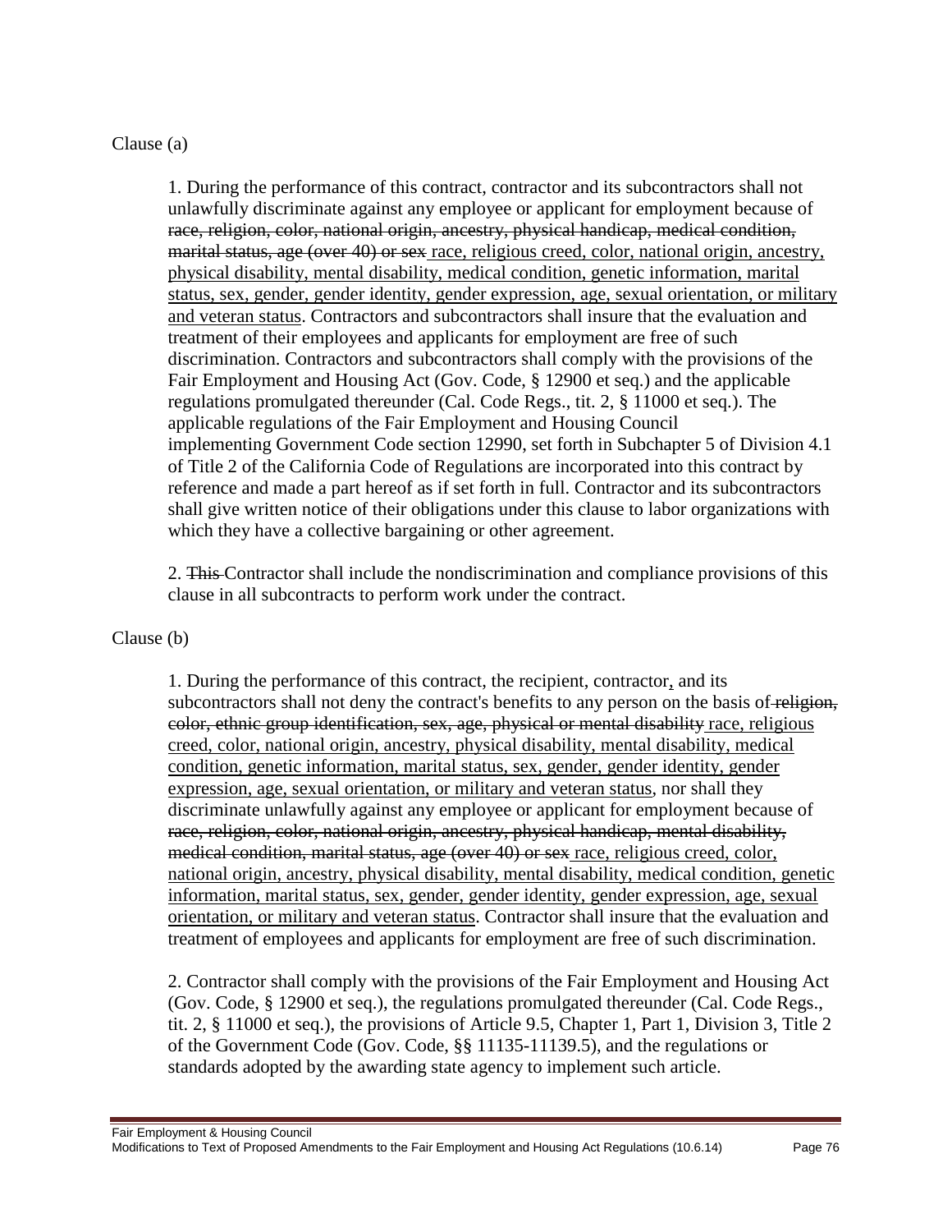Clause (a)

1. During the performance of this contract, contractor and its subcontractors shall not unlawfully discriminate against any employee or applicant for employment because of ~~race, religion, color, national origin, ancestry, physical handicap, medical condition, marital status, age (over 40) or sex~~ <u>race, religious creed, color, national origin, ancestry, physical disability, mental disability, medical condition, genetic information, marital status, sex, gender, gender identity, gender expression, age, sexual orientation, or military and veteran status</u>. Contractors and subcontractors shall insure that the evaluation and treatment of their employees and applicants for employment are free of such discrimination. Contractors and subcontractors shall comply with the provisions of the Fair Employment and Housing Act (Gov. Code, § 12900 et seq.) and the applicable regulations promulgated thereunder (Cal. Code Regs., tit. 2, § 11000 et seq.). The applicable regulations of the Fair Employment and Housing Council implementing Government Code section 12990, set forth in Subchapter 5 of Division 4.1 of Title 2 of the California Code of Regulations are incorporated into this contract by reference and made a part hereof as if set forth in full. Contractor and its subcontractors shall give written notice of their obligations under this clause to labor organizations with which they have a collective bargaining or other agreement.

2. ~~This~~ Contractor shall include the nondiscrimination and compliance provisions of this clause in all subcontracts to perform work under the contract.

Clause (b)

1. During the performance of this contract, the recipient, contractor<u>,</u> and its subcontractors shall not deny the contract's benefits to any person on the basis of ~~religion, color, ethnic group identification, sex, age, physical or mental disability~~ <u>race, religious creed, color, national origin, ancestry, physical disability, mental disability, medical condition, genetic information, marital status, sex, gender, gender identity, gender expression, age, sexual orientation, or military and veteran status</u>, nor shall they discriminate unlawfully against any employee or applicant for employment because of ~~race, religion, color, national origin, ancestry, physical handicap, mental disability, medical condition, marital status, age (over 40) or sex~~ <u>race, religious creed, color, national origin, ancestry, physical disability, mental disability, medical condition, genetic information, marital status, sex, gender, gender identity, gender expression, age, sexual orientation, or military and veteran status</u>. Contractor shall insure that the evaluation and treatment of employees and applicants for employment are free of such discrimination.

2. Contractor shall comply with the provisions of the Fair Employment and Housing Act (Gov. Code, § 12900 et seq.), the regulations promulgated thereunder (Cal. Code Regs., tit. 2, § 11000 et seq.), the provisions of Article 9.5, Chapter 1, Part 1, Division 3, Title 2 of the Government Code (Gov. Code, §§ 11135-11139.5), and the regulations or standards adopted by the awarding state agency to implement such article.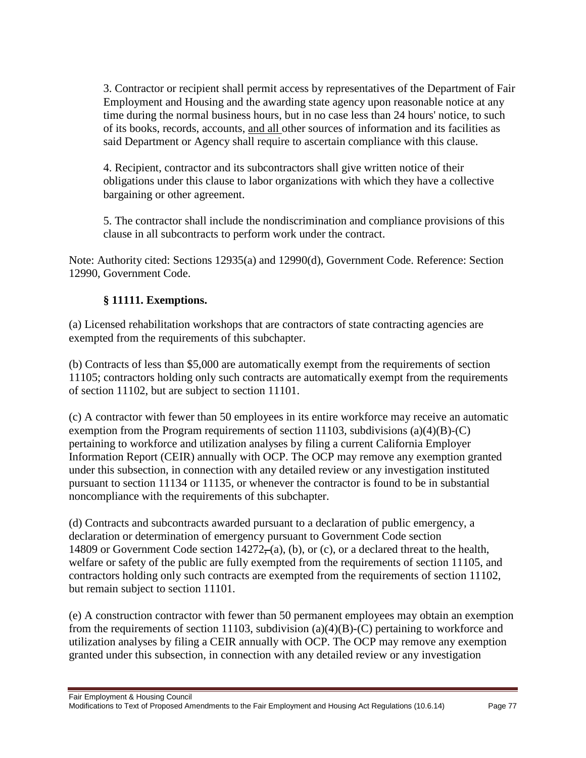3. Contractor or recipient shall permit access by representatives of the Department of Fair Employment and Housing and the awarding state agency upon reasonable notice at any time during the normal business hours, but in no case less than 24 hours' notice, to such of its books, records, accounts, and all other sources of information and its facilities as said Department or Agency shall require to ascertain compliance with this clause.

4. Recipient, contractor and its subcontractors shall give written notice of their obligations under this clause to labor organizations with which they have a collective bargaining or other agreement.

5. The contractor shall include the nondiscrimination and compliance provisions of this clause in all subcontracts to perform work under the contract.

Note: Authority cited: Sections 12935(a) and 12990(d), Government Code. Reference: Section 12990, Government Code.

### § 11111. Exemptions.

(a) Licensed rehabilitation workshops that are contractors of state contracting agencies are exempted from the requirements of this subchapter.

(b) Contracts of less than $5,000 are automatically exempt from the requirements of section 11105; contractors holding only such contracts are automatically exempt from the requirements of section 11102, but are subject to section 11101.

(c) A contractor with fewer than 50 employees in its entire workforce may receive an automatic exemption from the Program requirements of section 11103, subdivisions (a)(4)(B)-(C) pertaining to workforce and utilization analyses by filing a current California Employer Information Report (CEIR) annually with OCP. The OCP may remove any exemption granted under this subsection, in connection with any detailed review or any investigation instituted pursuant to section 11134 or 11135, or whenever the contractor is found to be in substantial noncompliance with the requirements of this subchapter.

(d) Contracts and subcontracts awarded pursuant to a declaration of public emergency, a declaration or determination of emergency pursuant to Government Code section 14809 or Government Code section 14272, (a), (b), or (c), or a declared threat to the health, welfare or safety of the public are fully exempted from the requirements of section 11105, and contractors holding only such contracts are exempted from the requirements of section 11102, but remain subject to section 11101.

(e) A construction contractor with fewer than 50 permanent employees may obtain an exemption from the requirements of section 11103, subdivision (a)(4)(B)-(C) pertaining to workforce and utilization analyses by filing a CEIR annually with OCP. The OCP may remove any exemption granted under this subsection, in connection with any detailed review or any investigation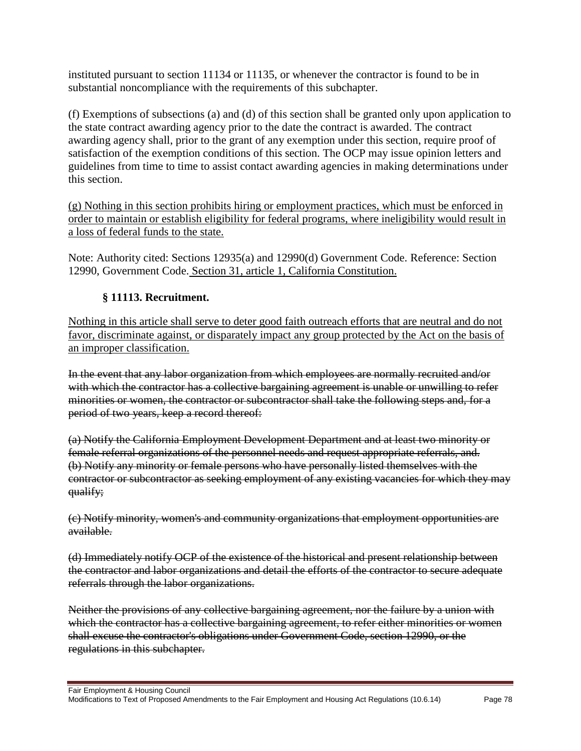instituted pursuant to section 11134 or 11135, or whenever the contractor is found to be in substantial noncompliance with the requirements of this subchapter.

(f) Exemptions of subsections (a) and (d) of this section shall be granted only upon application to the state contract awarding agency prior to the date the contract is awarded. The contract awarding agency shall, prior to the grant of any exemption under this section, require proof of satisfaction of the exemption conditions of this section. The OCP may issue opinion letters and guidelines from time to time to assist contact awarding agencies in making determinations under this section.

<u>(g) Nothing in this section prohibits hiring or employment practices, which must be enforced in order to maintain or establish eligibility for federal programs, where ineligibility would result in a loss of federal funds to the state.</u>

Note: Authority cited: Sections 12935(a) and 12990(d) Government Code. Reference: Section 12990, Government Code. <u>Section 31, article 1, California Constitution.</u>

### § 11113. Recruitment.

<u>Nothing in this article shall serve to deter good faith outreach efforts that are neutral and do not favor, discriminate against, or disparately impact any group protected by the Act on the basis of an improper classification.</u>

~~In the event that any labor organization from which employees are normally recruited and/or with which the contractor has a collective bargaining agreement is unable or unwilling to refer minorities or women, the contractor or subcontractor shall take the following steps and, for a period of two years, keep a record thereof:~~

~~(a) Notify the California Employment Development Department and at least two minority or female referral organizations of the personnel needs and request appropriate referrals, and.~~
~~(b) Notify any minority or female persons who have personally listed themselves with the contractor or subcontractor as seeking employment of any existing vacancies for which they may qualify;~~

~~(c) Notify minority, women's and community organizations that employment opportunities are available.~~

~~(d) Immediately notify OCP of the existence of the historical and present relationship between the contractor and labor organizations and detail the efforts of the contractor to secure adequate referrals through the labor organizations.~~

~~Neither the provisions of any collective bargaining agreement, nor the failure by a union with which the contractor has a collective bargaining agreement, to refer either minorities or women shall excuse the contractor's obligations under Government Code, section 12990, or the regulations in this subchapter.~~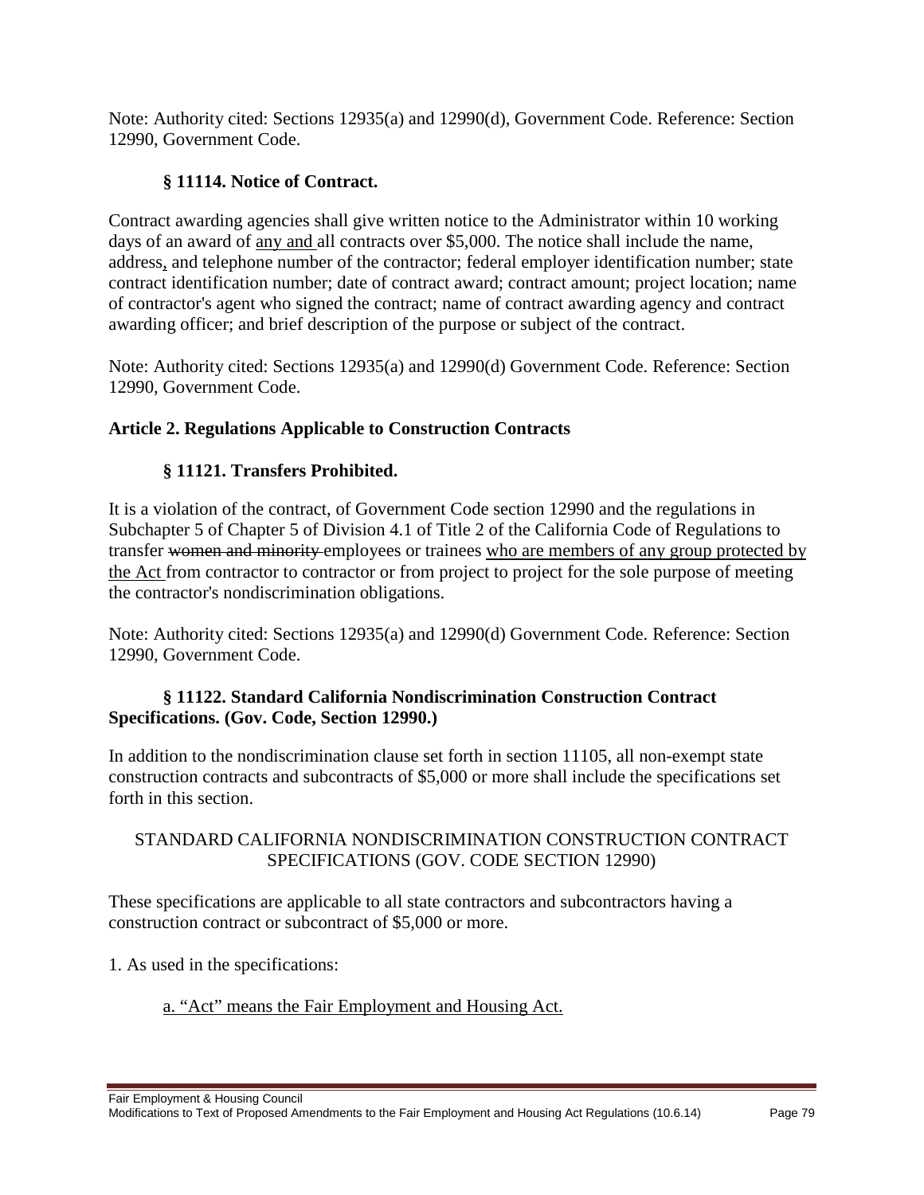Note: Authority cited: Sections 12935(a) and 12990(d), Government Code. Reference: Section 12990, Government Code.

### § 11114. Notice of Contract.

Contract awarding agencies shall give written notice to the Administrator within 10 working days of an award of <u>any and</u> all contracts over $5,000. The notice shall include the name, address<u>,</u> and telephone number of the contractor; federal employer identification number; state contract identification number; date of contract award; contract amount; project location; name of contractor's agent who signed the contract; name of contract awarding agency and contract awarding officer; and brief description of the purpose or subject of the contract.

Note: Authority cited: Sections 12935(a) and 12990(d) Government Code. Reference: Section 12990, Government Code.

## Article 2. Regulations Applicable to Construction Contracts

### § 11121. Transfers Prohibited.

It is a violation of the contract, of Government Code section 12990 and the regulations in Subchapter 5 of Chapter 5 of Division 4.1 of Title 2 of the California Code of Regulations to transfer ~~women and minority~~ employees or trainees <u>who are members of any group protected by the Act</u> from contractor to contractor or from project to project for the sole purpose of meeting the contractor's nondiscrimination obligations.

Note: Authority cited: Sections 12935(a) and 12990(d) Government Code. Reference: Section 12990, Government Code.

### § 11122. Standard California Nondiscrimination Construction Contract Specifications. (Gov. Code, Section 12990.)

In addition to the nondiscrimination clause set forth in section 11105, all non-exempt state construction contracts and subcontracts of $5,000 or more shall include the specifications set forth in this section.

STANDARD CALIFORNIA NONDISCRIMINATION CONSTRUCTION CONTRACT SPECIFICATIONS (GOV. CODE SECTION 12990)

These specifications are applicable to all state contractors and subcontractors having a construction contract or subcontract of $5,000 or more.

1. As used in the specifications:

<u>a. "Act" means the Fair Employment and Housing Act.</u>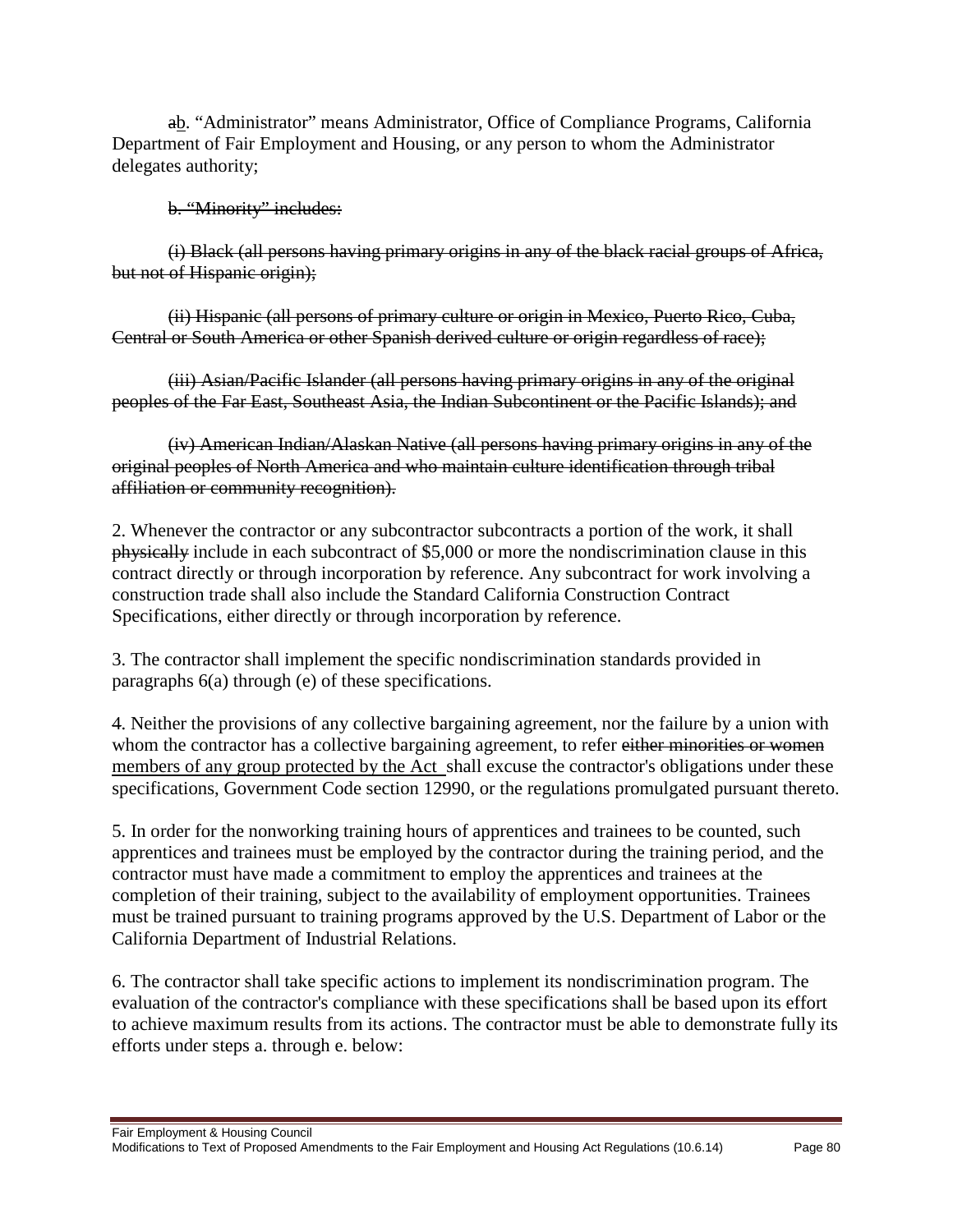~~a~~<u>b</u>. "Administrator" means Administrator, Office of Compliance Programs, California Department of Fair Employment and Housing, or any person to whom the Administrator delegates authority;

~~b. "Minority" includes:~~

~~(i) Black (all persons having primary origins in any of the black racial groups of Africa, but not of Hispanic origin);~~

~~(ii) Hispanic (all persons of primary culture or origin in Mexico, Puerto Rico, Cuba, Central or South America or other Spanish derived culture or origin regardless of race);~~

~~(iii) Asian/Pacific Islander (all persons having primary origins in any of the original peoples of the Far East, Southeast Asia, the Indian Subcontinent or the Pacific Islands); and~~

~~(iv) American Indian/Alaskan Native (all persons having primary origins in any of the original peoples of North America and who maintain culture identification through tribal affiliation or community recognition).~~

2. Whenever the contractor or any subcontractor subcontracts a portion of the work, it shall ~~physically~~ include in each subcontract of $5,000 or more the nondiscrimination clause in this contract directly or through incorporation by reference. Any subcontract for work involving a construction trade shall also include the Standard California Construction Contract Specifications, either directly or through incorporation by reference.

3. The contractor shall implement the specific nondiscrimination standards provided in paragraphs 6(a) through (e) of these specifications.

4. Neither the provisions of any collective bargaining agreement, nor the failure by a union with whom the contractor has a collective bargaining agreement, to refer ~~either minorities or women~~ <u>members of any group protected by the Act</u> shall excuse the contractor's obligations under these specifications, Government Code section 12990, or the regulations promulgated pursuant thereto.

5. In order for the nonworking training hours of apprentices and trainees to be counted, such apprentices and trainees must be employed by the contractor during the training period, and the contractor must have made a commitment to employ the apprentices and trainees at the completion of their training, subject to the availability of employment opportunities. Trainees must be trained pursuant to training programs approved by the U.S. Department of Labor or the California Department of Industrial Relations.

6. The contractor shall take specific actions to implement its nondiscrimination program. The evaluation of the contractor's compliance with these specifications shall be based upon its effort to achieve maximum results from its actions. The contractor must be able to demonstrate fully its efforts under steps a. through e. below: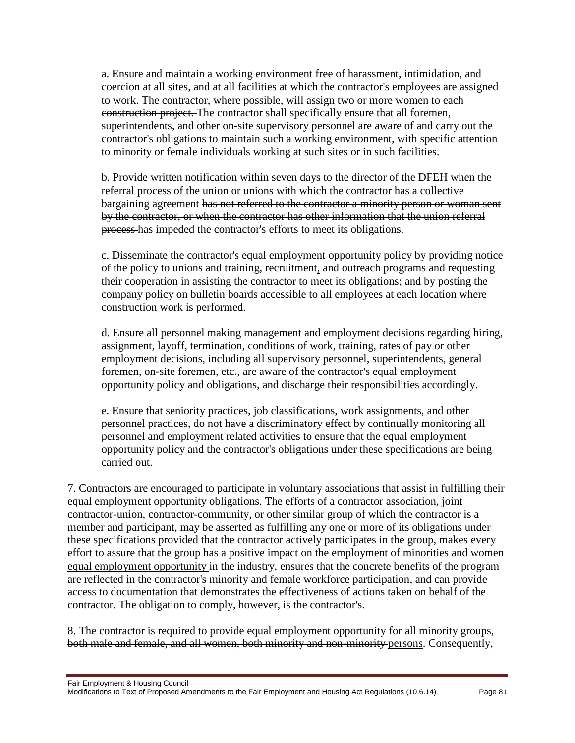a. Ensure and maintain a working environment free of harassment, intimidation, and coercion at all sites, and at all facilities at which the contractor's employees are assigned to work. ~~The contractor, where possible, will assign two or more women to each construction project.~~ The contractor shall specifically ensure that all foremen, superintendents, and other on-site supervisory personnel are aware of and carry out the contractor's obligations to maintain such a working environment~~, with specific attention to minority or female individuals working at such sites or in such facilities~~.

b. Provide written notification within seven days to the director of the DFEH when the <u>referral process of the</u> union or unions with which the contractor has a collective bargaining agreement ~~has not referred to the contractor a minority person or woman sent by the contractor, or when the contractor has other information that the union referral process~~ has impeded the contractor's efforts to meet its obligations.

c. Disseminate the contractor's equal employment opportunity policy by providing notice of the policy to unions and training, recruitment<u>,</u> and outreach programs and requesting their cooperation in assisting the contractor to meet its obligations; and by posting the company policy on bulletin boards accessible to all employees at each location where construction work is performed.

d. Ensure all personnel making management and employment decisions regarding hiring, assignment, layoff, termination, conditions of work, training, rates of pay or other employment decisions, including all supervisory personnel, superintendents, general foremen, on-site foremen, etc., are aware of the contractor's equal employment opportunity policy and obligations, and discharge their responsibilities accordingly.

e. Ensure that seniority practices, job classifications, work assignments<u>,</u> and other personnel practices, do not have a discriminatory effect by continually monitoring all personnel and employment related activities to ensure that the equal employment opportunity policy and the contractor's obligations under these specifications are being carried out.

7. Contractors are encouraged to participate in voluntary associations that assist in fulfilling their equal employment opportunity obligations. The efforts of a contractor association, joint contractor-union, contractor-community, or other similar group of which the contractor is a member and participant, may be asserted as fulfilling any one or more of its obligations under these specifications provided that the contractor actively participates in the group, makes every effort to assure that the group has a positive impact on ~~the employment of minorities and women~~ <u>equal employment opportunity</u> in the industry, ensures that the concrete benefits of the program are reflected in the contractor's ~~minority and female~~ workforce participation, and can provide access to documentation that demonstrates the effectiveness of actions taken on behalf of the contractor. The obligation to comply, however, is the contractor's.

8. The contractor is required to provide equal employment opportunity for all ~~minority groups, both male and female, and all women, both minority and non-minority~~ <u>persons</u>. Consequently,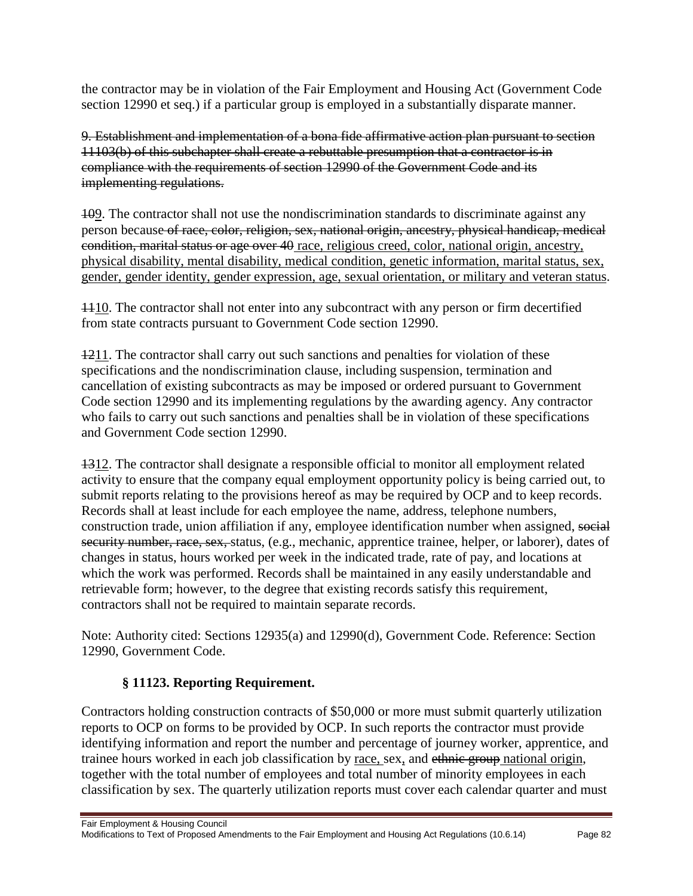the contractor may be in violation of the Fair Employment and Housing Act (Government Code section 12990 et seq.) if a particular group is employed in a substantially disparate manner.

~~9. Establishment and implementation of a bona fide affirmative action plan pursuant to section 11103(b) of this subchapter shall create a rebuttable presumption that a contractor is in compliance with the requirements of section 12990 of the Government Code and its implementing regulations.~~

~~10~~<u>9</u>. The contractor shall not use the nondiscrimination standards to discriminate against any person because ~~of race, color, religion, sex, national origin, ancestry, physical handicap, medical condition, marital status or age over 40~~ <u>race, religious creed, color, national origin, ancestry, physical disability, mental disability, medical condition, genetic information, marital status, sex, gender, gender identity, gender expression, age, sexual orientation, or military and veteran status</u>.

~~11~~<u>10</u>. The contractor shall not enter into any subcontract with any person or firm decertified from state contracts pursuant to Government Code section 12990.

~~12~~<u>11</u>. The contractor shall carry out such sanctions and penalties for violation of these specifications and the nondiscrimination clause, including suspension, termination and cancellation of existing subcontracts as may be imposed or ordered pursuant to Government Code section 12990 and its implementing regulations by the awarding agency. Any contractor who fails to carry out such sanctions and penalties shall be in violation of these specifications and Government Code section 12990.

~~13~~<u>12</u>. The contractor shall designate a responsible official to monitor all employment related activity to ensure that the company equal employment opportunity policy is being carried out, to submit reports relating to the provisions hereof as may be required by OCP and to keep records. Records shall at least include for each employee the name, address, telephone numbers, construction trade, union affiliation if any, employee identification number when assigned, ~~social security number, race, sex,~~ status, (e.g., mechanic, apprentice trainee, helper, or laborer), dates of changes in status, hours worked per week in the indicated trade, rate of pay, and locations at which the work was performed. Records shall be maintained in any easily understandable and retrievable form; however, to the degree that existing records satisfy this requirement, contractors shall not be required to maintain separate records.

Note: Authority cited: Sections 12935(a) and 12990(d), Government Code. Reference: Section 12990, Government Code.

### § 11123. Reporting Requirement.

Contractors holding construction contracts of $50,000 or more must submit quarterly utilization reports to OCP on forms to be provided by OCP. In such reports the contractor must provide identifying information and report the number and percentage of journey worker, apprentice, and trainee hours worked in each job classification by <u>race,</u> sex<u>,</u> and ~~ethnic group~~ <u>national origin</u>, together with the total number of employees and total number of minority employees in each classification by sex. The quarterly utilization reports must cover each calendar quarter and must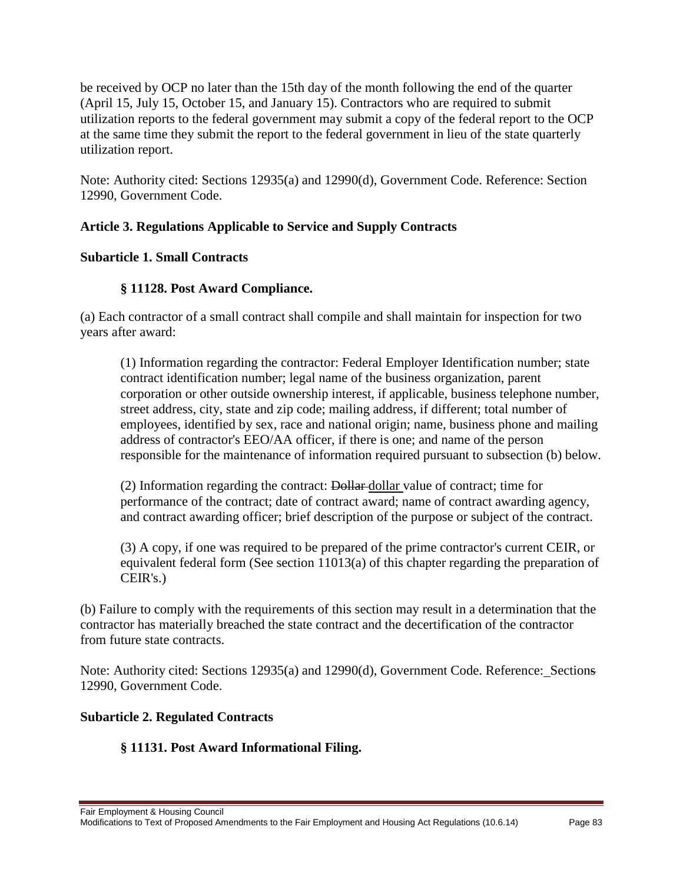be received by OCP no later than the 15th day of the month following the end of the quarter (April 15, July 15, October 15, and January 15). Contractors who are required to submit utilization reports to the federal government may submit a copy of the federal report to the OCP at the same time they submit the report to the federal government in lieu of the state quarterly utilization report.

Note: Authority cited: Sections 12935(a) and 12990(d), Government Code. Reference: Section 12990, Government Code.

**Article 3. Regulations Applicable to Service and Supply Contracts**

**Subarticle 1. Small Contracts**

**§ 11128. Post Award Compliance.**

(a) Each contractor of a small contract shall compile and shall maintain for inspection for two years after award:

(1) Information regarding the contractor: Federal Employer Identification number; state contract identification number; legal name of the business organization, parent corporation or other outside ownership interest, if applicable, business telephone number, street address, city, state and zip code; mailing address, if different; total number of employees, identified by sex, race and national origin; name, business phone and mailing address of contractor's EEO/AA officer, if there is one; and name of the person responsible for the maintenance of information required pursuant to subsection (b) below.

(2) Information regarding the contract: ~~Dollar~~ <u>dollar</u> value of contract; time for performance of the contract; date of contract award; name of contract awarding agency, and contract awarding officer; brief description of the purpose or subject of the contract.

(3) A copy, if one was required to be prepared of the prime contractor's current CEIR, or equivalent federal form (See section 11013(a) of this chapter regarding the preparation of CEIR's.)

(b) Failure to comply with the requirements of this section may result in a determination that the contractor has materially breached the state contract and the decertification of the contractor from future state contracts.

Note: Authority cited: Sections 12935(a) and 12990(d), Government Code. Reference: <u> </u>Section~~s~~ 12990, Government Code.

**Subarticle 2. Regulated Contracts**

**§ 11131. Post Award Informational Filing.**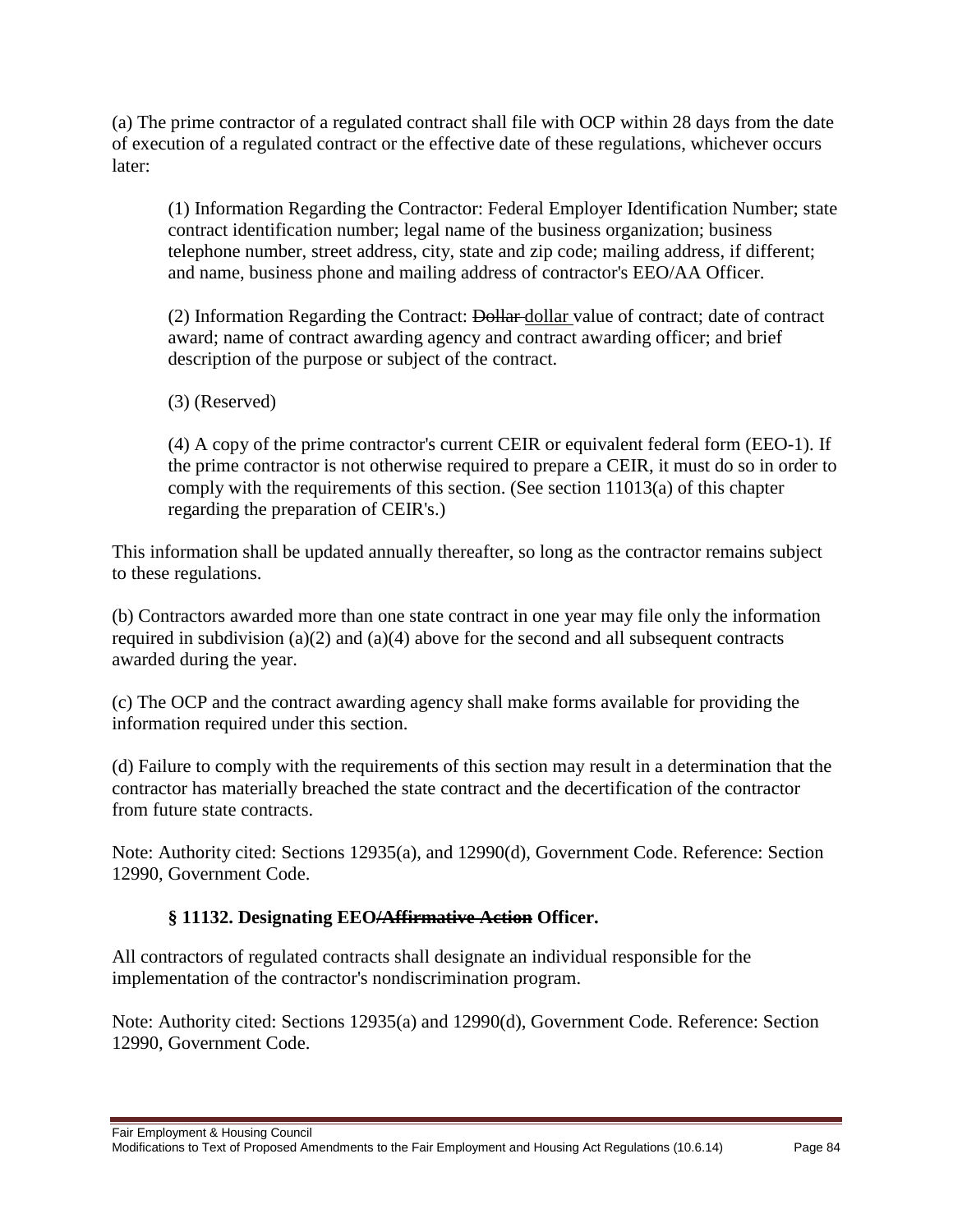(a) The prime contractor of a regulated contract shall file with OCP within 28 days from the date of execution of a regulated contract or the effective date of these regulations, whichever occurs later:

> (1) Information Regarding the Contractor: Federal Employer Identification Number; state contract identification number; legal name of the business organization; business telephone number, street address, city, state and zip code; mailing address, if different; and name, business phone and mailing address of contractor's EEO/AA Officer.
>
> (2) Information Regarding the Contract: ~~Dollar~~ <u>dollar</u> value of contract; date of contract award; name of contract awarding agency and contract awarding officer; and brief description of the purpose or subject of the contract.
>
> (3) (Reserved)
>
> (4) A copy of the prime contractor's current CEIR or equivalent federal form (EEO-1). If the prime contractor is not otherwise required to prepare a CEIR, it must do so in order to comply with the requirements of this section. (See section 11013(a) of this chapter regarding the preparation of CEIR's.)

This information shall be updated annually thereafter, so long as the contractor remains subject to these regulations.

(b) Contractors awarded more than one state contract in one year may file only the information required in subdivision (a)(2) and (a)(4) above for the second and all subsequent contracts awarded during the year.

(c) The OCP and the contract awarding agency shall make forms available for providing the information required under this section.

(d) Failure to comply with the requirements of this section may result in a determination that the contractor has materially breached the state contract and the decertification of the contractor from future state contracts.

Note: Authority cited: Sections 12935(a), and 12990(d), Government Code. Reference: Section 12990, Government Code.

### § 11132. Designating EEO~~/Affirmative Action~~ Officer.

All contractors of regulated contracts shall designate an individual responsible for the implementation of the contractor's nondiscrimination program.

Note: Authority cited: Sections 12935(a) and 12990(d), Government Code. Reference: Section 12990, Government Code.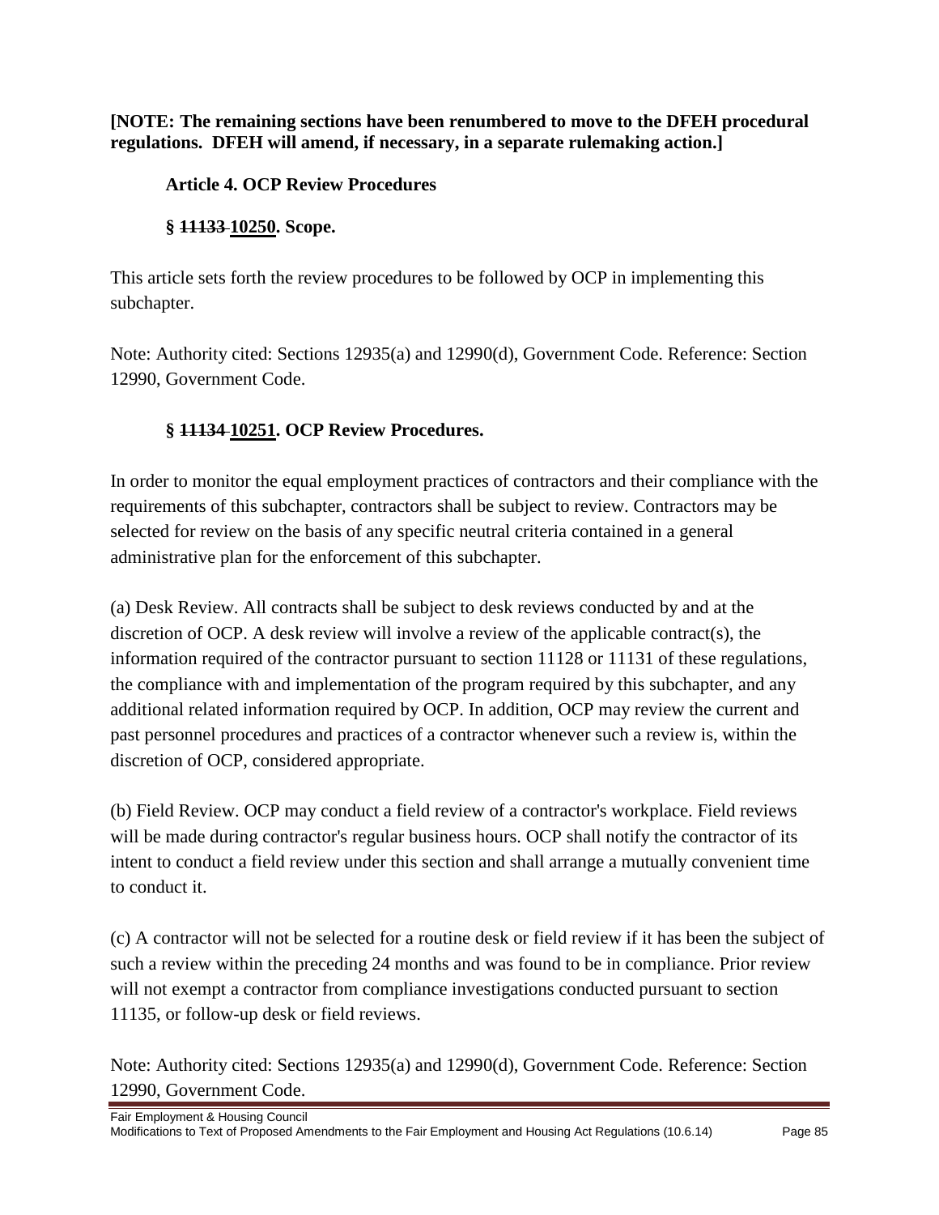**[NOTE: The remaining sections have been renumbered to move to the DFEH procedural regulations. DFEH will amend, if necessary, in a separate rulemaking action.]**

**Article 4. OCP Review Procedures**

**§ ~~11133~~ <u>10250</u>. Scope.**

This article sets forth the review procedures to be followed by OCP in implementing this subchapter.

Note: Authority cited: Sections 12935(a) and 12990(d), Government Code. Reference: Section 12990, Government Code.

**§ ~~11134~~ <u>10251</u>. OCP Review Procedures.**

In order to monitor the equal employment practices of contractors and their compliance with the requirements of this subchapter, contractors shall be subject to review. Contractors may be selected for review on the basis of any specific neutral criteria contained in a general administrative plan for the enforcement of this subchapter.

(a) Desk Review. All contracts shall be subject to desk reviews conducted by and at the discretion of OCP. A desk review will involve a review of the applicable contract(s), the information required of the contractor pursuant to section 11128 or 11131 of these regulations, the compliance with and implementation of the program required by this subchapter, and any additional related information required by OCP. In addition, OCP may review the current and past personnel procedures and practices of a contractor whenever such a review is, within the discretion of OCP, considered appropriate.

(b) Field Review. OCP may conduct a field review of a contractor's workplace. Field reviews will be made during contractor's regular business hours. OCP shall notify the contractor of its intent to conduct a field review under this section and shall arrange a mutually convenient time to conduct it.

(c) A contractor will not be selected for a routine desk or field review if it has been the subject of such a review within the preceding 24 months and was found to be in compliance. Prior review will not exempt a contractor from compliance investigations conducted pursuant to section 11135, or follow-up desk or field reviews.

Note: Authority cited: Sections 12935(a) and 12990(d), Government Code. Reference: Section 12990, Government Code.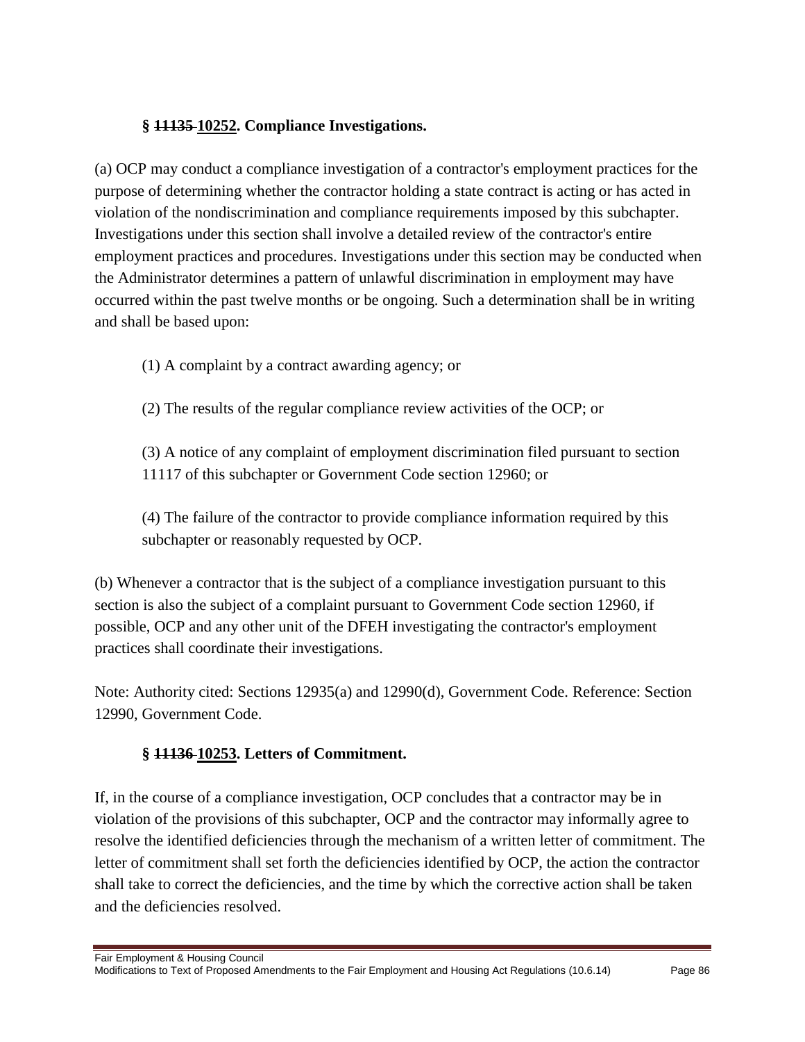### § ~~11135~~ <u>10252</u>. Compliance Investigations.

(a) OCP may conduct a compliance investigation of a contractor's employment practices for the purpose of determining whether the contractor holding a state contract is acting or has acted in violation of the nondiscrimination and compliance requirements imposed by this subchapter. Investigations under this section shall involve a detailed review of the contractor's entire employment practices and procedures. Investigations under this section may be conducted when the Administrator determines a pattern of unlawful discrimination in employment may have occurred within the past twelve months or be ongoing. Such a determination shall be in writing and shall be based upon:

(1) A complaint by a contract awarding agency; or

(2) The results of the regular compliance review activities of the OCP; or

(3) A notice of any complaint of employment discrimination filed pursuant to section 11117 of this subchapter or Government Code section 12960; or

(4) The failure of the contractor to provide compliance information required by this subchapter or reasonably requested by OCP.

(b) Whenever a contractor that is the subject of a compliance investigation pursuant to this section is also the subject of a complaint pursuant to Government Code section 12960, if possible, OCP and any other unit of the DFEH investigating the contractor's employment practices shall coordinate their investigations.

Note: Authority cited: Sections 12935(a) and 12990(d), Government Code. Reference: Section 12990, Government Code.

### § ~~11136~~ <u>10253</u>. Letters of Commitment.

If, in the course of a compliance investigation, OCP concludes that a contractor may be in violation of the provisions of this subchapter, OCP and the contractor may informally agree to resolve the identified deficiencies through the mechanism of a written letter of commitment. The letter of commitment shall set forth the deficiencies identified by OCP, the action the contractor shall take to correct the deficiencies, and the time by which the corrective action shall be taken and the deficiencies resolved.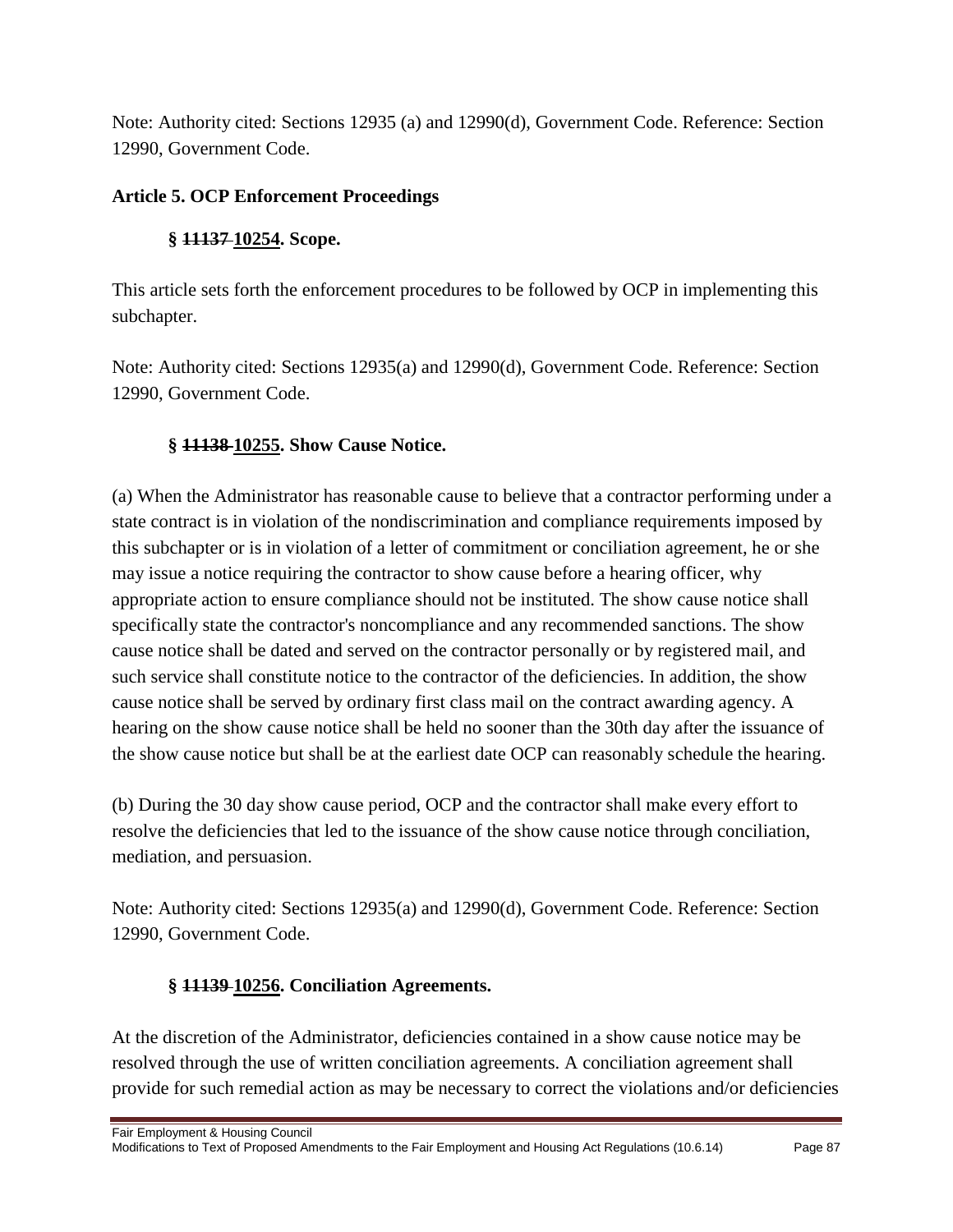Note: Authority cited: Sections 12935 (a) and 12990(d), Government Code. Reference: Section 12990, Government Code.

### Article 5. OCP Enforcement Proceedings

#### § ~~11137~~ <u>10254</u>. Scope.

This article sets forth the enforcement procedures to be followed by OCP in implementing this subchapter.

Note: Authority cited: Sections 12935(a) and 12990(d), Government Code. Reference: Section 12990, Government Code.

#### § ~~11138~~ <u>10255</u>. Show Cause Notice.

(a) When the Administrator has reasonable cause to believe that a contractor performing under a state contract is in violation of the nondiscrimination and compliance requirements imposed by this subchapter or is in violation of a letter of commitment or conciliation agreement, he or she may issue a notice requiring the contractor to show cause before a hearing officer, why appropriate action to ensure compliance should not be instituted. The show cause notice shall specifically state the contractor's noncompliance and any recommended sanctions. The show cause notice shall be dated and served on the contractor personally or by registered mail, and such service shall constitute notice to the contractor of the deficiencies. In addition, the show cause notice shall be served by ordinary first class mail on the contract awarding agency. A hearing on the show cause notice shall be held no sooner than the 30th day after the issuance of the show cause notice but shall be at the earliest date OCP can reasonably schedule the hearing.

(b) During the 30 day show cause period, OCP and the contractor shall make every effort to resolve the deficiencies that led to the issuance of the show cause notice through conciliation, mediation, and persuasion.

Note: Authority cited: Sections 12935(a) and 12990(d), Government Code. Reference: Section 12990, Government Code.

#### § ~~11139~~ <u>10256</u>. Conciliation Agreements.

At the discretion of the Administrator, deficiencies contained in a show cause notice may be resolved through the use of written conciliation agreements. A conciliation agreement shall provide for such remedial action as may be necessary to correct the violations and/or deficiencies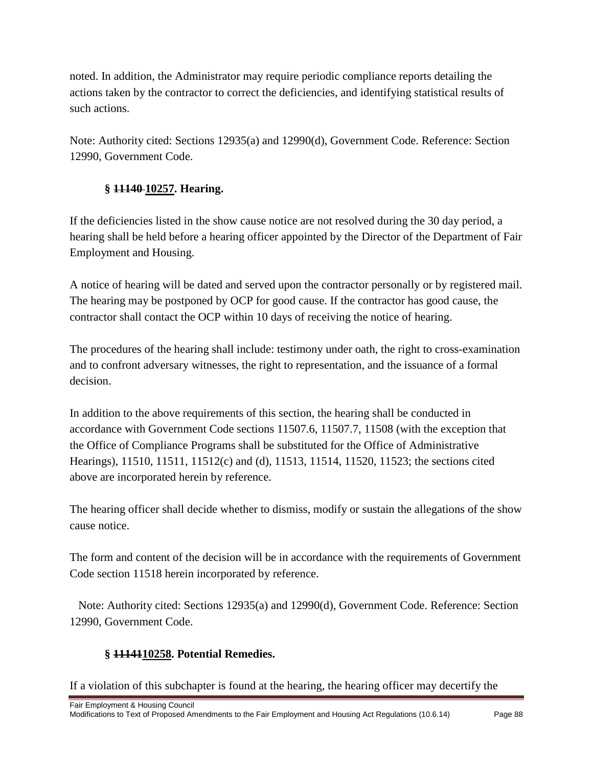noted. In addition, the Administrator may require periodic compliance reports detailing the actions taken by the contractor to correct the deficiencies, and identifying statistical results of such actions.

Note: Authority cited: Sections 12935(a) and 12990(d), Government Code. Reference: Section 12990, Government Code.

### § ~~11140~~ <u>10257</u>. Hearing.

If the deficiencies listed in the show cause notice are not resolved during the 30 day period, a hearing shall be held before a hearing officer appointed by the Director of the Department of Fair Employment and Housing.

A notice of hearing will be dated and served upon the contractor personally or by registered mail. The hearing may be postponed by OCP for good cause. If the contractor has good cause, the contractor shall contact the OCP within 10 days of receiving the notice of hearing.

The procedures of the hearing shall include: testimony under oath, the right to cross-examination and to confront adversary witnesses, the right to representation, and the issuance of a formal decision.

In addition to the above requirements of this section, the hearing shall be conducted in accordance with Government Code sections 11507.6, 11507.7, 11508 (with the exception that the Office of Compliance Programs shall be substituted for the Office of Administrative Hearings), 11510, 11511, 11512(c) and (d), 11513, 11514, 11520, 11523; the sections cited above are incorporated herein by reference.

The hearing officer shall decide whether to dismiss, modify or sustain the allegations of the show cause notice.

The form and content of the decision will be in accordance with the requirements of Government Code section 11518 herein incorporated by reference.

Note: Authority cited: Sections 12935(a) and 12990(d), Government Code. Reference: Section 12990, Government Code.

### § ~~11141~~<u>10258</u>. Potential Remedies.

If a violation of this subchapter is found at the hearing, the hearing officer may decertify the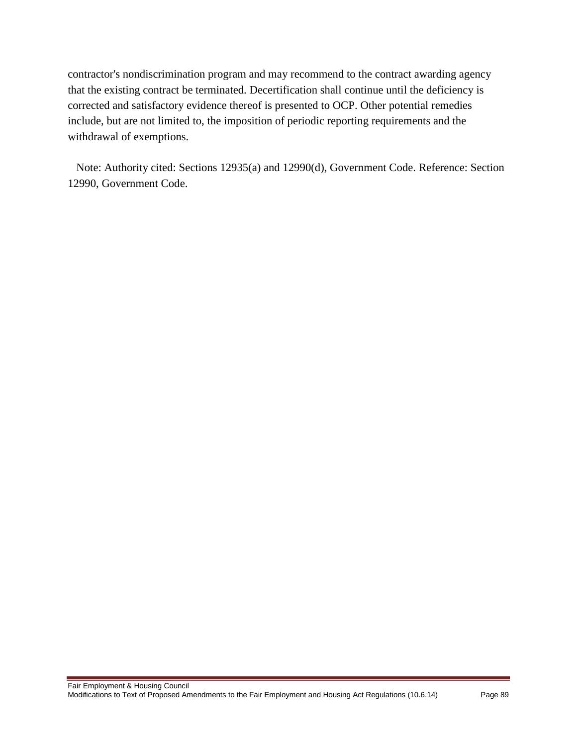contractor's nondiscrimination program and may recommend to the contract awarding agency that the existing contract be terminated. Decertification shall continue until the deficiency is corrected and satisfactory evidence thereof is presented to OCP. Other potential remedies include, but are not limited to, the imposition of periodic reporting requirements and the withdrawal of exemptions.

Note: Authority cited: Sections 12935(a) and 12990(d), Government Code. Reference: Section 12990, Government Code.